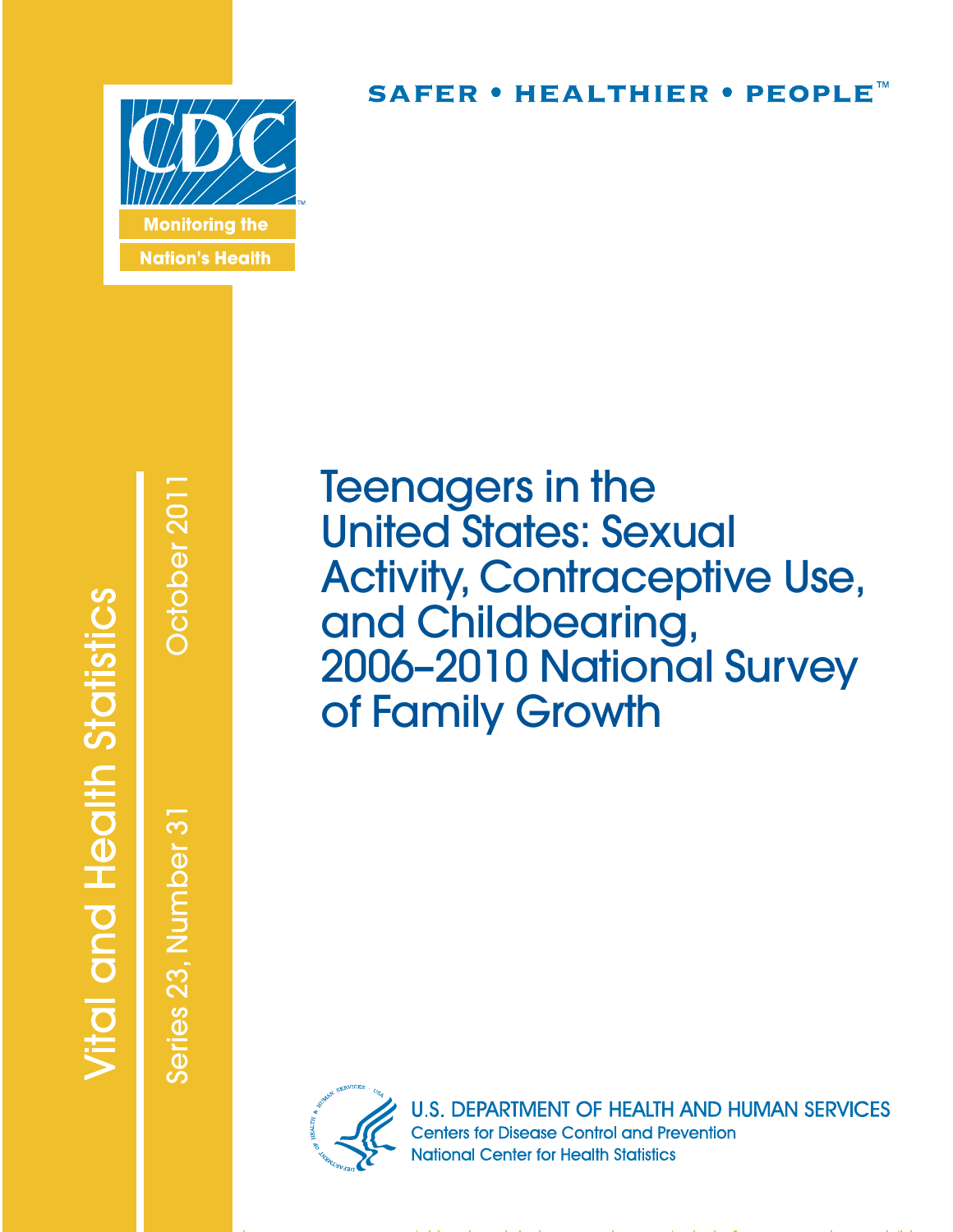CDC

Monitoring the Nation's Health

SAFER • HEALTHIER • PEOPLE™

Vital and Health Statistics

Series 23, Number 31

October 2011

# Teenagers in the United States: Sexual Activity, Contraceptive Use, and Childbearing, 2006–2010 National Survey of Family Growth

U.S. DEPARTMENT OF HEALTH AND HUMAN SERVICES

Centers for Disease Control and Prevention

National Center for Health Statistics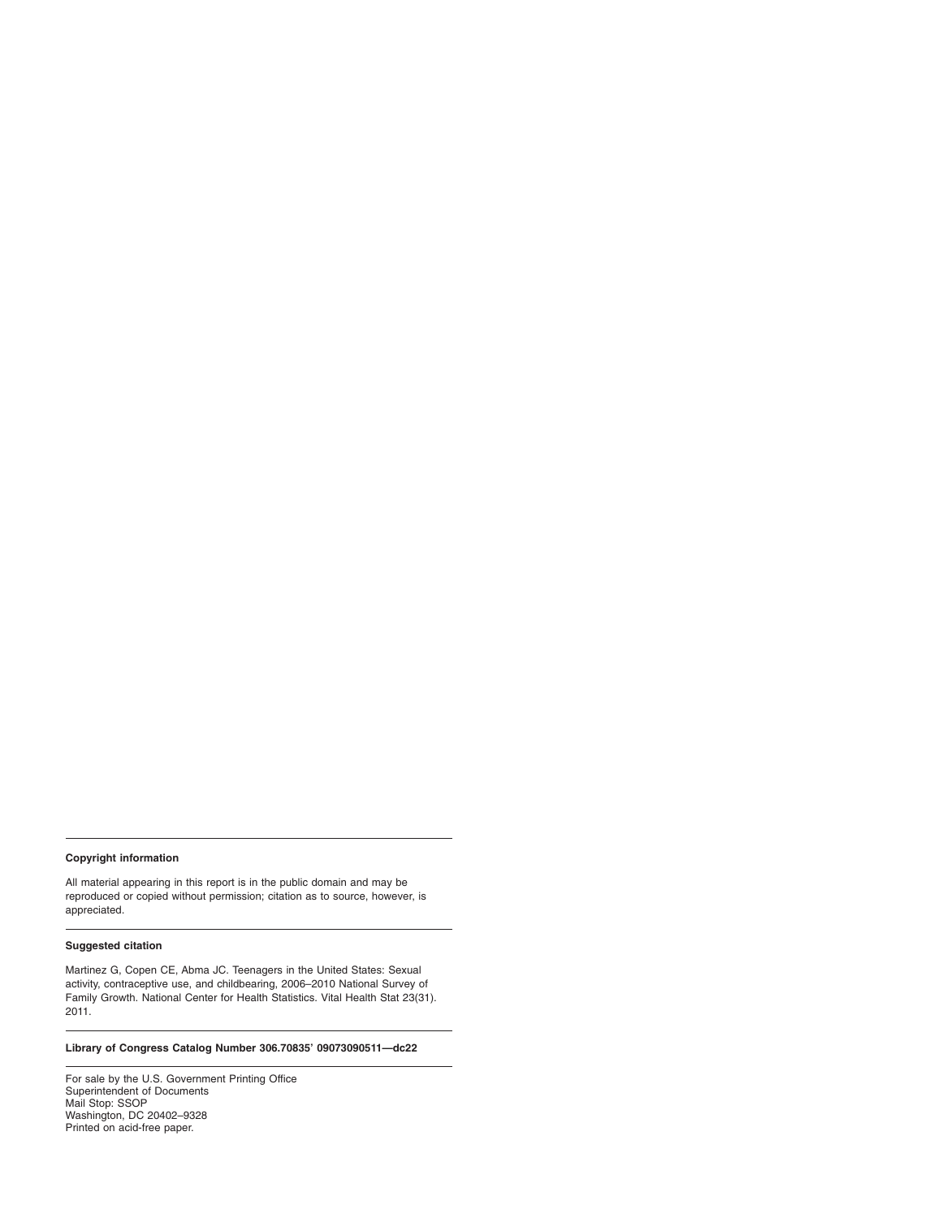**Copyright information**

All material appearing in this report is in the public domain and may be reproduced or copied without permission; citation as to source, however, is appreciated.

**Suggested citation**

Martinez G, Copen CE, Abma JC. Teenagers in the United States: Sexual activity, contraceptive use, and childbearing, 2006–2010 National Survey of Family Growth. National Center for Health Statistics. Vital Health Stat 23(31). 2011.

**Library of Congress Catalog Number 306.70835' 09073090511—dc22**

For sale by the U.S. Government Printing Office
Superintendent of Documents
Mail Stop: SSOP
Washington, DC 20402–9328
Printed on acid-free paper.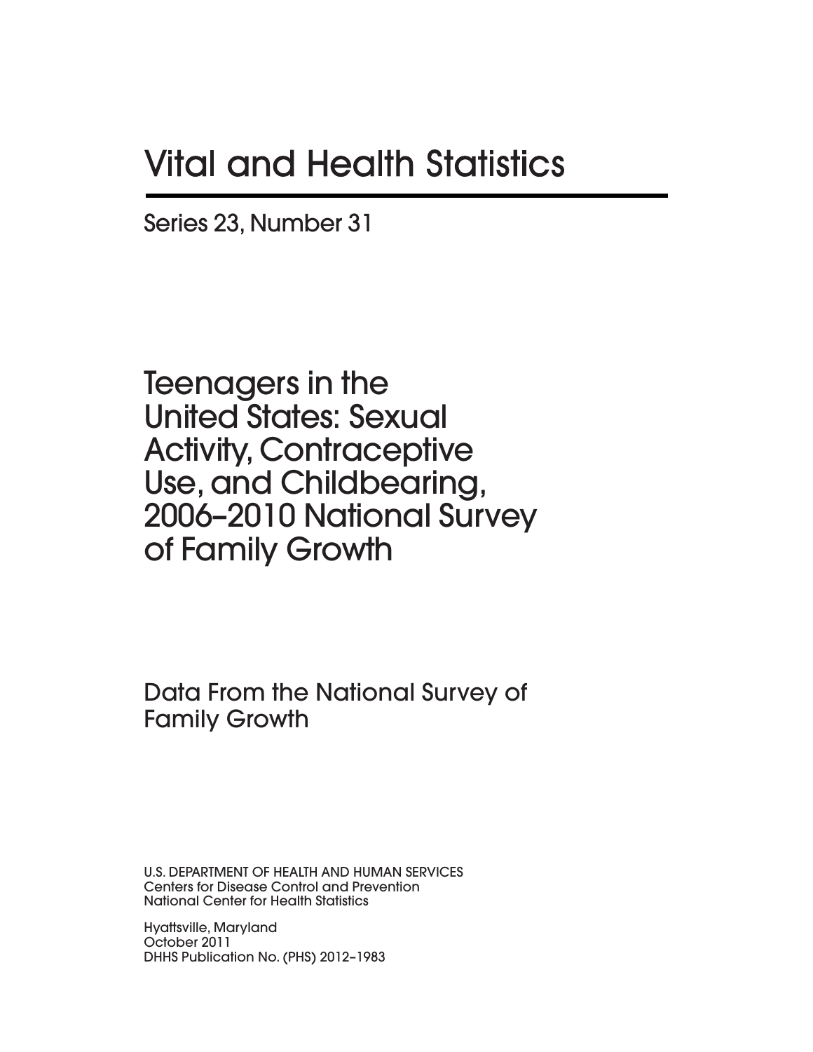# Vital and Health Statistics

Series 23, Number 31

## Teenagers in the United States: Sexual Activity, Contraceptive Use, and Childbearing, 2006–2010 National Survey of Family Growth

Data From the National Survey of Family Growth

U.S. DEPARTMENT OF HEALTH AND HUMAN SERVICES
Centers for Disease Control and Prevention
National Center for Health Statistics

Hyattsville, Maryland
October 2011
DHHS Publication No. (PHS) 2012–1983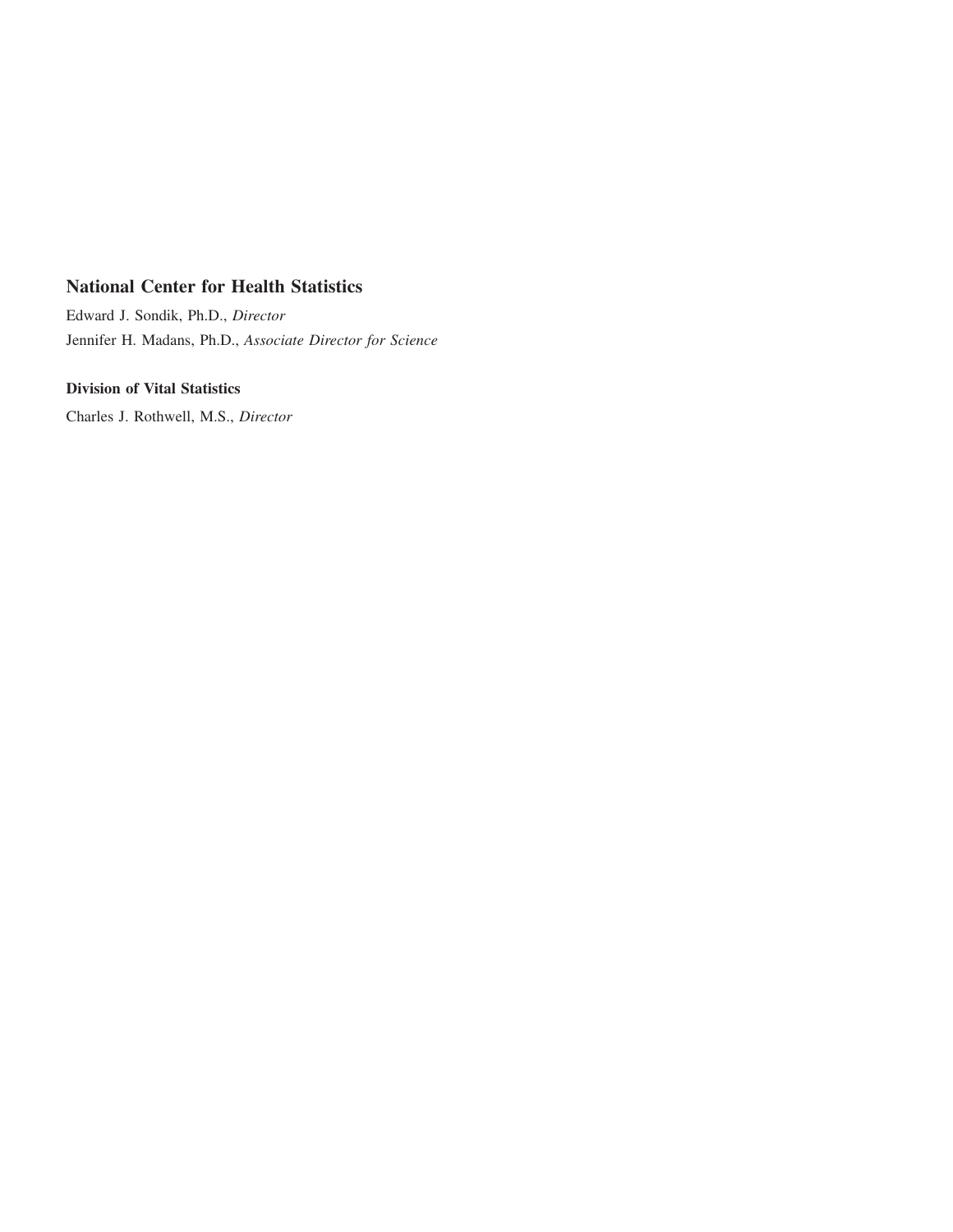**National Center for Health Statistics**

Edward J. Sondik, Ph.D., *Director*

Jennifer H. Madans, Ph.D., *Associate Director for Science*

**Division of Vital Statistics**

Charles J. Rothwell, M.S., *Director*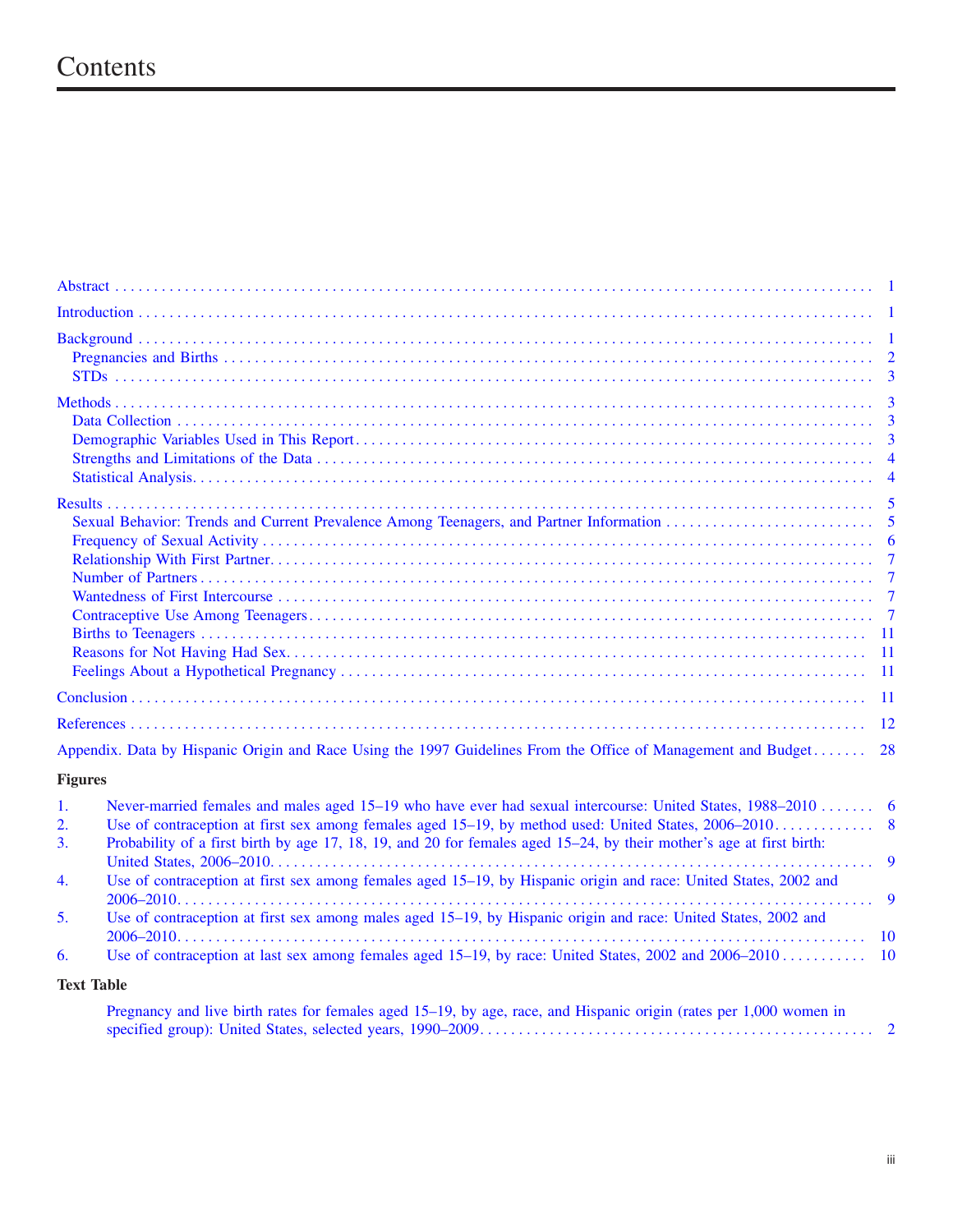# Contents

Abstract . . . . . . . . . . 1

Introduction . . . . . . . . . . 1

Background . . . . . . . . . . 1
- Pregnancies and Births . . . . . . . . . . 2
- STDs . . . . . . . . . . 3

Methods . . . . . . . . . . 3
- Data Collection . . . . . . . . . . 3
- Demographic Variables Used in This Report . . . . . . . . . . 3
- Strengths and Limitations of the Data . . . . . . . . . . 4
- Statistical Analysis . . . . . . . . . . 4

Results . . . . . . . . . . 5
- Sexual Behavior: Trends and Current Prevalence Among Teenagers, and Partner Information . . . . . . . . . . 5
- Frequency of Sexual Activity . . . . . . . . . . 6
- Relationship With First Partner . . . . . . . . . . 7
- Number of Partners . . . . . . . . . . 7
- Wantedness of First Intercourse . . . . . . . . . . 7
- Contraceptive Use Among Teenagers . . . . . . . . . . 7
- Births to Teenagers . . . . . . . . . . 11
- Reasons for Not Having Had Sex . . . . . . . . . . 11
- Feelings About a Hypothetical Pregnancy . . . . . . . . . . 11

Conclusion . . . . . . . . . . 11

References . . . . . . . . . . 12

Appendix. Data by Hispanic Origin and Race Using the 1997 Guidelines From the Office of Management and Budget . . . . . . . 28

**Figures**

1. Never-married females and males aged 15–19 who have ever had sexual intercourse: United States, 1988–2010 . . . . . . . 6
2. Use of contraception at first sex among females aged 15–19, by method used: United States, 2006–2010 . . . . . . . 8
3. Probability of a first birth by age 17, 18, 19, and 20 for females aged 15–24, by their mother's age at first birth: United States, 2006–2010 . . . . . . . 9
4. Use of contraception at first sex among females aged 15–19, by Hispanic origin and race: United States, 2002 and 2006–2010 . . . . . . . 9
5. Use of contraception at first sex among males aged 15–19, by Hispanic origin and race: United States, 2002 and 2006–2010 . . . . . . . 10
6. Use of contraception at last sex among females aged 15–19, by race: United States, 2002 and 2006–2010 . . . . . . . 10

**Text Table**

Pregnancy and live birth rates for females aged 15–19, by age, race, and Hispanic origin (rates per 1,000 women in specified group): United States, selected years, 1990–2009 . . . . . . . 2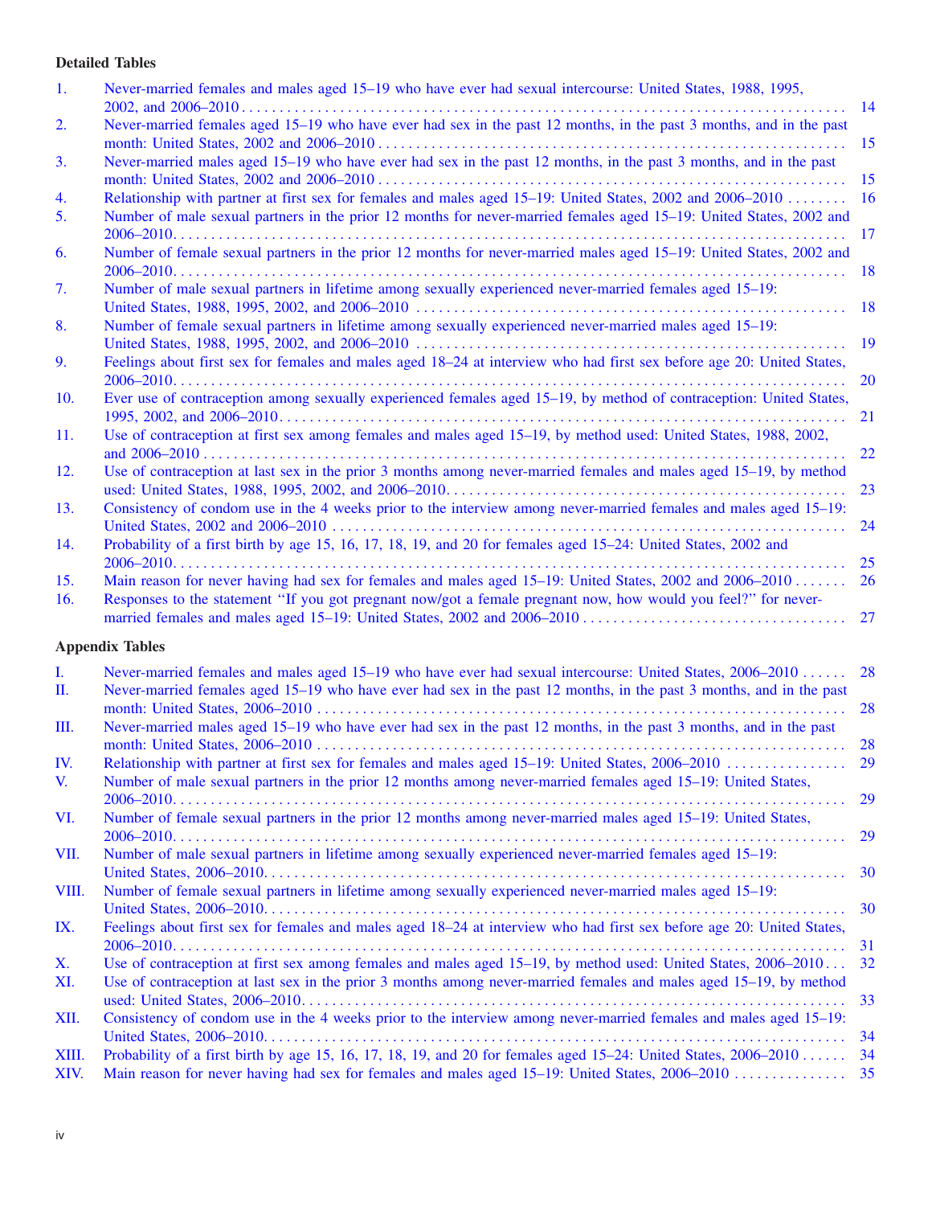### Detailed Tables

1. Never-married females and males aged 15–19 who have ever had sexual intercourse: United States, 1988, 1995, 2002, and 2006–2010 . . . 14
2. Never-married females aged 15–19 who have ever had sex in the past 12 months, in the past 3 months, and in the past month: United States, 2002 and 2006–2010 . . . 15
3. Never-married males aged 15–19 who have ever had sex in the past 12 months, in the past 3 months, and in the past month: United States, 2002 and 2006–2010 . . . 15
4. Relationship with partner at first sex for females and males aged 15–19: United States, 2002 and 2006–2010 . . . 16
5. Number of male sexual partners in the prior 12 months for never-married females aged 15–19: United States, 2002 and 2006–2010. . . . 17
6. Number of female sexual partners in the prior 12 months for never-married males aged 15–19: United States, 2002 and 2006–2010. . . . 18
7. Number of male sexual partners in lifetime among sexually experienced never-married females aged 15–19: United States, 1988, 1995, 2002, and 2006–2010 . . . 18
8. Number of female sexual partners in lifetime among sexually experienced never-married males aged 15–19: United States, 1988, 1995, 2002, and 2006–2010 . . . 19
9. Feelings about first sex for females and males aged 18–24 at interview who had first sex before age 20: United States, 2006–2010. . . . 20
10. Ever use of contraception among sexually experienced females aged 15–19, by method of contraception: United States, 1995, 2002, and 2006–2010. . . . 21
11. Use of contraception at first sex among females and males aged 15–19, by method used: United States, 1988, 2002, and 2006–2010 . . . 22
12. Use of contraception at last sex in the prior 3 months among never-married females and males aged 15–19, by method used: United States, 1988, 1995, 2002, and 2006–2010. . . . 23
13. Consistency of condom use in the 4 weeks prior to the interview among never-married females and males aged 15–19: United States, 2002 and 2006–2010 . . . 24
14. Probability of a first birth by age 15, 16, 17, 18, 19, and 20 for females aged 15–24: United States, 2002 and 2006–2010. . . . 25
15. Main reason for never having had sex for females and males aged 15–19: United States, 2002 and 2006–2010 . . . 26
16. Responses to the statement "If you got pregnant now/got a female pregnant now, how would you feel?" for never-married females and males aged 15–19: United States, 2002 and 2006–2010 . . . 27

### Appendix Tables

- I. Never-married females and males aged 15–19 who have ever had sexual intercourse: United States, 2006–2010 . . . 28
- II. Never-married females aged 15–19 who have ever had sex in the past 12 months, in the past 3 months, and in the past month: United States, 2006–2010 . . . 28
- III. Never-married males aged 15–19 who have ever had sex in the past 12 months, in the past 3 months, and in the past month: United States, 2006–2010 . . . 28
- IV. Relationship with partner at first sex for females and males aged 15–19: United States, 2006–2010 . . . 29
- V. Number of male sexual partners in the prior 12 months among never-married females aged 15–19: United States, 2006–2010. . . . 29
- VI. Number of female sexual partners in the prior 12 months among never-married males aged 15–19: United States, 2006–2010. . . . 29
- VII. Number of male sexual partners in lifetime among sexually experienced never-married females aged 15–19: United States, 2006–2010. . . . 30
- VIII. Number of female sexual partners in lifetime among sexually experienced never-married males aged 15–19: United States, 2006–2010. . . . 30
- IX. Feelings about first sex for females and males aged 18–24 at interview who had first sex before age 20: United States, 2006–2010. . . . 31
- X. Use of contraception at first sex among females and males aged 15–19, by method used: United States, 2006–2010 . . . 32
- XI. Use of contraception at last sex in the prior 3 months among never-married females and males aged 15–19, by method used: United States, 2006–2010. . . . 33
- XII. Consistency of condom use in the 4 weeks prior to the interview among never-married females and males aged 15–19: United States, 2006–2010. . . . 34
- XIII. Probability of a first birth by age 15, 16, 17, 18, 19, and 20 for females aged 15–24: United States, 2006–2010 . . . 34
- XIV. Main reason for never having had sex for females and males aged 15–19: United States, 2006–2010 . . . 35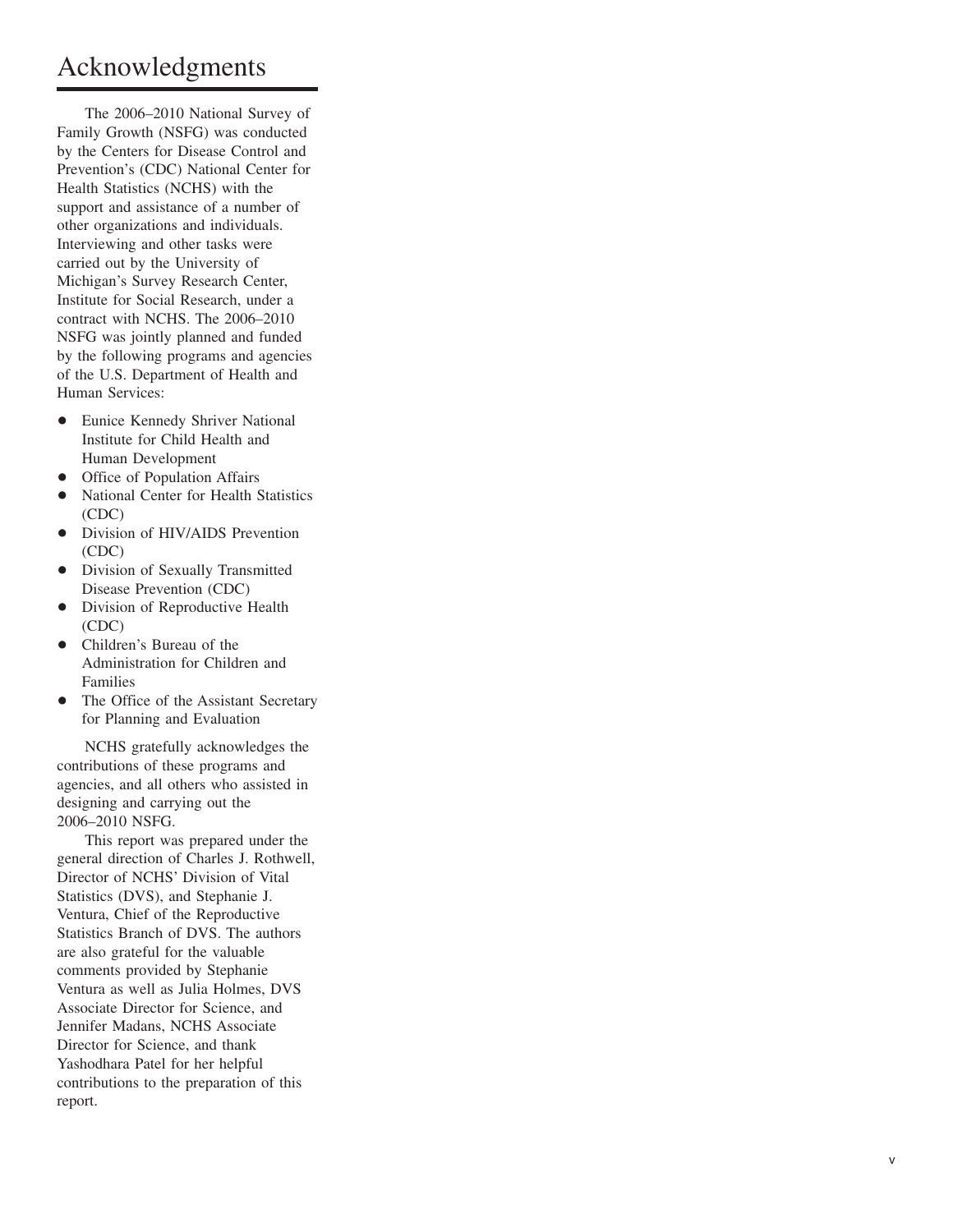# Acknowledgments

The 2006–2010 National Survey of Family Growth (NSFG) was conducted by the Centers for Disease Control and Prevention's (CDC) National Center for Health Statistics (NCHS) with the support and assistance of a number of other organizations and individuals. Interviewing and other tasks were carried out by the University of Michigan's Survey Research Center, Institute for Social Research, under a contract with NCHS. The 2006–2010 NSFG was jointly planned and funded by the following programs and agencies of the U.S. Department of Health and Human Services:

- Eunice Kennedy Shriver National Institute for Child Health and Human Development
- Office of Population Affairs
- National Center for Health Statistics (CDC)
- Division of HIV/AIDS Prevention (CDC)
- Division of Sexually Transmitted Disease Prevention (CDC)
- Division of Reproductive Health (CDC)
- Children's Bureau of the Administration for Children and Families
- The Office of the Assistant Secretary for Planning and Evaluation

NCHS gratefully acknowledges the contributions of these programs and agencies, and all others who assisted in designing and carrying out the 2006–2010 NSFG.

This report was prepared under the general direction of Charles J. Rothwell, Director of NCHS' Division of Vital Statistics (DVS), and Stephanie J. Ventura, Chief of the Reproductive Statistics Branch of DVS. The authors are also grateful for the valuable comments provided by Stephanie Ventura as well as Julia Holmes, DVS Associate Director for Science, and Jennifer Madans, NCHS Associate Director for Science, and thank Yashodhara Patel for her helpful contributions to the preparation of this report.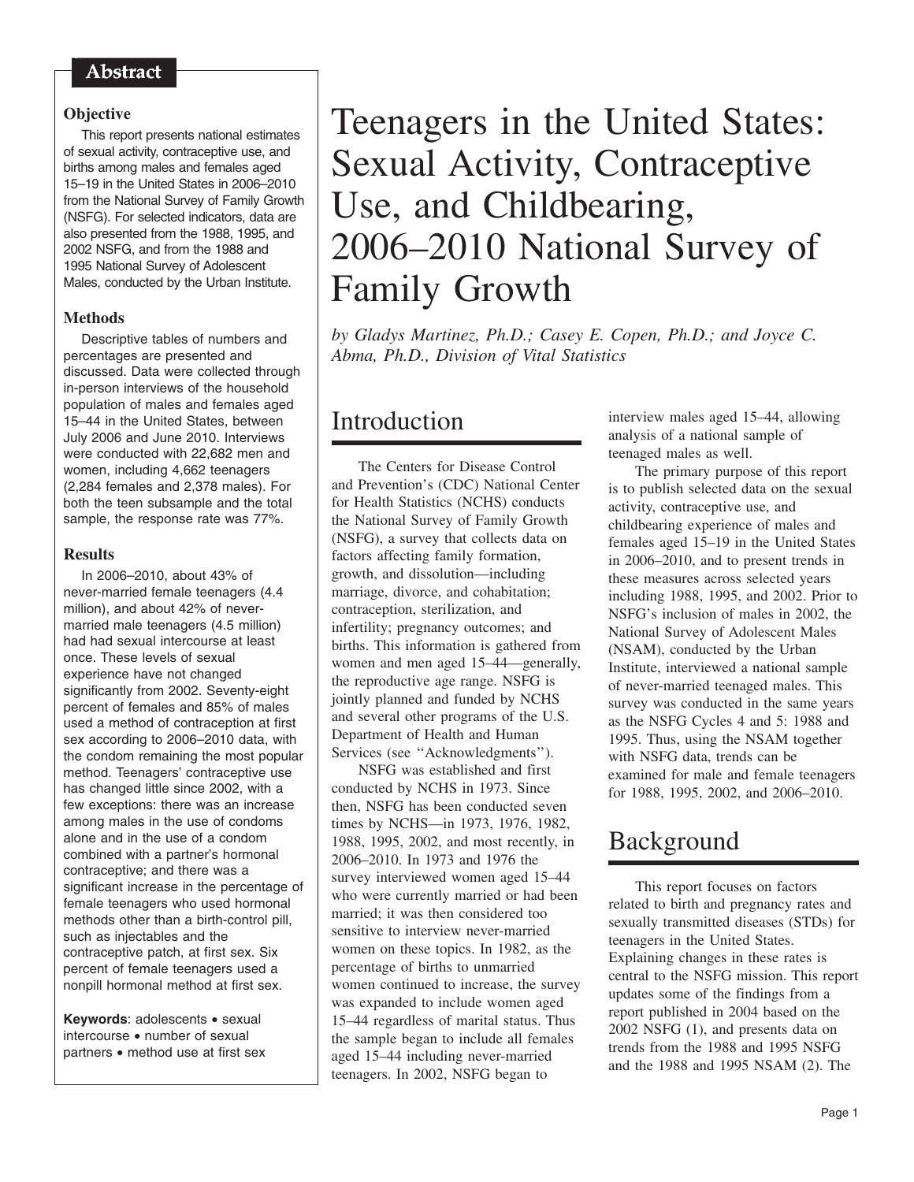## Abstract

### Objective

This report presents national estimates of sexual activity, contraceptive use, and births among males and females aged 15–19 in the United States in 2006–2010 from the National Survey of Family Growth (NSFG). For selected indicators, data are also presented from the 1988, 1995, and 2002 NSFG, and from the 1988 and 1995 National Survey of Adolescent Males, conducted by the Urban Institute.

### Methods

Descriptive tables of numbers and percentages are presented and discussed. Data were collected through in-person interviews of the household population of males and females aged 15–44 in the United States, between July 2006 and June 2010. Interviews were conducted with 22,682 men and women, including 4,662 teenagers (2,284 females and 2,378 males). For both the teen subsample and the total sample, the response rate was 77%.

### Results

In 2006–2010, about 43% of never-married female teenagers (4.4 million), and about 42% of never-married male teenagers (4.5 million) had had sexual intercourse at least once. These levels of sexual experience have not changed significantly from 2002. Seventy-eight percent of females and 85% of males used a method of contraception at first sex according to 2006–2010 data, with the condom remaining the most popular method. Teenagers' contraceptive use has changed little since 2002, with a few exceptions: there was an increase among males in the use of condoms alone and in the use of a condom combined with a partner's hormonal contraceptive; and there was a significant increase in the percentage of female teenagers who used hormonal methods other than a birth-control pill, such as injectables and the contraceptive patch, at first sex. Six percent of female teenagers used a nonpill hormonal method at first sex.

**Keywords**: adolescents • sexual intercourse • number of sexual partners • method use at first sex

# Teenagers in the United States: Sexual Activity, Contraceptive Use, and Childbearing, 2006–2010 National Survey of Family Growth

*by Gladys Martinez, Ph.D.; Casey E. Copen, Ph.D.; and Joyce C. Abma, Ph.D., Division of Vital Statistics*

## Introduction

The Centers for Disease Control and Prevention's (CDC) National Center for Health Statistics (NCHS) conducts the National Survey of Family Growth (NSFG), a survey that collects data on factors affecting family formation, growth, and dissolution—including marriage, divorce, and cohabitation; contraception, sterilization, and infertility; pregnancy outcomes; and births. This information is gathered from women and men aged 15–44—generally, the reproductive age range. NSFG is jointly planned and funded by NCHS and several other programs of the U.S. Department of Health and Human Services (see ''Acknowledgments'').

NSFG was established and first conducted by NCHS in 1973. Since then, NSFG has been conducted seven times by NCHS—in 1973, 1976, 1982, 1988, 1995, 2002, and most recently, in 2006–2010. In 1973 and 1976 the survey interviewed women aged 15–44 who were currently married or had been married; it was then considered too sensitive to interview never-married women on these topics. In 1982, as the percentage of births to unmarried women continued to increase, the survey was expanded to include women aged 15–44 regardless of marital status. Thus the sample began to include all females aged 15–44 including never-married teenagers. In 2002, NSFG began to interview males aged 15–44, allowing analysis of a national sample of teenaged males as well.

The primary purpose of this report is to publish selected data on the sexual activity, contraceptive use, and childbearing experience of males and females aged 15–19 in the United States in 2006–2010, and to present trends in these measures across selected years including 1988, 1995, and 2002. Prior to NSFG's inclusion of males in 2002, the National Survey of Adolescent Males (NSAM), conducted by the Urban Institute, interviewed a national sample of never-married teenaged males. This survey was conducted in the same years as the NSFG Cycles 4 and 5: 1988 and 1995. Thus, using the NSAM together with NSFG data, trends can be examined for male and female teenagers for 1988, 1995, 2002, and 2006–2010.

## Background

This report focuses on factors related to birth and pregnancy rates and sexually transmitted diseases (STDs) for teenagers in the United States. Explaining changes in these rates is central to the NSFG mission. This report updates some of the findings from a report published in 2004 based on the 2002 NSFG (1), and presents data on trends from the 1988 and 1995 NSFG and the 1988 and 1995 NSAM (2). The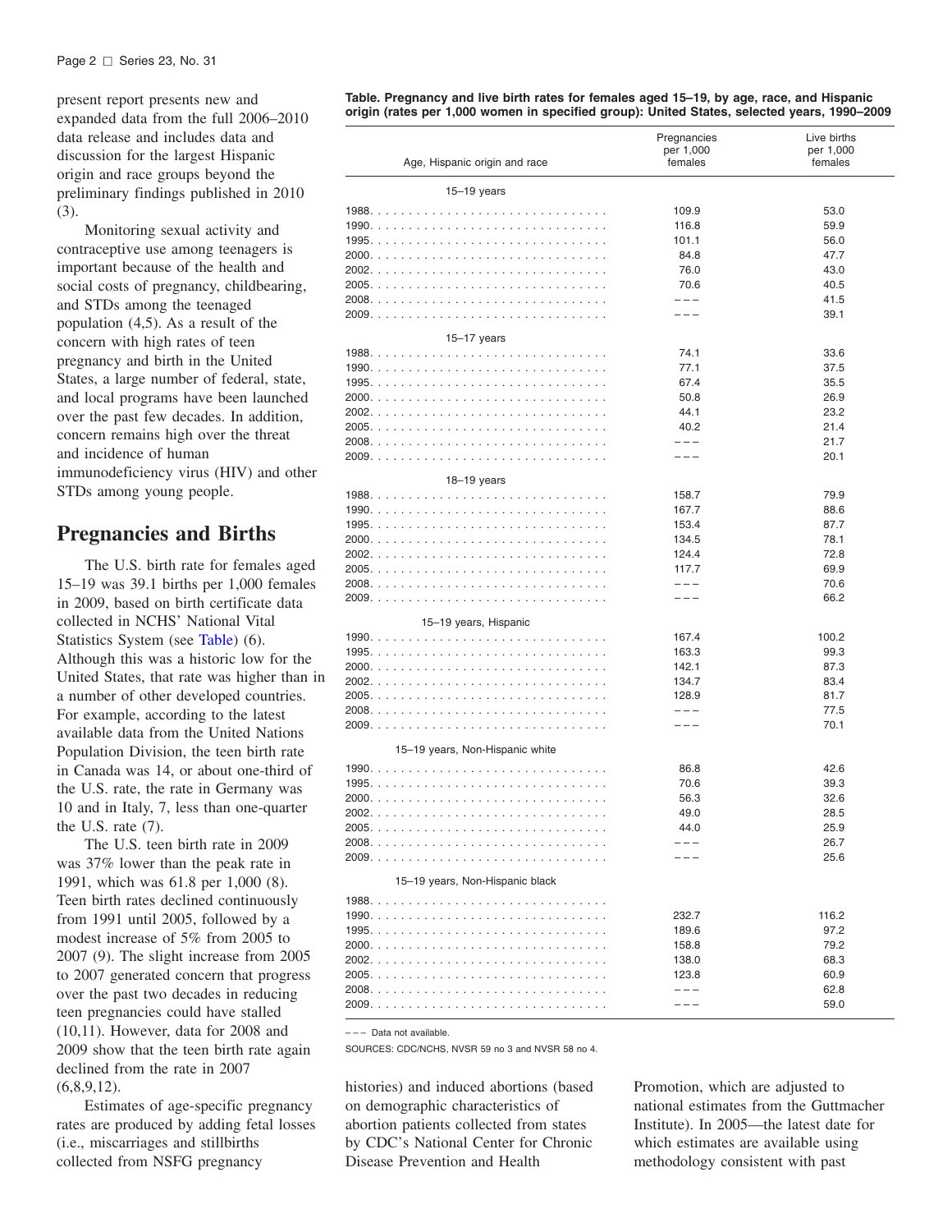present report presents new and expanded data from the full 2006–2010 data release and includes data and discussion for the largest Hispanic origin and race groups beyond the preliminary findings published in 2010 (3).

Monitoring sexual activity and contraceptive use among teenagers is important because of the health and social costs of pregnancy, childbearing, and STDs among the teenaged population (4,5). As a result of the concern with high rates of teen pregnancy and birth in the United States, a large number of federal, state, and local programs have been launched over the past few decades. In addition, concern remains high over the threat and incidence of human immunodeficiency virus (HIV) and other STDs among young people.

## Pregnancies and Births

The U.S. birth rate for females aged 15–19 was 39.1 births per 1,000 females in 2009, based on birth certificate data collected in NCHS' National Vital Statistics System (see Table) (6). Although this was a historic low for the United States, that rate was higher than in a number of other developed countries. For example, according to the latest available data from the United Nations Population Division, the teen birth rate in Canada was 14, or about one-third of the U.S. rate, the rate in Germany was 10 and in Italy, 7, less than one-quarter the U.S. rate (7).

The U.S. teen birth rate in 2009 was 37% lower than the peak rate in 1991, which was 61.8 per 1,000 (8). Teen birth rates declined continuously from 1991 until 2005, followed by a modest increase of 5% from 2005 to 2007 (9). The slight increase from 2005 to 2007 generated concern that progress over the past two decades in reducing teen pregnancies could have stalled (10,11). However, data for 2008 and 2009 show that the teen birth rate again declined from the rate in 2007 (6,8,9,12).

Estimates of age-specific pregnancy rates are produced by adding fetal losses (i.e., miscarriages and stillbirths collected from NSFG pregnancy histories) and induced abortions (based on demographic characteristics of abortion patients collected from states by CDC's National Center for Chronic Disease Prevention and Health Promotion, which are adjusted to national estimates from the Guttmacher Institute). In 2005—the latest date for which estimates are available using methodology consistent with past

**Table. Pregnancy and live birth rates for females aged 15–19, by age, race, and Hispanic origin (rates per 1,000 women in specified group): United States, selected years, 1990–2009**

| Age, Hispanic origin and race | Pregnancies per 1,000 females | Live births per 1,000 females |
|---|---|---|
| **15–19 years** | | |
| 1988 | 109.9 | 53.0 |
| 1990 | 116.8 | 59.9 |
| 1995 | 101.1 | 56.0 |
| 2000 | 84.8 | 47.7 |
| 2002 | 76.0 | 43.0 |
| 2005 | 70.6 | 40.5 |
| 2008 | – – – | 41.5 |
| 2009 | – – – | 39.1 |
| **15–17 years** | | |
| 1988 | 74.1 | 33.6 |
| 1990 | 77.1 | 37.5 |
| 1995 | 67.4 | 35.5 |
| 2000 | 50.8 | 26.9 |
| 2002 | 44.1 | 23.2 |
| 2005 | 40.2 | 21.4 |
| 2008 | – – – | 21.7 |
| 2009 | – – – | 20.1 |
| **18–19 years** | | |
| 1988 | 158.7 | 79.9 |
| 1990 | 167.7 | 88.6 |
| 1995 | 153.4 | 87.7 |
| 2000 | 134.5 | 78.1 |
| 2002 | 124.4 | 72.8 |
| 2005 | 117.7 | 69.9 |
| 2008 | – – – | 70.6 |
| 2009 | – – – | 66.2 |
| **15–19 years, Hispanic** | | |
| 1990 | 167.4 | 100.2 |
| 1995 | 163.3 | 99.3 |
| 2000 | 142.1 | 87.3 |
| 2002 | 134.7 | 83.4 |
| 2005 | 128.9 | 81.7 |
| 2008 | – – – | 77.5 |
| 2009 | – – – | 70.1 |
| **15–19 years, Non-Hispanic white** | | |
| 1990 | 86.8 | 42.6 |
| 1995 | 70.6 | 39.3 |
| 2000 | 56.3 | 32.6 |
| 2002 | 49.0 | 28.5 |
| 2005 | 44.0 | 25.9 |
| 2008 | – – – | 26.7 |
| 2009 | – – – | 25.6 |
| **15–19 years, Non-Hispanic black** | | |
| 1988 | | |
| 1990 | 232.7 | 116.2 |
| 1995 | 189.6 | 97.2 |
| 2000 | 158.8 | 79.2 |
| 2002 | 138.0 | 68.3 |
| 2005 | 123.8 | 60.9 |
| 2008 | – – – | 62.8 |
| 2009 | – – – | 59.0 |

– – – Data not available.

SOURCES: CDC/NCHS, NVSR 59 no 3 and NVSR 58 no 4.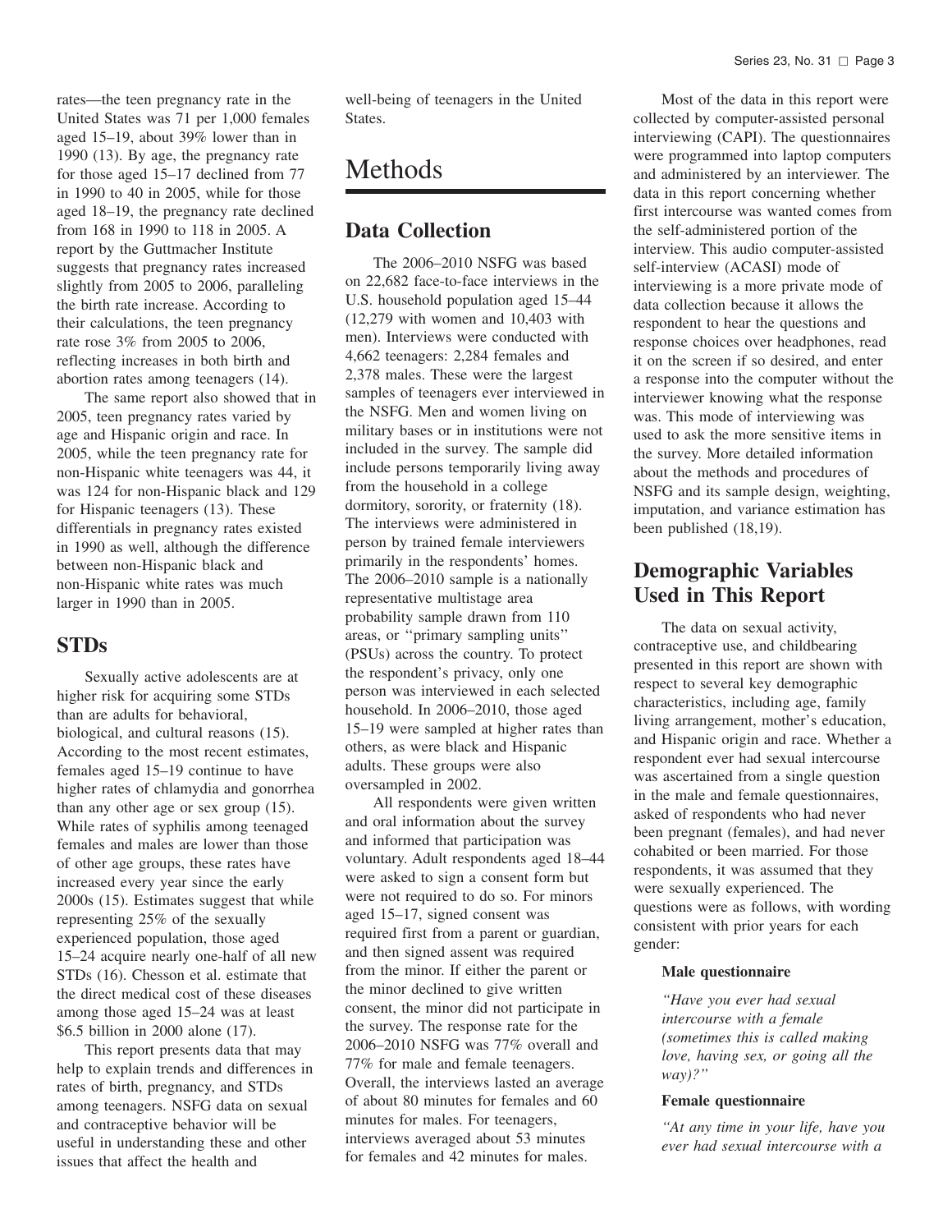rates—the teen pregnancy rate in the United States was 71 per 1,000 females aged 15–19, about 39% lower than in 1990 (13). By age, the pregnancy rate for those aged 15–17 declined from 77 in 1990 to 40 in 2005, while for those aged 18–19, the pregnancy rate declined from 168 in 1990 to 118 in 2005. A report by the Guttmacher Institute suggests that pregnancy rates increased slightly from 2005 to 2006, paralleling the birth rate increase. According to their calculations, the teen pregnancy rate rose 3% from 2005 to 2006, reflecting increases in both birth and abortion rates among teenagers (14).

The same report also showed that in 2005, teen pregnancy rates varied by age and Hispanic origin and race. In 2005, while the teen pregnancy rate for non-Hispanic white teenagers was 44, it was 124 for non-Hispanic black and 129 for Hispanic teenagers (13). These differentials in pregnancy rates existed in 1990 as well, although the difference between non-Hispanic black and non-Hispanic white rates was much larger in 1990 than in 2005.

## STDs

Sexually active adolescents are at higher risk for acquiring some STDs than are adults for behavioral, biological, and cultural reasons (15). According to the most recent estimates, females aged 15–19 continue to have higher rates of chlamydia and gonorrhea than any other age or sex group (15). While rates of syphilis among teenaged females and males are lower than those of other age groups, these rates have increased every year since the early 2000s (15). Estimates suggest that while representing 25% of the sexually experienced population, those aged 15–24 acquire nearly one-half of all new STDs (16). Chesson et al. estimate that the direct medical cost of these diseases among those aged 15–24 was at least $6.5 billion in 2000 alone (17).

This report presents data that may help to explain trends and differences in rates of birth, pregnancy, and STDs among teenagers. NSFG data on sexual and contraceptive behavior will be useful in understanding these and other issues that affect the health and well-being of teenagers in the United States.

# Methods

## Data Collection

The 2006–2010 NSFG was based on 22,682 face-to-face interviews in the U.S. household population aged 15–44 (12,279 with women and 10,403 with men). Interviews were conducted with 4,662 teenagers: 2,284 females and 2,378 males. These were the largest samples of teenagers ever interviewed in the NSFG. Men and women living on military bases or in institutions were not included in the survey. The sample did include persons temporarily living away from the household in a college dormitory, sorority, or fraternity (18). The interviews were administered in person by trained female interviewers primarily in the respondents' homes. The 2006–2010 sample is a nationally representative multistage area probability sample drawn from 110 areas, or "primary sampling units" (PSUs) across the country. To protect the respondent's privacy, only one person was interviewed in each selected household. In 2006–2010, those aged 15–19 were sampled at higher rates than others, as were black and Hispanic adults. These groups were also oversampled in 2002.

All respondents were given written and oral information about the survey and informed that participation was voluntary. Adult respondents aged 18–44 were asked to sign a consent form but were not required to do so. For minors aged 15–17, signed consent was required first from a parent or guardian, and then signed assent was required from the minor. If either the parent or the minor declined to give written consent, the minor did not participate in the survey. The response rate for the 2006–2010 NSFG was 77% overall and 77% for male and female teenagers. Overall, the interviews lasted an average of about 80 minutes for females and 60 minutes for males. For teenagers, interviews averaged about 53 minutes for females and 42 minutes for males.

Most of the data in this report were collected by computer-assisted personal interviewing (CAPI). The questionnaires were programmed into laptop computers and administered by an interviewer. The data in this report concerning whether first intercourse was wanted comes from the self-administered portion of the interview. This audio computer-assisted self-interview (ACASI) mode of interviewing is a more private mode of data collection because it allows the respondent to hear the questions and response choices over headphones, read it on the screen if so desired, and enter a response into the computer without the interviewer knowing what the response was. This mode of interviewing was used to ask the more sensitive items in the survey. More detailed information about the methods and procedures of NSFG and its sample design, weighting, imputation, and variance estimation has been published (18,19).

## Demographic Variables Used in This Report

The data on sexual activity, contraceptive use, and childbearing presented in this report are shown with respect to several key demographic characteristics, including age, family living arrangement, mother's education, and Hispanic origin and race. Whether a respondent ever had sexual intercourse was ascertained from a single question in the male and female questionnaires, asked of respondents who had never been pregnant (females), and had never cohabited or been married. For those respondents, it was assumed that they were sexually experienced. The questions were as follows, with wording consistent with prior years for each gender:

**Male questionnaire**

*"Have you ever had sexual intercourse with a female (sometimes this is called making love, having sex, or going all the way)?"*

**Female questionnaire**

*"At any time in your life, have you ever had sexual intercourse with a*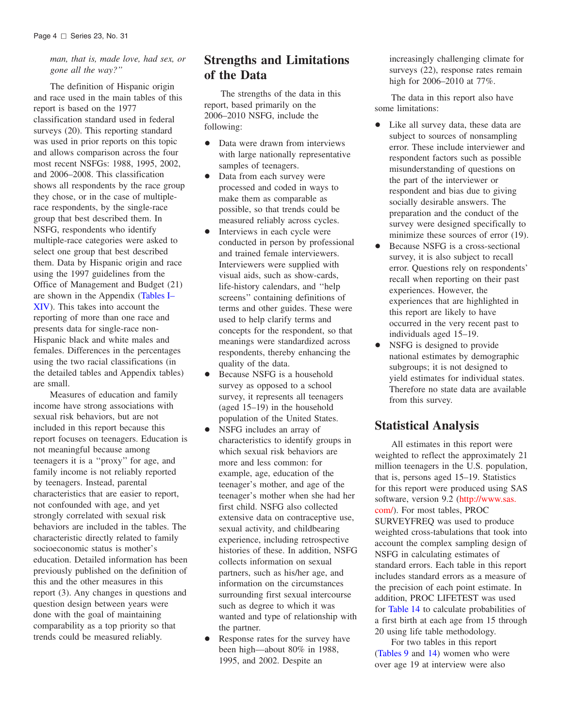*man, that is, made love, had sex, or gone all the way?"*

The definition of Hispanic origin and race used in the main tables of this report is based on the 1977 classification standard used in federal surveys (20). This reporting standard was used in prior reports on this topic and allows comparison across the four most recent NSFGs: 1988, 1995, 2002, and 2006–2008. This classification shows all respondents by the race group they chose, or in the case of multiple-race respondents, by the single-race group that best described them. In NSFG, respondents who identify multiple-race categories were asked to select one group that best described them. Data by Hispanic origin and race using the 1997 guidelines from the Office of Management and Budget (21) are shown in the Appendix (Tables I–XIV). This takes into account the reporting of more than one race and presents data for single-race non-Hispanic black and white males and females. Differences in the percentages using the two racial classifications (in the detailed tables and Appendix tables) are small.

Measures of education and family income have strong associations with sexual risk behaviors, but are not included in this report because this report focuses on teenagers. Education is not meaningful because among teenagers it is a ''proxy'' for age, and family income is not reliably reported by teenagers. Instead, parental characteristics that are easier to report, not confounded with age, and yet strongly correlated with sexual risk behaviors are included in the tables. The characteristic directly related to family socioeconomic status is mother's education. Detailed information has been previously published on the definition of this and the other measures in this report (3). Any changes in questions and question design between years were done with the goal of maintaining comparability as a top priority so that trends could be measured reliably.

## Strengths and Limitations of the Data

The strengths of the data in this report, based primarily on the 2006–2010 NSFG, include the following:

- Data were drawn from interviews with large nationally representative samples of teenagers.
- Data from each survey were processed and coded in ways to make them as comparable as possible, so that trends could be measured reliably across cycles.
- Interviews in each cycle were conducted in person by professional and trained female interviewers. Interviewers were supplied with visual aids, such as show-cards, life-history calendars, and ''help screens'' containing definitions of terms and other guides. These were used to help clarify terms and concepts for the respondent, so that meanings were standardized across respondents, thereby enhancing the quality of the data.
- Because NSFG is a household survey as opposed to a school survey, it represents all teenagers (aged 15–19) in the household population of the United States.
- NSFG includes an array of characteristics to identify groups in which sexual risk behaviors are more and less common: for example, age, education of the teenager's mother, and age of the teenager's mother when she had her first child. NSFG also collected extensive data on contraceptive use, sexual activity, and childbearing experience, including retrospective histories of these. In addition, NSFG collects information on sexual partners, such as his/her age, and information on the circumstances surrounding first sexual intercourse such as degree to which it was wanted and type of relationship with the partner.
- Response rates for the survey have been high—about 80% in 1988, 1995, and 2002. Despite an increasingly challenging climate for surveys (22), response rates remain high for 2006–2010 at 77%.

The data in this report also have some limitations:

- Like all survey data, these data are subject to sources of nonsampling error. These include interviewer and respondent factors such as possible misunderstanding of questions on the part of the interviewer or respondent and bias due to giving socially desirable answers. The preparation and the conduct of the survey were designed specifically to minimize these sources of error (19).
- Because NSFG is a cross-sectional survey, it is also subject to recall error. Questions rely on respondents' recall when reporting on their past experiences. However, the experiences that are highlighted in this report are likely to have occurred in the very recent past to individuals aged 15–19.
- NSFG is designed to provide national estimates by demographic subgroups; it is not designed to yield estimates for individual states. Therefore no state data are available from this survey.

## Statistical Analysis

All estimates in this report were weighted to reflect the approximately 21 million teenagers in the U.S. population, that is, persons aged 15–19. Statistics for this report were produced using SAS software, version 9.2 (http://www.sas.com/). For most tables, PROC SURVEYFREQ was used to produce weighted cross-tabulations that took into account the complex sampling design of NSFG in calculating estimates of standard errors. Each table in this report includes standard errors as a measure of the precision of each point estimate. In addition, PROC LIFETEST was used for Table 14 to calculate probabilities of a first birth at each age from 15 through 20 using life table methodology.

For two tables in this report (Tables 9 and 14) women who were over age 19 at interview were also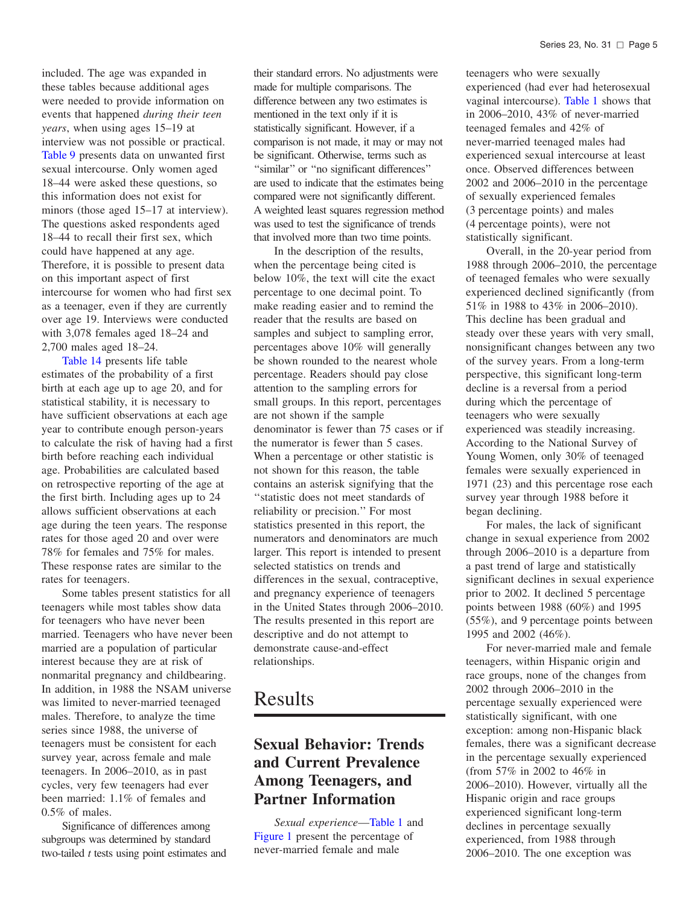included. The age was expanded in these tables because additional ages were needed to provide information on events that happened *during their teen years*, when using ages 15–19 at interview was not possible or practical. Table 9 presents data on unwanted first sexual intercourse. Only women aged 18–44 were asked these questions, so this information does not exist for minors (those aged 15–17 at interview). The questions asked respondents aged 18–44 to recall their first sex, which could have happened at any age. Therefore, it is possible to present data on this important aspect of first intercourse for women who had first sex as a teenager, even if they are currently over age 19. Interviews were conducted with 3,078 females aged 18–24 and 2,700 males aged 18–24.

Table 14 presents life table estimates of the probability of a first birth at each age up to age 20, and for statistical stability, it is necessary to have sufficient observations at each age year to contribute enough person-years to calculate the risk of having had a first birth before reaching each individual age. Probabilities are calculated based on retrospective reporting of the age at the first birth. Including ages up to 24 allows sufficient observations at each age during the teen years. The response rates for those aged 20 and over were 78% for females and 75% for males. These response rates are similar to the rates for teenagers.

Some tables present statistics for all teenagers while most tables show data for teenagers who have never been married. Teenagers who have never been married are a population of particular interest because they are at risk of nonmarital pregnancy and childbearing. In addition, in 1988 the NSAM universe was limited to never-married teenaged males. Therefore, to analyze the time series since 1988, the universe of teenagers must be consistent for each survey year, across female and male teenagers. In 2006–2010, as in past cycles, very few teenagers had ever been married: 1.1% of females and 0.5% of males.

Significance of differences among subgroups was determined by standard two-tailed *t* tests using point estimates and their standard errors. No adjustments were made for multiple comparisons. The difference between any two estimates is mentioned in the text only if it is statistically significant. However, if a comparison is not made, it may or may not be significant. Otherwise, terms such as "similar" or "no significant differences" are used to indicate that the estimates being compared were not significantly different. A weighted least squares regression method was used to test the significance of trends that involved more than two time points.

In the description of the results, when the percentage being cited is below 10%, the text will cite the exact percentage to one decimal point. To make reading easier and to remind the reader that the results are based on samples and subject to sampling error, percentages above 10% will generally be shown rounded to the nearest whole percentage. Readers should pay close attention to the sampling errors for small groups. In this report, percentages are not shown if the sample denominator is fewer than 75 cases or if the numerator is fewer than 5 cases. When a percentage or other statistic is not shown for this reason, the table contains an asterisk signifying that the "statistic does not meet standards of reliability or precision." For most statistics presented in this report, the numerators and denominators are much larger. This report is intended to present selected statistics on trends and differences in the sexual, contraceptive, and pregnancy experience of teenagers in the United States through 2006–2010. The results presented in this report are descriptive and do not attempt to demonstrate cause-and-effect relationships.

# Results

## Sexual Behavior: Trends and Current Prevalence Among Teenagers, and Partner Information

*Sexual experience*—Table 1 and Figure 1 present the percentage of never-married female and male teenagers who were sexually experienced (had ever had heterosexual vaginal intercourse). Table 1 shows that in 2006–2010, 43% of never-married teenaged females and 42% of never-married teenaged males had experienced sexual intercourse at least once. Observed differences between 2002 and 2006–2010 in the percentage of sexually experienced females (3 percentage points) and males (4 percentage points), were not statistically significant.

Overall, in the 20-year period from 1988 through 2006–2010, the percentage of teenaged females who were sexually experienced declined significantly (from 51% in 1988 to 43% in 2006–2010). This decline has been gradual and steady over these years with very small, nonsignificant changes between any two of the survey years. From a long-term perspective, this significant long-term decline is a reversal from a period during which the percentage of teenagers who were sexually experienced was steadily increasing. According to the National Survey of Young Women, only 30% of teenaged females were sexually experienced in 1971 (23) and this percentage rose each survey year through 1988 before it began declining.

For males, the lack of significant change in sexual experience from 2002 through 2006–2010 is a departure from a past trend of large and statistically significant declines in sexual experience prior to 2002. It declined 5 percentage points between 1988 (60%) and 1995 (55%), and 9 percentage points between 1995 and 2002 (46%).

For never-married male and female teenagers, within Hispanic origin and race groups, none of the changes from 2002 through 2006–2010 in the percentage sexually experienced were statistically significant, with one exception: among non-Hispanic black females, there was a significant decrease in the percentage sexually experienced (from 57% in 2002 to 46% in 2006–2010). However, virtually all the Hispanic origin and race groups experienced significant long-term declines in percentage sexually experienced, from 1988 through 2006–2010. The one exception was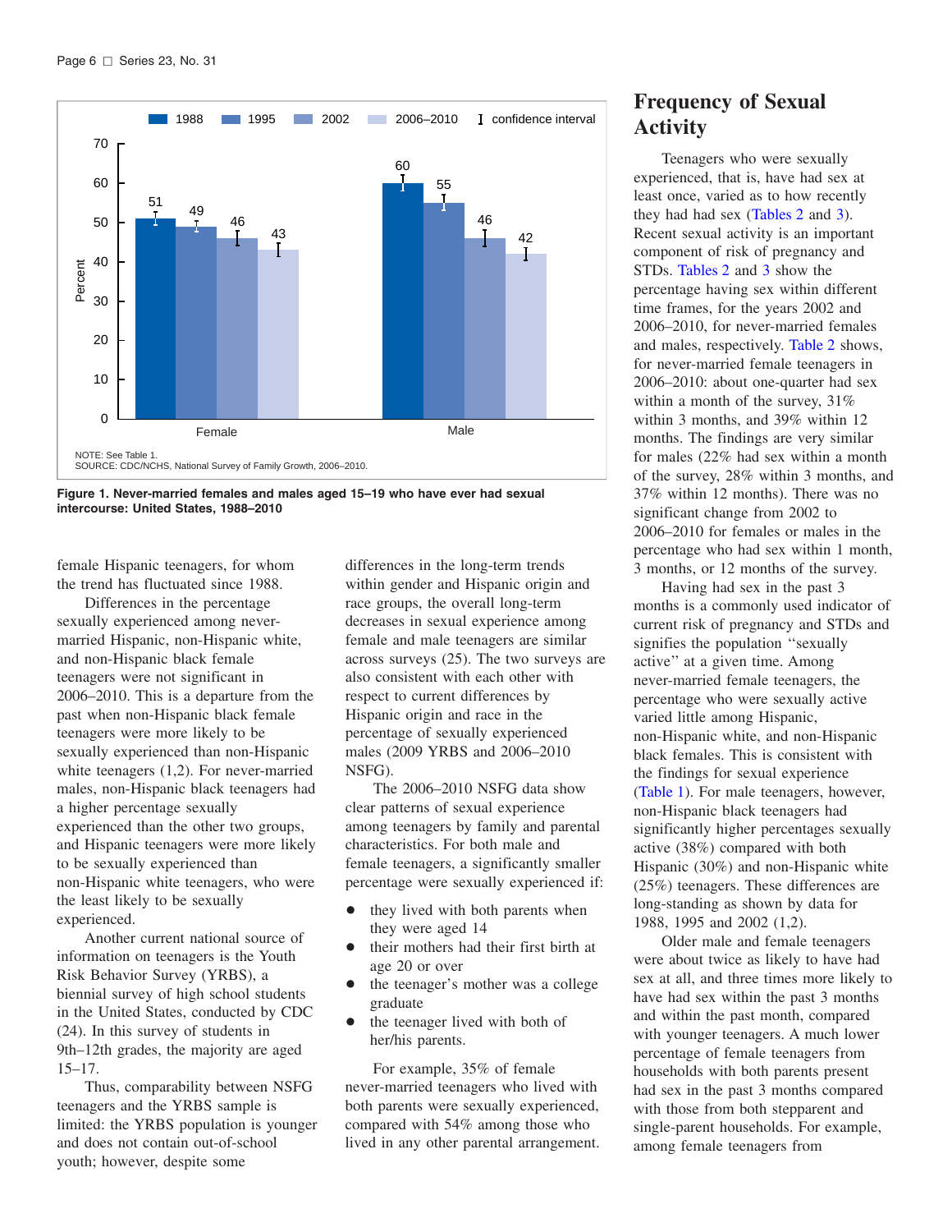NOTE: See Table 1.
SOURCE: CDC/NCHS, National Survey of Family Growth, 2006–2010.

**Figure 1. Never-married females and males aged 15–19 who have ever had sexual intercourse: United States, 1988–2010**

female Hispanic teenagers, for whom the trend has fluctuated since 1988.

Differences in the percentage sexually experienced among never-married Hispanic, non-Hispanic white, and non-Hispanic black female teenagers were not significant in 2006–2010. This is a departure from the past when non-Hispanic black female teenagers were more likely to be sexually experienced than non-Hispanic white teenagers (1,2). For never-married males, non-Hispanic black teenagers had a higher percentage sexually experienced than the other two groups, and Hispanic teenagers were more likely to be sexually experienced than non-Hispanic white teenagers, who were the least likely to be sexually experienced.

Another current national source of information on teenagers is the Youth Risk Behavior Survey (YRBS), a biennial survey of high school students in the United States, conducted by CDC (24). In this survey of students in 9th–12th grades, the majority are aged 15–17.

Thus, comparability between NSFG teenagers and the YRBS sample is limited: the YRBS population is younger and does not contain out-of-school youth; however, despite some differences in the long-term trends within gender and Hispanic origin and race groups, the overall long-term decreases in sexual experience among female and male teenagers are similar across surveys (25). The two surveys are also consistent with each other with respect to current differences by Hispanic origin and race in the percentage of sexually experienced males (2009 YRBS and 2006–2010 NSFG).

The 2006–2010 NSFG data show clear patterns of sexual experience among teenagers by family and parental characteristics. For both male and female teenagers, a significantly smaller percentage were sexually experienced if:

- they lived with both parents when they were aged 14
- their mothers had their first birth at age 20 or over
- the teenager's mother was a college graduate
- the teenager lived with both of her/his parents.

For example, 35% of female never-married teenagers who lived with both parents were sexually experienced, compared with 54% among those who lived in any other parental arrangement.

## Frequency of Sexual Activity

Teenagers who were sexually experienced, that is, have had sex at least once, varied as to how recently they had had sex (Tables 2 and 3). Recent sexual activity is an important component of risk of pregnancy and STDs. Tables 2 and 3 show the percentage having sex within different time frames, for the years 2002 and 2006–2010, for never-married females and males, respectively. Table 2 shows, for never-married female teenagers in 2006–2010: about one-quarter had sex within a month of the survey, 31% within 3 months, and 39% within 12 months. The findings are very similar for males (22% had sex within a month of the survey, 28% within 3 months, and 37% within 12 months). There was no significant change from 2002 to 2006–2010 for females or males in the percentage who had sex within 1 month, 3 months, or 12 months of the survey.

Having had sex in the past 3 months is a commonly used indicator of current risk of pregnancy and STDs and signifies the population ''sexually active'' at a given time. Among never-married female teenagers, the percentage who were sexually active varied little among Hispanic, non-Hispanic white, and non-Hispanic black females. This is consistent with the findings for sexual experience (Table 1). For male teenagers, however, non-Hispanic black teenagers had significantly higher percentages sexually active (38%) compared with both Hispanic (30%) and non-Hispanic white (25%) teenagers. These differences are long-standing as shown by data for 1988, 1995 and 2002 (1,2).

Older male and female teenagers were about twice as likely to have had sex at all, and three times more likely to have had sex within the past 3 months and within the past month, compared with younger teenagers. A much lower percentage of female teenagers from households with both parents present had sex in the past 3 months compared with those from both stepparent and single-parent households. For example, among female teenagers from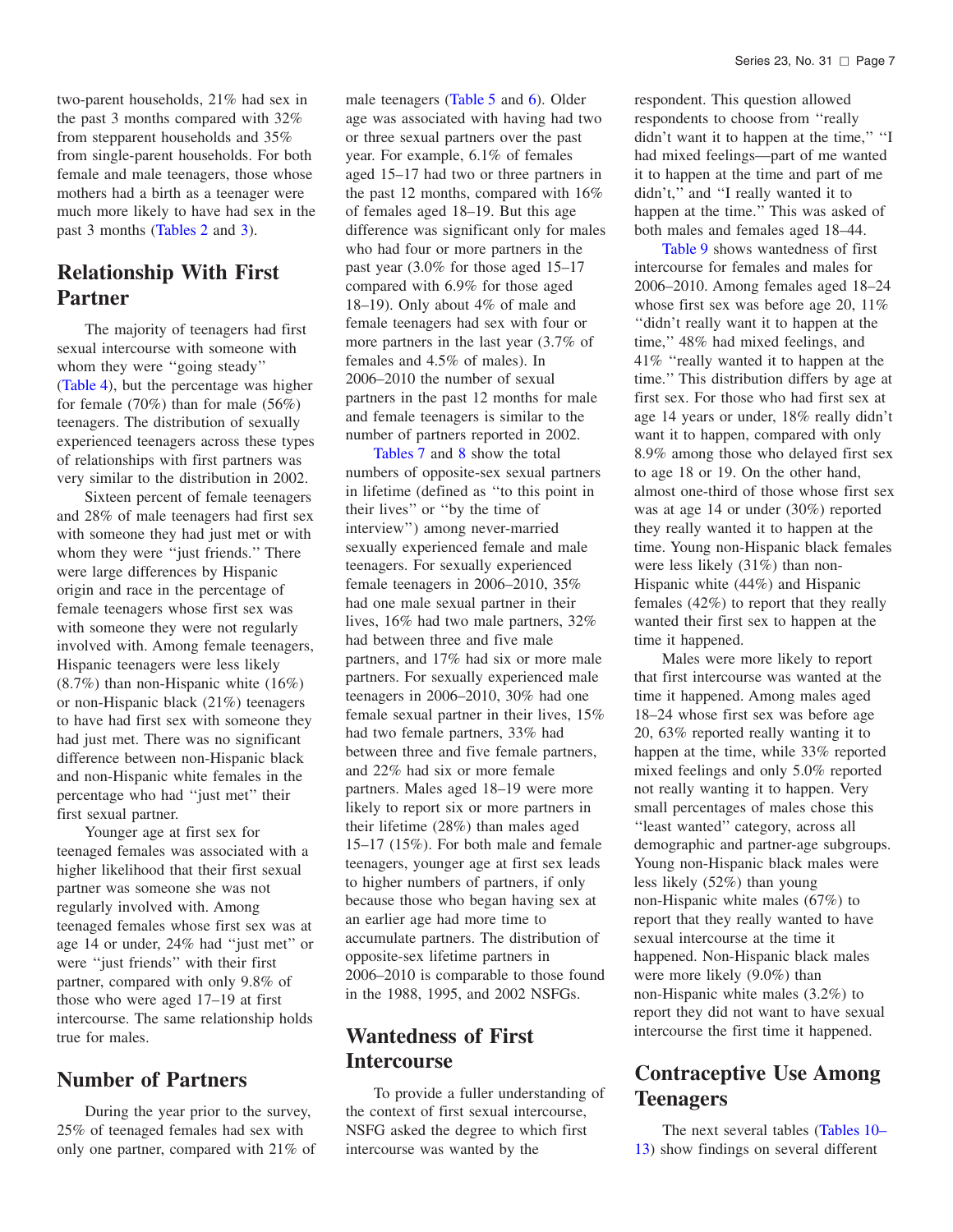two-parent households, 21% had sex in the past 3 months compared with 32% from stepparent households and 35% from single-parent households. For both female and male teenagers, those whose mothers had a birth as a teenager were much more likely to have had sex in the past 3 months (Tables 2 and 3).

## Relationship With First Partner

The majority of teenagers had first sexual intercourse with someone with whom they were ''going steady'' (Table 4), but the percentage was higher for female (70%) than for male (56%) teenagers. The distribution of sexually experienced teenagers across these types of relationships with first partners was very similar to the distribution in 2002.

Sixteen percent of female teenagers and 28% of male teenagers had first sex with someone they had just met or with whom they were ''just friends.'' There were large differences by Hispanic origin and race in the percentage of female teenagers whose first sex was with someone they were not regularly involved with. Among female teenagers, Hispanic teenagers were less likely (8.7%) than non-Hispanic white (16%) or non-Hispanic black (21%) teenagers to have had first sex with someone they had just met. There was no significant difference between non-Hispanic black and non-Hispanic white females in the percentage who had ''just met'' their first sexual partner.

Younger age at first sex for teenaged females was associated with a higher likelihood that their first sexual partner was someone she was not regularly involved with. Among teenaged females whose first sex was at age 14 or under, 24% had ''just met'' or were ''just friends'' with their first partner, compared with only 9.8% of those who were aged 17–19 at first intercourse. The same relationship holds true for males.

## Number of Partners

During the year prior to the survey, 25% of teenaged females had sex with only one partner, compared with 21% of male teenagers (Table 5 and 6). Older age was associated with having had two or three sexual partners over the past year. For example, 6.1% of females aged 15–17 had two or three partners in the past 12 months, compared with 16% of females aged 18–19. But this age difference was significant only for males who had four or more partners in the past year (3.0% for those aged 15–17 compared with 6.9% for those aged 18–19). Only about 4% of male and female teenagers had sex with four or more partners in the last year (3.7% of females and 4.5% of males). In 2006–2010 the number of sexual partners in the past 12 months for male and female teenagers is similar to the number of partners reported in 2002.

Tables 7 and 8 show the total numbers of opposite-sex sexual partners in lifetime (defined as ''to this point in their lives'' or ''by the time of interview'') among never-married sexually experienced female and male teenagers. For sexually experienced female teenagers in 2006–2010, 35% had one male sexual partner in their lives, 16% had two male partners, 32% had between three and five male partners, and 17% had six or more male partners. For sexually experienced male teenagers in 2006–2010, 30% had one female sexual partner in their lives, 15% had two female partners, 33% had between three and five female partners, and 22% had six or more female partners. Males aged 18–19 were more likely to report six or more partners in their lifetime (28%) than males aged 15–17 (15%). For both male and female teenagers, younger age at first sex leads to higher numbers of partners, if only because those who began having sex at an earlier age had more time to accumulate partners. The distribution of opposite-sex lifetime partners in 2006–2010 is comparable to those found in the 1988, 1995, and 2002 NSFGs.

## Wantedness of First Intercourse

To provide a fuller understanding of the context of first sexual intercourse, NSFG asked the degree to which first intercourse was wanted by the respondent. This question allowed respondents to choose from ''really didn't want it to happen at the time,'' ''I had mixed feelings—part of me wanted it to happen at the time and part of me didn't,'' and ''I really wanted it to happen at the time.'' This was asked of both males and females aged 18–44.

Table 9 shows wantedness of first intercourse for females and males for 2006–2010. Among females aged 18–24 whose first sex was before age 20, 11% ''didn't really want it to happen at the time,'' 48% had mixed feelings, and 41% ''really wanted it to happen at the time.'' This distribution differs by age at first sex. For those who had first sex at age 14 years or under, 18% really didn't want it to happen, compared with only 8.9% among those who delayed first sex to age 18 or 19. On the other hand, almost one-third of those whose first sex was at age 14 or under (30%) reported they really wanted it to happen at the time. Young non-Hispanic black females were less likely (31%) than non-Hispanic white (44%) and Hispanic females (42%) to report that they really wanted their first sex to happen at the time it happened.

Males were more likely to report that first intercourse was wanted at the time it happened. Among males aged 18–24 whose first sex was before age 20, 63% reported really wanting it to happen at the time, while 33% reported mixed feelings and only 5.0% reported not really wanting it to happen. Very small percentages of males chose this ''least wanted'' category, across all demographic and partner-age subgroups. Young non-Hispanic black males were less likely (52%) than young non-Hispanic white males (67%) to report that they really wanted to have sexual intercourse at the time it happened. Non-Hispanic black males were more likely (9.0%) than non-Hispanic white males (3.2%) to report they did not want to have sexual intercourse the first time it happened.

## Contraceptive Use Among Teenagers

The next several tables (Tables 10–13) show findings on several different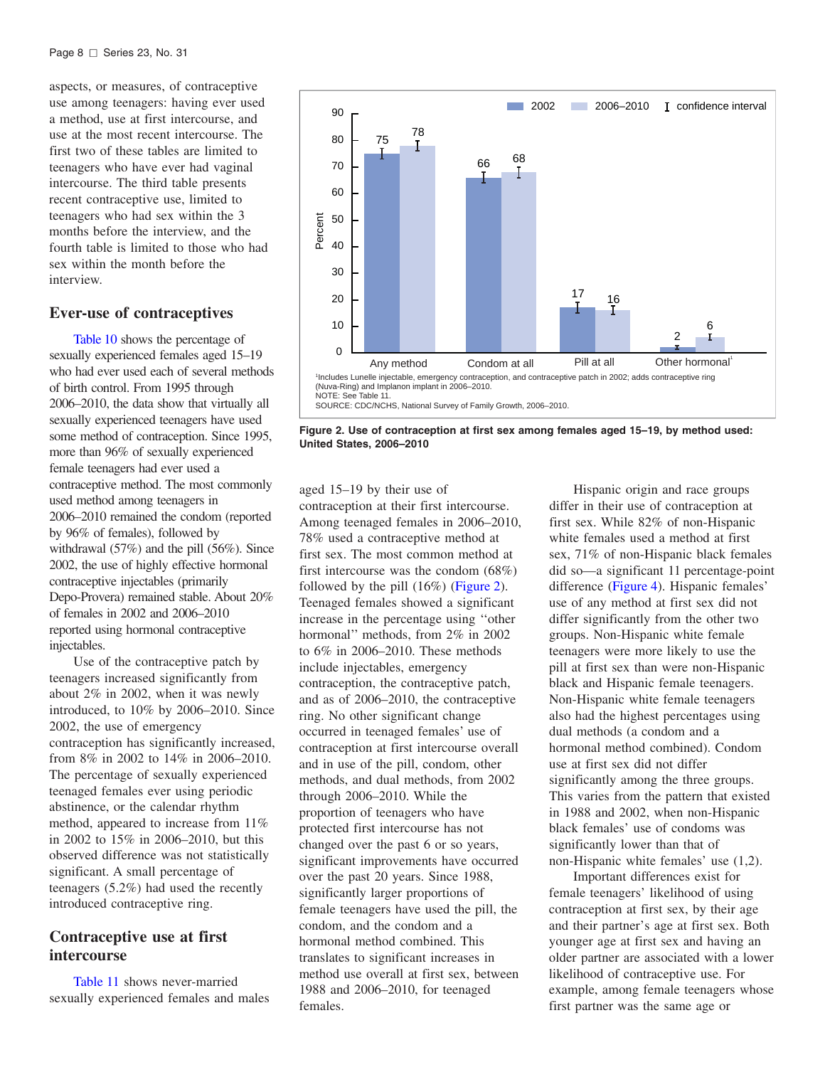aspects, or measures, of contraceptive use among teenagers: having ever used a method, use at first intercourse, and use at the most recent intercourse. The first two of these tables are limited to teenagers who have ever had vaginal intercourse. The third table presents recent contraceptive use, limited to teenagers who had sex within the 3 months before the interview, and the fourth table is limited to those who had sex within the month before the interview.

## Ever-use of contraceptives

Table 10 shows the percentage of sexually experienced females aged 15–19 who had ever used each of several methods of birth control. From 1995 through 2006–2010, the data show that virtually all sexually experienced teenagers have used some method of contraception. Since 1995, more than 96% of sexually experienced female teenagers had ever used a contraceptive method. The most commonly used method among teenagers in 2006–2010 remained the condom (reported by 96% of females), followed by withdrawal (57%) and the pill (56%). Since 2002, the use of highly effective hormonal contraceptive injectables (primarily Depo-Provera) remained stable. About 20% of females in 2002 and 2006–2010 reported using hormonal contraceptive injectables.

Use of the contraceptive patch by teenagers increased significantly from about 2% in 2002, when it was newly introduced, to 10% by 2006–2010. Since 2002, the use of emergency contraception has significantly increased, from 8% in 2002 to 14% in 2006–2010. The percentage of sexually experienced teenaged females ever using periodic abstinence, or the calendar rhythm method, appeared to increase from 11% in 2002 to 15% in 2006–2010, but this observed difference was not statistically significant. A small percentage of teenagers (5.2%) had used the recently introduced contraceptive ring.

## Contraceptive use at first intercourse

Table 11 shows never-married sexually experienced females and males aged 15–19 by their use of contraception at their first intercourse. Among teenaged females in 2006–2010, 78% used a contraceptive method at first sex. The most common method at first intercourse was the condom (68%) followed by the pill (16%) (Figure 2). Teenaged females showed a significant increase in the percentage using ''other hormonal'' methods, from 2% in 2002 to 6% in 2006–2010. These methods include injectables, emergency contraception, the contraceptive patch, and as of 2006–2010, the contraceptive ring. No other significant change occurred in teenaged females' use of contraception at first intercourse overall and in use of the pill, condom, other methods, and dual methods, from 2002 through 2006–2010. While the proportion of teenagers who have protected first intercourse has not changed over the past 6 or so years, significant improvements have occurred over the past 20 years. Since 1988, significantly larger proportions of female teenagers have used the pill, the condom, and the condom and a hormonal method combined. This translates to significant increases in method use overall at first sex, between 1988 and 2006–2010, for teenaged females.

| Method | 2002 | 2006–2010 |
|---|---|---|
| Any method | 75 | 78 |
| Condom at all | 66 | 68 |
| Pill at all | 17 | 16 |
| Other hormonal[1] | 2 | 6 |

[1]Includes Lunelle injectable, emergency contraception, and contraceptive patch in 2002; adds contraceptive ring (Nuva-Ring) and Implanon implant in 2006–2010.
NOTE: See Table 11.
SOURCE: CDC/NCHS, National Survey of Family Growth, 2006–2010.

**Figure 2. Use of contraception at first sex among females aged 15–19, by method used: United States, 2006–2010**

Hispanic origin and race groups differ in their use of contraception at first sex. While 82% of non-Hispanic white females used a method at first sex, 71% of non-Hispanic black females did so—a significant 11 percentage-point difference (Figure 4). Hispanic females' use of any method at first sex did not differ significantly from the other two groups. Non-Hispanic white female teenagers were more likely to use the pill at first sex than were non-Hispanic black and Hispanic female teenagers. Non-Hispanic white female teenagers also had the highest percentages using dual methods (a condom and a hormonal method combined). Condom use at first sex did not differ significantly among the three groups. This varies from the pattern that existed in 1988 and 2002, when non-Hispanic black females' use of condoms was significantly lower than that of non-Hispanic white females' use (1,2).

Important differences exist for female teenagers' likelihood of using contraception at first sex, by their age and their partner's age at first sex. Both younger age at first sex and having an older partner are associated with a lower likelihood of contraceptive use. For example, among female teenagers whose first partner was the same age or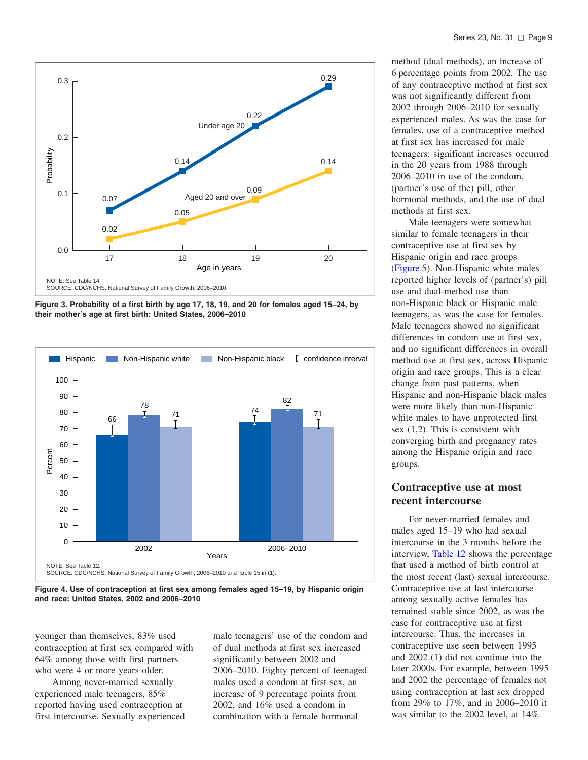Figure 3. Probability of a first birth by age 17, 18, 19, and 20 for females aged 15–24, by their mother's age at first birth: United States, 2006–2010

NOTE: See Table 14.
SOURCE: CDC/NCHS, National Survey of Family Growth, 2006–2010.

Figure 4. Use of contraception at first sex among females aged 15–19, by Hispanic origin and race: United States, 2002 and 2006–2010

NOTE: See Table 12.
SOURCE: CDC/NCHS, National Survey of Family Growth, 2006–2010 and Table 15 in (1).

younger than themselves, 83% used contraception at first sex compared with 64% among those with first partners who were 4 or more years older.

Among never-married sexually experienced male teenagers, 85% reported having used contraception at first intercourse. Sexually experienced male teenagers' use of the condom and of dual methods at first sex increased significantly between 2002 and 2006–2010. Eighty percent of teenaged males used a condom at first sex, an increase of 9 percentage points from 2002, and 16% used a condom in combination with a female hormonal method (dual methods), an increase of 6 percentage points from 2002. The use of any contraceptive method at first sex was not significantly different from 2002 through 2006–2010 for sexually experienced males. As was the case for females, use of a contraceptive method at first sex has increased for male teenagers: significant increases occurred in the 20 years from 1988 through 2006–2010 in use of the condom, (partner's use of the) pill, other hormonal methods, and the use of dual methods at first sex.

Male teenagers were somewhat similar to female teenagers in their contraceptive use at first sex by Hispanic origin and race groups (Figure 5). Non-Hispanic white males reported higher levels of (partner's) pill use and dual-method use than non-Hispanic black or Hispanic male teenagers, as was the case for females. Male teenagers showed no significant differences in condom use at first sex, and no significant differences in overall method use at first sex, across Hispanic origin and race groups. This is a clear change from past patterns, when Hispanic and non-Hispanic black males were more likely than non-Hispanic white males to have unprotected first sex (1,2). This is consistent with converging birth and pregnancy rates among the Hispanic origin and race groups.

## Contraceptive use at most recent intercourse

For never-married females and males aged 15–19 who had sexual intercourse in the 3 months before the interview, Table 12 shows the percentage that used a method of birth control at the most recent (last) sexual intercourse. Contraceptive use at last intercourse among sexually active females has remained stable since 2002, as was the case for contraceptive use at first intercourse. Thus, the increases in contraceptive use seen between 1995 and 2002 (1) did not continue into the later 2000s. For example, between 1995 and 2002 the percentage of females not using contraception at last sex dropped from 29% to 17%, and in 2006–2010 it was similar to the 2002 level, at 14%.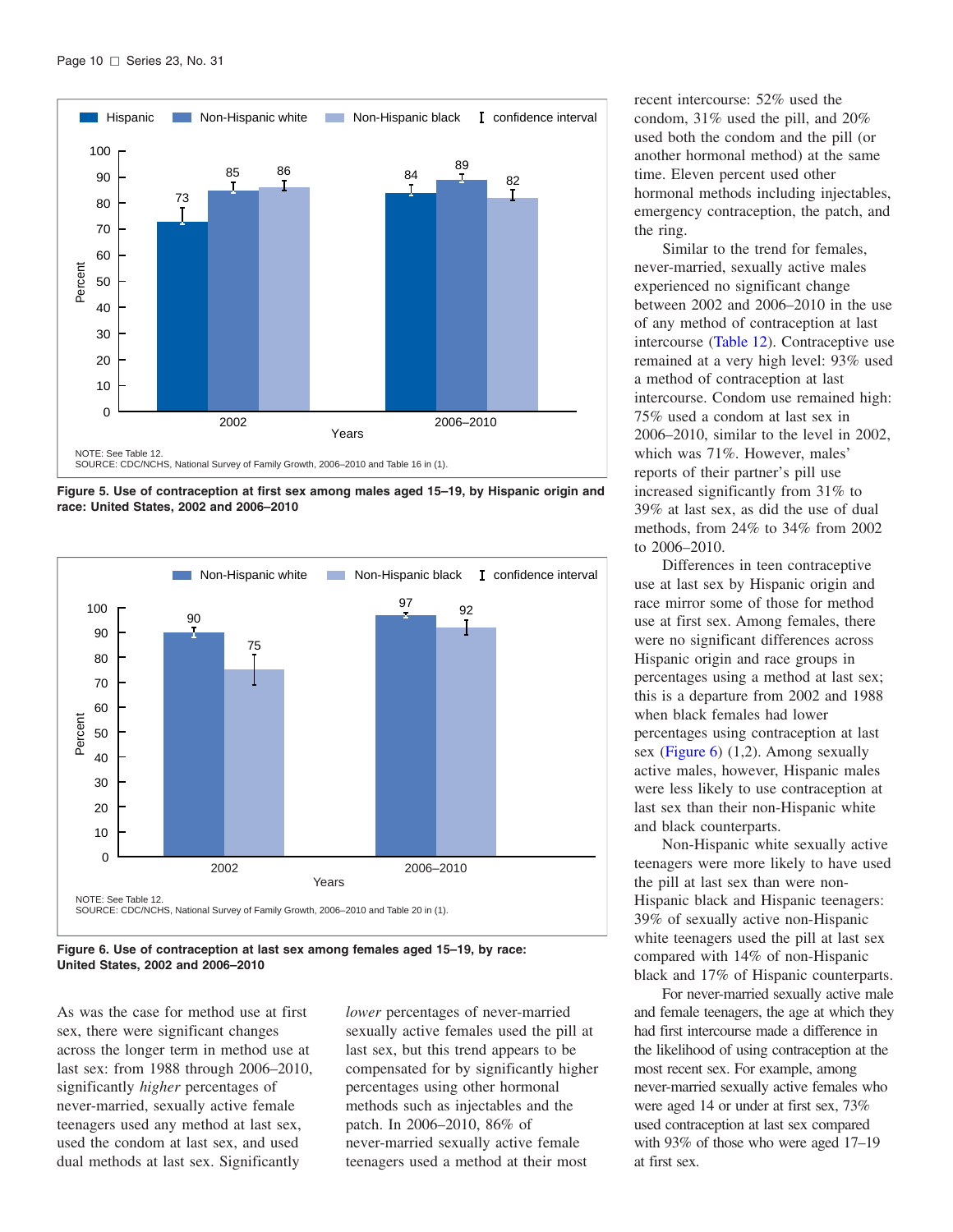Figure 5. Use of contraception at first sex among males aged 15–19, by Hispanic origin and race: United States, 2002 and 2006–2010

NOTE: See Table 12.
SOURCE: CDC/NCHS, National Survey of Family Growth, 2006–2010 and Table 16 in (1).

Figure 6. Use of contraception at last sex among females aged 15–19, by race: United States, 2002 and 2006–2010

NOTE: See Table 12.
SOURCE: CDC/NCHS, National Survey of Family Growth, 2006–2010 and Table 20 in (1).

As was the case for method use at first sex, there were significant changes across the longer term in method use at last sex: from 1988 through 2006–2010, significantly *higher* percentages of never-married, sexually active female teenagers used any method at last sex, used the condom at last sex, and used dual methods at last sex. Significantly *lower* percentages of never-married sexually active females used the pill at last sex, but this trend appears to be compensated for by significantly higher percentages using other hormonal methods such as injectables and the patch. In 2006–2010, 86% of never-married sexually active female teenagers used a method at their most recent intercourse: 52% used the condom, 31% used the pill, and 20% used both the condom and the pill (or another hormonal method) at the same time. Eleven percent used other hormonal methods including injectables, emergency contraception, the patch, and the ring.

Similar to the trend for females, never-married, sexually active males experienced no significant change between 2002 and 2006–2010 in the use of any method of contraception at last intercourse (Table 12). Contraceptive use remained at a very high level: 93% used a method of contraception at last intercourse. Condom use remained high: 75% used a condom at last sex in 2006–2010, similar to the level in 2002, which was 71%. However, males' reports of their partner's pill use increased significantly from 31% to 39% at last sex, as did the use of dual methods, from 24% to 34% from 2002 to 2006–2010.

Differences in teen contraceptive use at last sex by Hispanic origin and race mirror some of those for method use at first sex. Among females, there were no significant differences across Hispanic origin and race groups in percentages using a method at last sex; this is a departure from 2002 and 1988 when black females had lower percentages using contraception at last sex (Figure 6) (1,2). Among sexually active males, however, Hispanic males were less likely to use contraception at last sex than their non-Hispanic white and black counterparts.

Non-Hispanic white sexually active teenagers were more likely to have used the pill at last sex than were non-Hispanic black and Hispanic teenagers: 39% of sexually active non-Hispanic white teenagers used the pill at last sex compared with 14% of non-Hispanic black and 17% of Hispanic counterparts.

For never-married sexually active male and female teenagers, the age at which they had first intercourse made a difference in the likelihood of using contraception at the most recent sex. For example, among never-married sexually active females who were aged 14 or under at first sex, 73% used contraception at last sex compared with 93% of those who were aged 17–19 at first sex.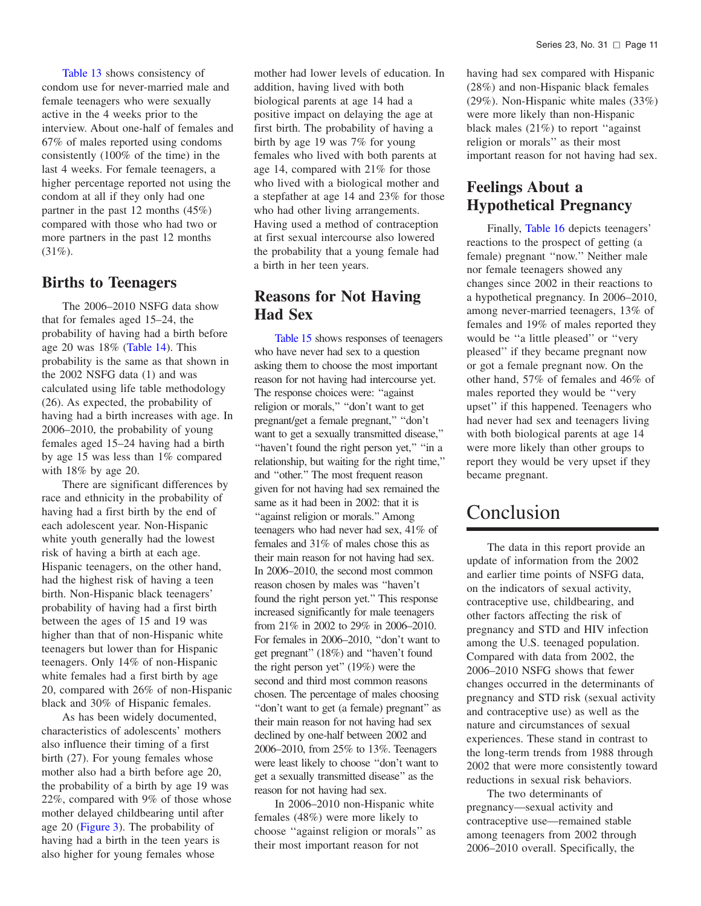Table 13 shows consistency of condom use for never-married male and female teenagers who were sexually active in the 4 weeks prior to the interview. About one-half of females and 67% of males reported using condoms consistently (100% of the time) in the last 4 weeks. For female teenagers, a higher percentage reported not using the condom at all if they only had one partner in the past 12 months (45%) compared with those who had two or more partners in the past 12 months (31%).

## Births to Teenagers

The 2006–2010 NSFG data show that for females aged 15–24, the probability of having had a birth before age 20 was 18% (Table 14). This probability is the same as that shown in the 2002 NSFG data (1) and was calculated using life table methodology (26). As expected, the probability of having had a birth increases with age. In 2006–2010, the probability of young females aged 15–24 having had a birth by age 15 was less than 1% compared with 18% by age 20.

There are significant differences by race and ethnicity in the probability of having had a first birth by the end of each adolescent year. Non-Hispanic white youth generally had the lowest risk of having a birth at each age. Hispanic teenagers, on the other hand, had the highest risk of having a teen birth. Non-Hispanic black teenagers' probability of having had a first birth between the ages of 15 and 19 was higher than that of non-Hispanic white teenagers but lower than for Hispanic teenagers. Only 14% of non-Hispanic white females had a first birth by age 20, compared with 26% of non-Hispanic black and 30% of Hispanic females.

As has been widely documented, characteristics of adolescents' mothers also influence their timing of a first birth (27). For young females whose mother also had a birth before age 20, the probability of a birth by age 19 was 22%, compared with 9% of those whose mother delayed childbearing until after age 20 (Figure 3). The probability of having had a birth in the teen years is also higher for young females whose mother had lower levels of education. In addition, having lived with both biological parents at age 14 had a positive impact on delaying the age at first birth. The probability of having a birth by age 19 was 7% for young females who lived with both parents at age 14, compared with 21% for those who lived with a biological mother and a stepfather at age 14 and 23% for those who had other living arrangements. Having used a method of contraception at first sexual intercourse also lowered the probability that a young female had a birth in her teen years.

## Reasons for Not Having Had Sex

Table 15 shows responses of teenagers who have never had sex to a question asking them to choose the most important reason for not having had intercourse yet. The response choices were: "against religion or morals," "don't want to get pregnant/get a female pregnant," "don't want to get a sexually transmitted disease," "haven't found the right person yet," "in a relationship, but waiting for the right time," and "other." The most frequent reason given for not having had sex remained the same as it had been in 2002: that it is "against religion or morals." Among teenagers who had never had sex, 41% of females and 31% of males chose this as their main reason for not having had sex. In 2006–2010, the second most common reason chosen by males was "haven't found the right person yet." This response increased significantly for male teenagers from 21% in 2002 to 29% in 2006–2010. For females in 2006–2010, "don't want to get pregnant" (18%) and "haven't found the right person yet" (19%) were the second and third most common reasons chosen. The percentage of males choosing "don't want to get (a female) pregnant" as their main reason for not having had sex declined by one-half between 2002 and 2006–2010, from 25% to 13%. Teenagers were least likely to choose "don't want to get a sexually transmitted disease" as the reason for not having had sex.

In 2006–2010 non-Hispanic white females (48%) were more likely to choose "against religion or morals" as their most important reason for not having had sex compared with Hispanic (28%) and non-Hispanic black females (29%). Non-Hispanic white males (33%) were more likely than non-Hispanic black males (21%) to report "against religion or morals" as their most important reason for not having had sex.

## Feelings About a Hypothetical Pregnancy

Finally, Table 16 depicts teenagers' reactions to the prospect of getting (a female) pregnant "now." Neither male nor female teenagers showed any changes since 2002 in their reactions to a hypothetical pregnancy. In 2006–2010, among never-married teenagers, 13% of females and 19% of males reported they would be "a little pleased" or "very pleased" if they became pregnant now or got a female pregnant now. On the other hand, 57% of females and 46% of males reported they would be "very upset" if this happened. Teenagers who had never had sex and teenagers living with both biological parents at age 14 were more likely than other groups to report they would be very upset if they became pregnant.

# Conclusion

The data in this report provide an update of information from the 2002 and earlier time points of NSFG data, on the indicators of sexual activity, contraceptive use, childbearing, and other factors affecting the risk of pregnancy and STD and HIV infection among the U.S. teenaged population. Compared with data from 2002, the 2006–2010 NSFG shows that fewer changes occurred in the determinants of pregnancy and STD risk (sexual activity and contraceptive use) as well as the nature and circumstances of sexual experiences. These stand in contrast to the long-term trends from 1988 through 2002 that were more consistently toward reductions in sexual risk behaviors.

The two determinants of pregnancy—sexual activity and contraceptive use—remained stable among teenagers from 2002 through 2006–2010 overall. Specifically, the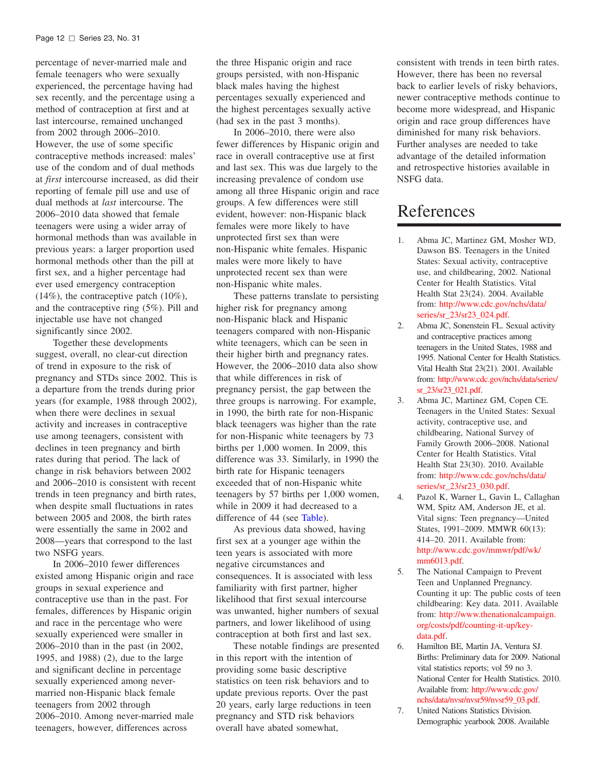percentage of never-married male and female teenagers who were sexually experienced, the percentage having had sex recently, and the percentage using a method of contraception at first and at last intercourse, remained unchanged from 2002 through 2006–2010. However, the use of some specific contraceptive methods increased: males' use of the condom and of dual methods at *first* intercourse increased, as did their reporting of female pill use and use of dual methods at *last* intercourse. The 2006–2010 data showed that female teenagers were using a wider array of hormonal methods than was available in previous years: a larger proportion used hormonal methods other than the pill at first sex, and a higher percentage had ever used emergency contraception (14%), the contraceptive patch (10%), and the contraceptive ring (5%). Pill and injectable use have not changed significantly since 2002.

Together these developments suggest, overall, no clear-cut direction of trend in exposure to the risk of pregnancy and STDs since 2002. This is a departure from the trends during prior years (for example, 1988 through 2002), when there were declines in sexual activity and increases in contraceptive use among teenagers, consistent with declines in teen pregnancy and birth rates during that period. The lack of change in risk behaviors between 2002 and 2006–2010 is consistent with recent trends in teen pregnancy and birth rates, when despite small fluctuations in rates between 2005 and 2008, the birth rates were essentially the same in 2002 and 2008—years that correspond to the last two NSFG years.

In 2006–2010 fewer differences existed among Hispanic origin and race groups in sexual experience and contraceptive use than in the past. For females, differences by Hispanic origin and race in the percentage who were sexually experienced were smaller in 2006–2010 than in the past (in 2002, 1995, and 1988) (2), due to the large and significant decline in percentage sexually experienced among never-married non-Hispanic black female teenagers from 2002 through 2006–2010. Among never-married male teenagers, however, differences across the three Hispanic origin and race groups persisted, with non-Hispanic black males having the highest percentages sexually experienced and the highest percentages sexually active (had sex in the past 3 months).

In 2006–2010, there were also fewer differences by Hispanic origin and race in overall contraceptive use at first and last sex. This was due largely to the increasing prevalence of condom use among all three Hispanic origin and race groups. A few differences were still evident, however: non-Hispanic black females were more likely to have unprotected first sex than were non-Hispanic white females. Hispanic males were more likely to have unprotected recent sex than were non-Hispanic white males.

These patterns translate to persisting higher risk for pregnancy among non-Hispanic black and Hispanic teenagers compared with non-Hispanic white teenagers, which can be seen in their higher birth and pregnancy rates. However, the 2006–2010 data also show that while differences in risk of pregnancy persist, the gap between the three groups is narrowing. For example, in 1990, the birth rate for non-Hispanic black teenagers was higher than the rate for non-Hispanic white teenagers by 73 births per 1,000 women. In 2009, this difference was 33. Similarly, in 1990 the birth rate for Hispanic teenagers exceeded that of non-Hispanic white teenagers by 57 births per 1,000 women, while in 2009 it had decreased to a difference of 44 (see Table).

As previous data showed, having first sex at a younger age within the teen years is associated with more negative circumstances and consequences. It is associated with less familiarity with first partner, higher likelihood that first sexual intercourse was unwanted, higher numbers of sexual partners, and lower likelihood of using contraception at both first and last sex.

These notable findings are presented in this report with the intention of providing some basic descriptive statistics on teen risk behaviors and to update previous reports. Over the past 20 years, early large reductions in teen pregnancy and STD risk behaviors overall have abated somewhat, consistent with trends in teen birth rates. However, there has been no reversal back to earlier levels of risky behaviors, newer contraceptive methods continue to become more widespread, and Hispanic origin and race group differences have diminished for many risk behaviors. Further analyses are needed to take advantage of the detailed information and retrospective histories available in NSFG data.

# References

1. Abma JC, Martinez GM, Mosher WD, Dawson BS. Teenagers in the United States: Sexual activity, contraceptive use, and childbearing, 2002. National Center for Health Statistics. Vital Health Stat 23(24). 2004. Available from: http://www.cdc.gov/nchs/data/series/sr_23/sr23_024.pdf.
2. Abma JC, Sonenstein FL. Sexual activity and contraceptive practices among teenagers in the United States, 1988 and 1995. National Center for Health Statistics. Vital Health Stat 23(21). 2001. Available from: http://www.cdc.gov/nchs/data/series/sr_23/sr23_021.pdf.
3. Abma JC, Martinez GM, Copen CE. Teenagers in the United States: Sexual activity, contraceptive use, and childbearing, National Survey of Family Growth 2006–2008. National Center for Health Statistics. Vital Health Stat 23(30). 2010. Available from: http://www.cdc.gov/nchs/data/series/sr_23/sr23_030.pdf.
4. Pazol K, Warner L, Gavin L, Callaghan WM, Spitz AM, Anderson JE, et al. Vital signs: Teen pregnancy—United States, 1991–2009. MMWR 60(13): 414–20. 2011. Available from: http://www.cdc.gov/mmwr/pdf/wk/mm6013.pdf.
5. The National Campaign to Prevent Teen and Unplanned Pregnancy. Counting it up: The public costs of teen childbearing: Key data. 2011. Available from: http://www.thenationalcampaign.org/costs/pdf/counting-it-up/key-data.pdf.
6. Hamilton BE, Martin JA, Ventura SJ. Births: Preliminary data for 2009. National vital statistics reports; vol 59 no 3. National Center for Health Statistics. 2010. Available from: http://www.cdc.gov/nchs/data/nvsr/nvsr59/nvsr59_03.pdf.
7. United Nations Statistics Division. Demographic yearbook 2008. Available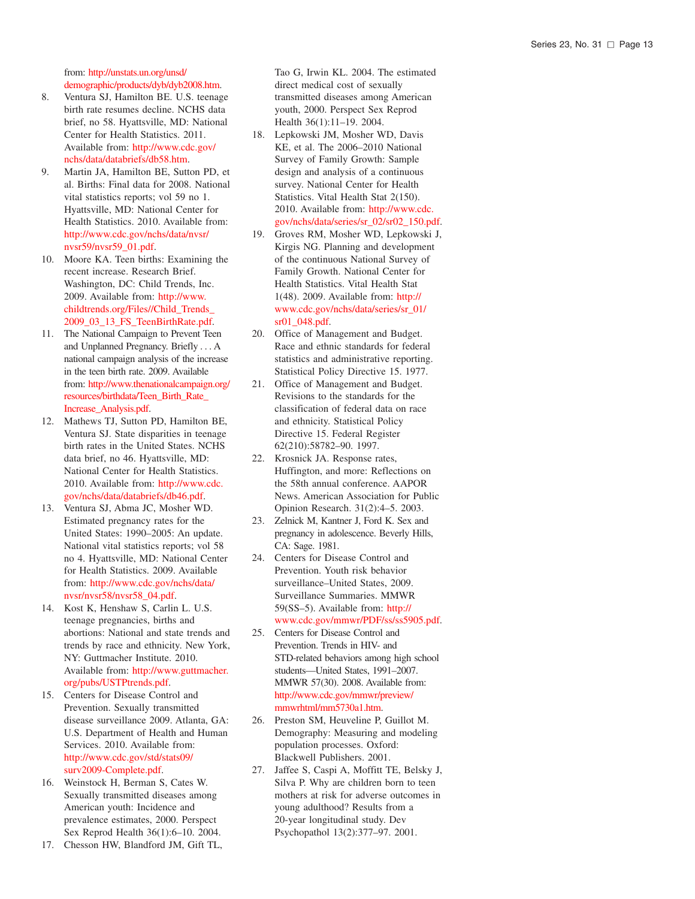from: http://unstats.un.org/unsd/demographic/products/dyb/dyb2008.htm.

8. Ventura SJ, Hamilton BE. U.S. teenage birth rate resumes decline. NCHS data brief, no 58. Hyattsville, MD: National Center for Health Statistics. 2011. Available from: http://www.cdc.gov/nchs/data/databriefs/db58.htm.
9. Martin JA, Hamilton BE, Sutton PD, et al. Births: Final data for 2008. National vital statistics reports; vol 59 no 1. Hyattsville, MD: National Center for Health Statistics. 2010. Available from: http://www.cdc.gov/nchs/data/nvsr/nvsr59/nvsr59_01.pdf.
10. Moore KA. Teen births: Examining the recent increase. Research Brief. Washington, DC: Child Trends, Inc. 2009. Available from: http://www.childtrends.org/Files//Child_Trends_2009_03_13_FS_TeenBirthRate.pdf.
11. The National Campaign to Prevent Teen and Unplanned Pregnancy. Briefly . . . A national campaign analysis of the increase in the teen birth rate. 2009. Available from: http://www.thenationalcampaign.org/resources/birthdata/Teen_Birth_Rate_Increase_Analysis.pdf.
12. Mathews TJ, Sutton PD, Hamilton BE, Ventura SJ. State disparities in teenage birth rates in the United States. NCHS data brief, no 46. Hyattsville, MD: National Center for Health Statistics. 2010. Available from: http://www.cdc.gov/nchs/data/databriefs/db46.pdf.
13. Ventura SJ, Abma JC, Mosher WD. Estimated pregnancy rates for the United States: 1990–2005: An update. National vital statistics reports; vol 58 no 4. Hyattsville, MD: National Center for Health Statistics. 2009. Available from: http://www.cdc.gov/nchs/data/nvsr/nvsr58/nvsr58_04.pdf.
14. Kost K, Henshaw S, Carlin L. U.S. teenage pregnancies, births and abortions: National and state trends and trends by race and ethnicity. New York, NY: Guttmacher Institute. 2010. Available from: http://www.guttmacher.org/pubs/USTPtrends.pdf.
15. Centers for Disease Control and Prevention. Sexually transmitted disease surveillance 2009. Atlanta, GA: U.S. Department of Health and Human Services. 2010. Available from: http://www.cdc.gov/std/stats09/surv2009-Complete.pdf.
16. Weinstock H, Berman S, Cates W. Sexually transmitted diseases among American youth: Incidence and prevalence estimates, 2000. Perspect Sex Reprod Health 36(1):6–10. 2004.
17. Chesson HW, Blandford JM, Gift TL, Tao G, Irwin KL. 2004. The estimated direct medical cost of sexually transmitted diseases among American youth, 2000. Perspect Sex Reprod Health 36(1):11–19. 2004.
18. Lepkowski JM, Mosher WD, Davis KE, et al. The 2006–2010 National Survey of Family Growth: Sample design and analysis of a continuous survey. National Center for Health Statistics. Vital Health Stat 2(150). 2010. Available from: http://www.cdc.gov/nchs/data/series/sr_02/sr02_150.pdf.
19. Groves RM, Mosher WD, Lepkowski J, Kirgis NG. Planning and development of the continuous National Survey of Family Growth. National Center for Health Statistics. Vital Health Stat 1(48). 2009. Available from: http://www.cdc.gov/nchs/data/series/sr_01/sr01_048.pdf.
20. Office of Management and Budget. Race and ethnic standards for federal statistics and administrative reporting. Statistical Policy Directive 15. 1977.
21. Office of Management and Budget. Revisions to the standards for the classification of federal data on race and ethnicity. Statistical Policy Directive 15. Federal Register 62(210):58782–90. 1997.
22. Krosnick JA. Response rates, Huffington, and more: Reflections on the 58th annual conference. AAPOR News. American Association for Public Opinion Research. 31(2):4–5. 2003.
23. Zelnick M, Kantner J, Ford K. Sex and pregnancy in adolescence. Beverly Hills, CA: Sage. 1981.
24. Centers for Disease Control and Prevention. Youth risk behavior surveillance–United States, 2009. Surveillance Summaries. MMWR 59(SS–5). Available from: http://www.cdc.gov/mmwr/PDF/ss/ss5905.pdf.
25. Centers for Disease Control and Prevention. Trends in HIV- and STD-related behaviors among high school students—United States, 1991–2007. MMWR 57(30). 2008. Available from: http://www.cdc.gov/mmwr/preview/mmwrhtml/mm5730a1.htm.
26. Preston SM, Heuveline P, Guillot M. Demography: Measuring and modeling population processes. Oxford: Blackwell Publishers. 2001.
27. Jaffee S, Caspi A, Moffitt TE, Belsky J, Silva P. Why are children born to teen mothers at risk for adverse outcomes in young adulthood? Results from a 20-year longitudinal study. Dev Psychopathol 13(2):377–97. 2001.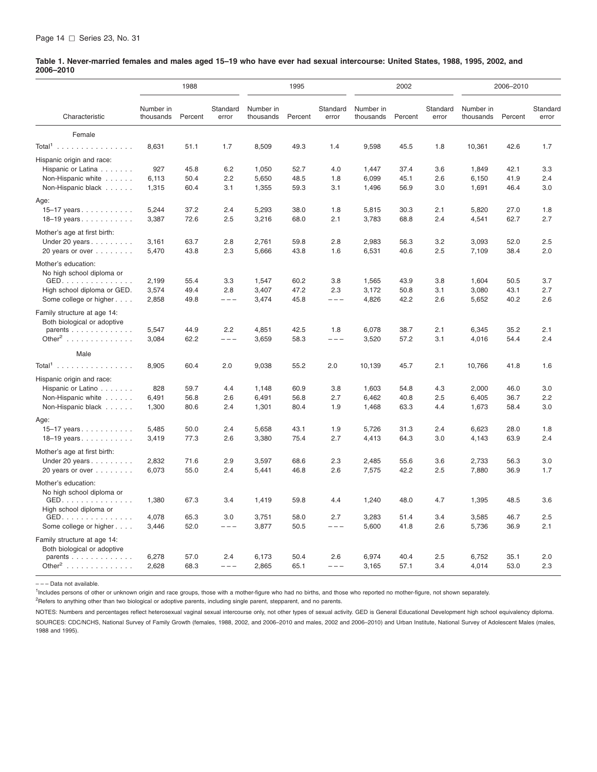**Table 1. Never-married females and males aged 15–19 who have ever had sexual intercourse: United States, 1988, 1995, 2002, and 2006–2010**

| Characteristic | 1988 | | | 1995 | | | 2002 | | | 2006–2010 | | |
|---|---|---|---|---|---|---|---|---|---|---|---|---|
| | Number in thousands | Percent | Standard error | Number in thousands | Percent | Standard error | Number in thousands | Percent | Standard error | Number in thousands | Percent | Standard error |
| **Female** | | | | | | | | | | | | |
| Total[1] | 8,631 | 51.1 | 1.7 | 8,509 | 49.3 | 1.4 | 9,598 | 45.5 | 1.8 | 10,361 | 42.6 | 1.7 |
| Hispanic origin and race: | | | | | | | | | | | | |
| Hispanic or Latina | 927 | 45.8 | 6.2 | 1,050 | 52.7 | 4.0 | 1,447 | 37.4 | 3.6 | 1,849 | 42.1 | 3.3 |
| Non-Hispanic white | 6,113 | 50.4 | 2.2 | 5,650 | 48.5 | 1.8 | 6,099 | 45.1 | 2.6 | 6,150 | 41.9 | 2.4 |
| Non-Hispanic black | 1,315 | 60.4 | 3.1 | 1,355 | 59.3 | 3.1 | 1,496 | 56.9 | 3.0 | 1,691 | 46.4 | 3.0 |
| Age: | | | | | | | | | | | | |
| 15–17 years | 5,244 | 37.2 | 2.4 | 5,293 | 38.0 | 1.8 | 5,815 | 30.3 | 2.1 | 5,820 | 27.0 | 1.8 |
| 18–19 years | 3,387 | 72.6 | 2.5 | 3,216 | 68.0 | 2.1 | 3,783 | 68.8 | 2.4 | 4,541 | 62.7 | 2.7 |
| Mother's age at first birth: | | | | | | | | | | | | |
| Under 20 years | 3,161 | 63.7 | 2.8 | 2,761 | 59.8 | 2.8 | 2,983 | 56.3 | 3.2 | 3,093 | 52.0 | 2.5 |
| 20 years or over | 5,470 | 43.8 | 2.3 | 5,666 | 43.8 | 1.6 | 6,531 | 40.6 | 2.5 | 7,109 | 38.4 | 2.0 |
| Mother's education: | | | | | | | | | | | | |
| No high school diploma or GED | 2,199 | 55.4 | 3.3 | 1,547 | 60.2 | 3.8 | 1,565 | 43.9 | 3.8 | 1,604 | 50.5 | 3.7 |
| High school diploma or GED | 3,574 | 49.4 | 2.8 | 3,407 | 47.2 | 2.3 | 3,172 | 50.8 | 3.1 | 3,080 | 43.1 | 2.7 |
| Some college or higher | 2,858 | 49.8 | – – – | 3,474 | 45.8 | – – – | 4,826 | 42.2 | 2.6 | 5,652 | 40.2 | 2.6 |
| Family structure at age 14: | | | | | | | | | | | | |
| Both biological or adoptive parents | 5,547 | 44.9 | 2.2 | 4,851 | 42.5 | 1.8 | 6,078 | 38.7 | 2.1 | 6,345 | 35.2 | 2.1 |
| Other[2] | 3,084 | 62.2 | – – – | 3,659 | 58.3 | – – – | 3,520 | 57.2 | 3.1 | 4,016 | 54.4 | 2.4 |
| **Male** | | | | | | | | | | | | |
| Total[1] | 8,905 | 60.4 | 2.0 | 9,038 | 55.2 | 2.0 | 10,139 | 45.7 | 2.1 | 10,766 | 41.8 | 1.6 |
| Hispanic origin and race: | | | | | | | | | | | | |
| Hispanic or Latino | 828 | 59.7 | 4.4 | 1,148 | 60.9 | 3.8 | 1,603 | 54.8 | 4.3 | 2,000 | 46.0 | 3.0 |
| Non-Hispanic white | 6,491 | 56.8 | 2.6 | 6,491 | 56.8 | 2.7 | 6,462 | 40.8 | 2.5 | 6,405 | 36.7 | 2.2 |
| Non-Hispanic black | 1,300 | 80.6 | 2.4 | 1,301 | 80.4 | 1.9 | 1,468 | 63.3 | 4.4 | 1,673 | 58.4 | 3.0 |
| Age: | | | | | | | | | | | | |
| 15–17 years | 5,485 | 50.0 | 2.4 | 5,658 | 43.1 | 1.9 | 5,726 | 31.3 | 2.4 | 6,623 | 28.0 | 1.8 |
| 18–19 years | 3,419 | 77.3 | 2.6 | 3,380 | 75.4 | 2.7 | 4,413 | 64.3 | 3.0 | 4,143 | 63.9 | 2.4 |
| Mother's age at first birth: | | | | | | | | | | | | |
| Under 20 years | 2,832 | 71.6 | 2.9 | 3,597 | 68.6 | 2.3 | 2,485 | 55.6 | 3.6 | 2,733 | 56.3 | 3.0 |
| 20 years or over | 6,073 | 55.0 | 2.4 | 5,441 | 46.8 | 2.6 | 7,575 | 42.2 | 2.5 | 7,880 | 36.9 | 1.7 |
| Mother's education: | | | | | | | | | | | | |
| No high school diploma or GED | 1,380 | 67.3 | 3.4 | 1,419 | 59.8 | 4.4 | 1,240 | 48.0 | 4.7 | 1,395 | 48.5 | 3.6 |
| High school diploma or GED | 4,078 | 65.3 | 3.0 | 3,751 | 58.0 | 2.7 | 3,283 | 51.4 | 3.4 | 3,585 | 46.7 | 2.5 |
| Some college or higher | 3,446 | 52.0 | – – – | 3,877 | 50.5 | – – – | 5,600 | 41.8 | 2.6 | 5,736 | 36.9 | 2.1 |
| Family structure at age 14: | | | | | | | | | | | | |
| Both biological or adoptive parents | 6,278 | 57.0 | 2.4 | 6,173 | 50.4 | 2.6 | 6,974 | 40.4 | 2.5 | 6,752 | 35.1 | 2.0 |
| Other[2] | 2,628 | 68.3 | – – – | 2,865 | 65.1 | – – – | 3,165 | 57.1 | 3.4 | 4,014 | 53.0 | 2.3 |

– – – Data not available.

[1]Includes persons of other or unknown origin and race groups, those with a mother-figure who had no births, and those who reported no mother-figure, not shown separately.

[2]Refers to anything other than two biological or adoptive parents, including single parent, stepparent, and no parents.

NOTES: Numbers and percentages reflect heterosexual vaginal sexual intercourse only, not other types of sexual activity. GED is General Educational Development high school equivalency diploma.

SOURCES: CDC/NCHS, National Survey of Family Growth (females, 1988, 2002, and 2006–2010 and males, 2002 and 2006–2010) and Urban Institute, National Survey of Adolescent Males (males, 1988 and 1995).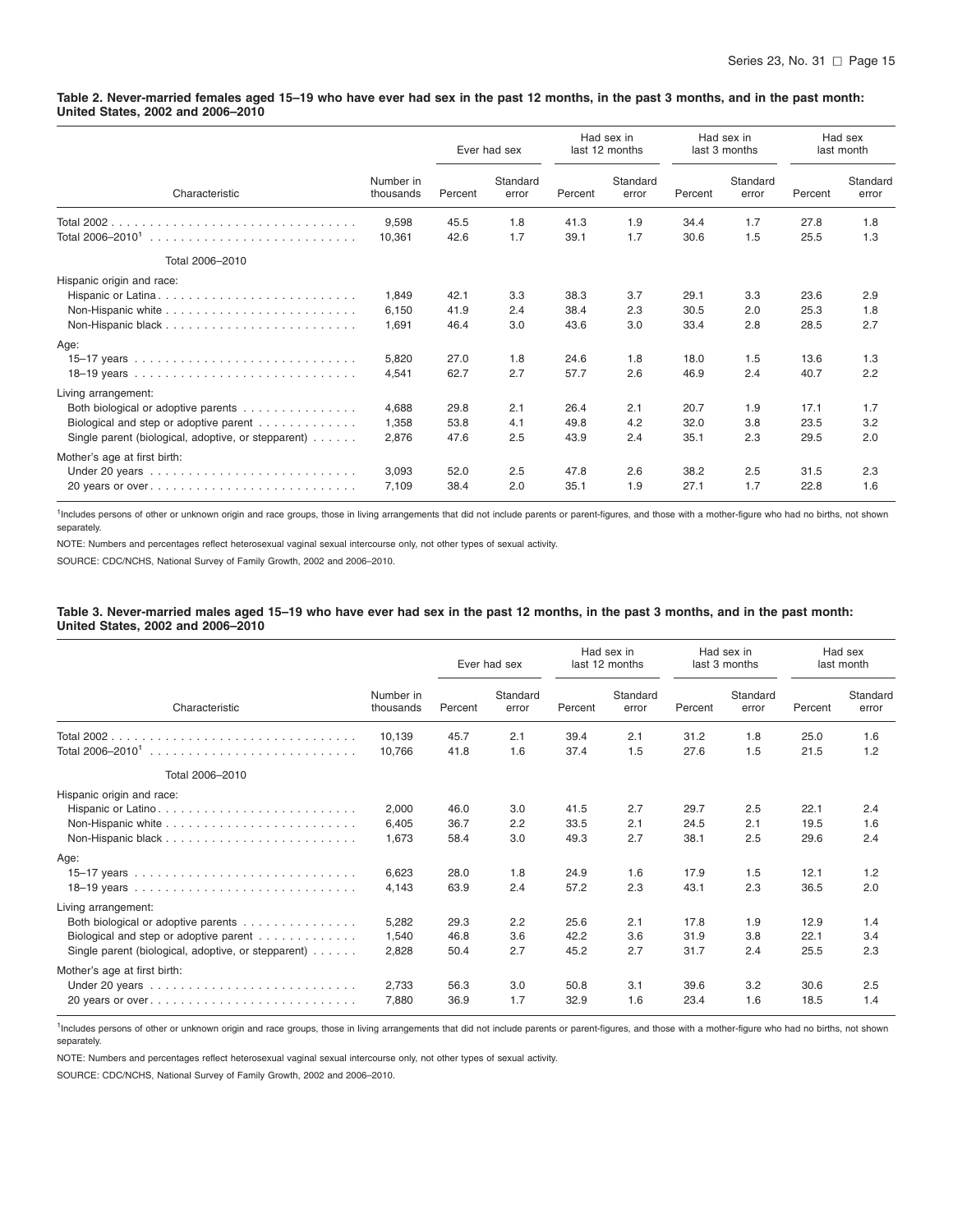**Table 2. Never-married females aged 15–19 who have ever had sex in the past 12 months, in the past 3 months, and in the past month: United States, 2002 and 2006–2010**

| Characteristic | Number in thousands | Ever had sex | | Had sex in last 12 months | | Had sex in last 3 months | | Had sex last month | |
|---|---|---|---|---|---|---|---|---|---|
| | | Percent | Standard error | Percent | Standard error | Percent | Standard error | Percent | Standard error |
| Total 2002 | 9,598 | 45.5 | 1.8 | 41.3 | 1.9 | 34.4 | 1.7 | 27.8 | 1.8 |
| Total 2006–2010[1] | 10,361 | 42.6 | 1.7 | 39.1 | 1.7 | 30.6 | 1.5 | 25.5 | 1.3 |
| Total 2006–2010 | | | | | | | | | |
| Hispanic origin and race: | | | | | | | | | |
| Hispanic or Latina | 1,849 | 42.1 | 3.3 | 38.3 | 3.7 | 29.1 | 3.3 | 23.6 | 2.9 |
| Non-Hispanic white | 6,150 | 41.9 | 2.4 | 38.4 | 2.3 | 30.5 | 2.0 | 25.3 | 1.8 |
| Non-Hispanic black | 1,691 | 46.4 | 3.0 | 43.6 | 3.0 | 33.4 | 2.8 | 28.5 | 2.7 |
| Age: | | | | | | | | | |
| 15–17 years | 5,820 | 27.0 | 1.8 | 24.6 | 1.8 | 18.0 | 1.5 | 13.6 | 1.3 |
| 18–19 years | 4,541 | 62.7 | 2.7 | 57.7 | 2.6 | 46.9 | 2.4 | 40.7 | 2.2 |
| Living arrangement: | | | | | | | | | |
| Both biological or adoptive parents | 4,688 | 29.8 | 2.1 | 26.4 | 2.1 | 20.7 | 1.9 | 17.1 | 1.7 |
| Biological and step or adoptive parent | 1,358 | 53.8 | 4.1 | 49.8 | 4.2 | 32.0 | 3.8 | 23.5 | 3.2 |
| Single parent (biological, adoptive, or stepparent) | 2,876 | 47.6 | 2.5 | 43.9 | 2.4 | 35.1 | 2.3 | 29.5 | 2.0 |
| Mother's age at first birth: | | | | | | | | | |
| Under 20 years | 3,093 | 52.0 | 2.5 | 47.8 | 2.6 | 38.2 | 2.5 | 31.5 | 2.3 |
| 20 years or over | 7,109 | 38.4 | 2.0 | 35.1 | 1.9 | 27.1 | 1.7 | 22.8 | 1.6 |

[1]Includes persons of other or unknown origin and race groups, those in living arrangements that did not include parents or parent-figures, and those with a mother-figure who had no births, not shown separately.

NOTE: Numbers and percentages reflect heterosexual vaginal sexual intercourse only, not other types of sexual activity.

SOURCE: CDC/NCHS, National Survey of Family Growth, 2002 and 2006–2010.

**Table 3. Never-married males aged 15–19 who have ever had sex in the past 12 months, in the past 3 months, and in the past month: United States, 2002 and 2006–2010**

| Characteristic | Number in thousands | Ever had sex | | Had sex in last 12 months | | Had sex in last 3 months | | Had sex last month | |
|---|---|---|---|---|---|---|---|---|---|
| | | Percent | Standard error | Percent | Standard error | Percent | Standard error | Percent | Standard error |
| Total 2002 | 10,139 | 45.7 | 2.1 | 39.4 | 2.1 | 31.2 | 1.8 | 25.0 | 1.6 |
| Total 2006–2010[1] | 10,766 | 41.8 | 1.6 | 37.4 | 1.5 | 27.6 | 1.5 | 21.5 | 1.2 |
| Total 2006–2010 | | | | | | | | | |
| Hispanic origin and race: | | | | | | | | | |
| Hispanic or Latino | 2,000 | 46.0 | 3.0 | 41.5 | 2.7 | 29.7 | 2.5 | 22.1 | 2.4 |
| Non-Hispanic white | 6,405 | 36.7 | 2.2 | 33.5 | 2.1 | 24.5 | 2.1 | 19.5 | 1.6 |
| Non-Hispanic black | 1,673 | 58.4 | 3.0 | 49.3 | 2.7 | 38.1 | 2.5 | 29.6 | 2.4 |
| Age: | | | | | | | | | |
| 15–17 years | 6,623 | 28.0 | 1.8 | 24.9 | 1.6 | 17.9 | 1.5 | 12.1 | 1.2 |
| 18–19 years | 4,143 | 63.9 | 2.4 | 57.2 | 2.3 | 43.1 | 2.3 | 36.5 | 2.0 |
| Living arrangement: | | | | | | | | | |
| Both biological or adoptive parents | 5,282 | 29.3 | 2.2 | 25.6 | 2.1 | 17.8 | 1.9 | 12.9 | 1.4 |
| Biological and step or adoptive parent | 1,540 | 46.8 | 3.6 | 42.2 | 3.6 | 31.9 | 3.8 | 22.1 | 3.4 |
| Single parent (biological, adoptive, or stepparent) | 2,828 | 50.4 | 2.7 | 45.2 | 2.7 | 31.7 | 2.4 | 25.5 | 2.3 |
| Mother's age at first birth: | | | | | | | | | |
| Under 20 years | 2,733 | 56.3 | 3.0 | 50.8 | 3.1 | 39.6 | 3.2 | 30.6 | 2.5 |
| 20 years or over | 7,880 | 36.9 | 1.7 | 32.9 | 1.6 | 23.4 | 1.6 | 18.5 | 1.4 |

[1]Includes persons of other or unknown origin and race groups, those in living arrangements that did not include parents or parent-figures, and those with a mother-figure who had no births, not shown separately.

NOTE: Numbers and percentages reflect heterosexual vaginal sexual intercourse only, not other types of sexual activity.

SOURCE: CDC/NCHS, National Survey of Family Growth, 2002 and 2006–2010.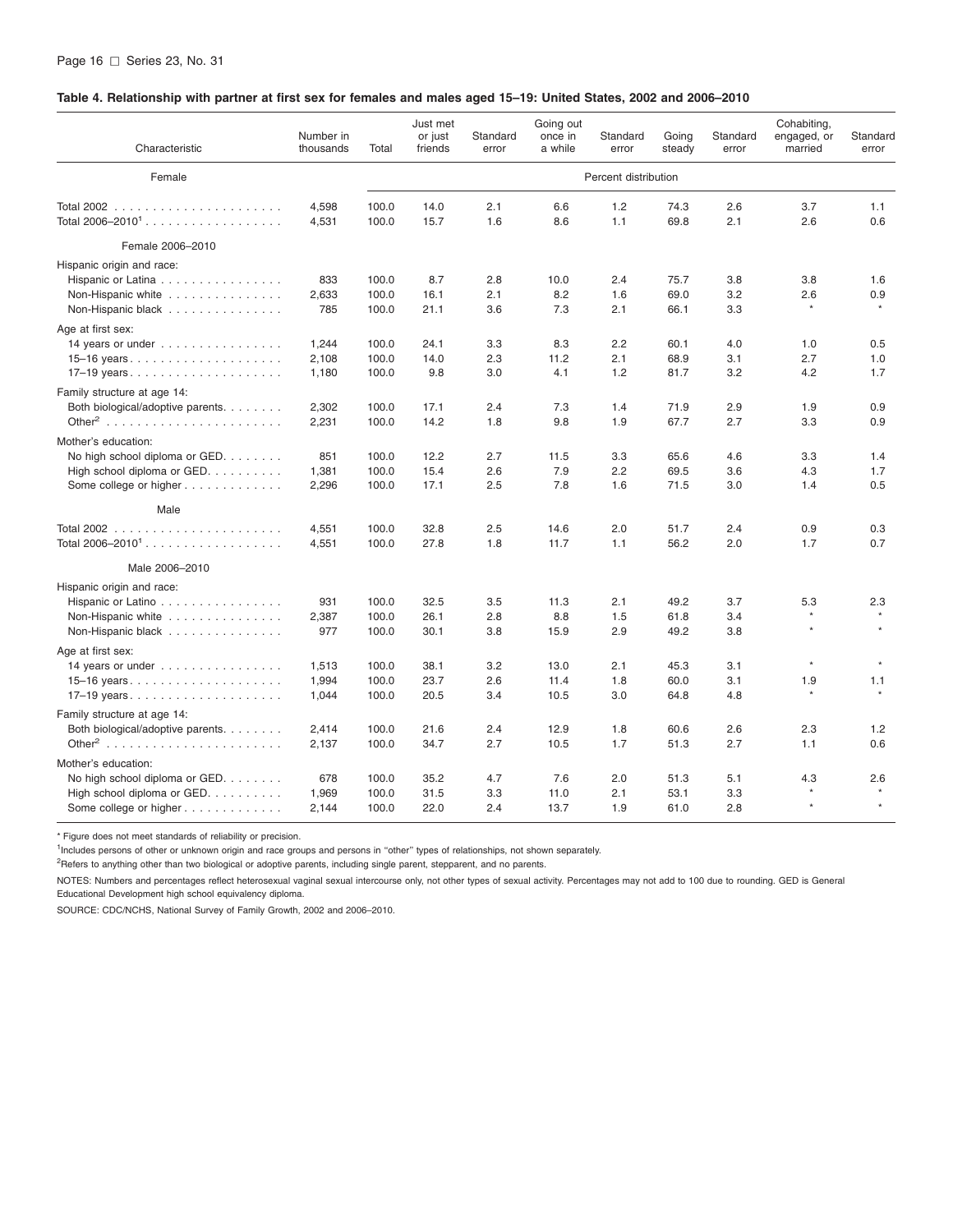**Table 4. Relationship with partner at first sex for females and males aged 15–19: United States, 2002 and 2006–2010**

| Characteristic | Number in thousands | Total | Just met or just friends | Standard error | Going out once in a while | Standard error | Going steady | Standard error | Cohabiting, engaged, or married | Standard error |
|---|---|---|---|---|---|---|---|---|---|---|
| **Female** | | Percent distribution | | | | | | | | |
| Total 2002 | 4,598 | 100.0 | 14.0 | 2.1 | 6.6 | 1.2 | 74.3 | 2.6 | 3.7 | 1.1 |
| Total 2006–2010[1] | 4,531 | 100.0 | 15.7 | 1.6 | 8.6 | 1.1 | 69.8 | 2.1 | 2.6 | 0.6 |
| Female 2006–2010 | | | | | | | | | | |
| Hispanic origin and race: | | | | | | | | | | |
| Hispanic or Latina | 833 | 100.0 | 8.7 | 2.8 | 10.0 | 2.4 | 75.7 | 3.8 | 3.8 | 1.6 |
| Non-Hispanic white | 2,633 | 100.0 | 16.1 | 2.1 | 8.2 | 1.6 | 69.0 | 3.2 | 2.6 | 0.9 |
| Non-Hispanic black | 785 | 100.0 | 21.1 | 3.6 | 7.3 | 2.1 | 66.1 | 3.3 | * | * |
| Age at first sex: | | | | | | | | | | |
| 14 years or under | 1,244 | 100.0 | 24.1 | 3.3 | 8.3 | 2.2 | 60.1 | 4.0 | 1.0 | 0.5 |
| 15–16 years | 2,108 | 100.0 | 14.0 | 2.3 | 11.2 | 2.1 | 68.9 | 3.1 | 2.7 | 1.0 |
| 17–19 years | 1,180 | 100.0 | 9.8 | 3.0 | 4.1 | 1.2 | 81.7 | 3.2 | 4.2 | 1.7 |
| Family structure at age 14: | | | | | | | | | | |
| Both biological/adoptive parents | 2,302 | 100.0 | 17.1 | 2.4 | 7.3 | 1.4 | 71.9 | 2.9 | 1.9 | 0.9 |
| Other[2] | 2,231 | 100.0 | 14.2 | 1.8 | 9.8 | 1.9 | 67.7 | 2.7 | 3.3 | 0.9 |
| Mother's education: | | | | | | | | | | |
| No high school diploma or GED | 851 | 100.0 | 12.2 | 2.7 | 11.5 | 3.3 | 65.6 | 4.6 | 3.3 | 1.4 |
| High school diploma or GED | 1,381 | 100.0 | 15.4 | 2.6 | 7.9 | 2.2 | 69.5 | 3.6 | 4.3 | 1.7 |
| Some college or higher | 2,296 | 100.0 | 17.1 | 2.5 | 7.8 | 1.6 | 71.5 | 3.0 | 1.4 | 0.5 |
| **Male** | | | | | | | | | | |
| Total 2002 | 4,551 | 100.0 | 32.8 | 2.5 | 14.6 | 2.0 | 51.7 | 2.4 | 0.9 | 0.3 |
| Total 2006–2010[1] | 4,551 | 100.0 | 27.8 | 1.8 | 11.7 | 1.1 | 56.2 | 2.0 | 1.7 | 0.7 |
| Male 2006–2010 | | | | | | | | | | |
| Hispanic origin and race: | | | | | | | | | | |
| Hispanic or Latino | 931 | 100.0 | 32.5 | 3.5 | 11.3 | 2.1 | 49.2 | 3.7 | 5.3 | 2.3 |
| Non-Hispanic white | 2,387 | 100.0 | 26.1 | 2.8 | 8.8 | 1.5 | 61.8 | 3.4 | * | * |
| Non-Hispanic black | 977 | 100.0 | 30.1 | 3.8 | 15.9 | 2.9 | 49.2 | 3.8 | * | * |
| Age at first sex: | | | | | | | | | | |
| 14 years or under | 1,513 | 100.0 | 38.1 | 3.2 | 13.0 | 2.1 | 45.3 | 3.1 | * | * |
| 15–16 years | 1,994 | 100.0 | 23.7 | 2.6 | 11.4 | 1.8 | 60.0 | 3.1 | 1.9 | 1.1 |
| 17–19 years | 1,044 | 100.0 | 20.5 | 3.4 | 10.5 | 3.0 | 64.8 | 4.8 | * | * |
| Family structure at age 14: | | | | | | | | | | |
| Both biological/adoptive parents | 2,414 | 100.0 | 21.6 | 2.4 | 12.9 | 1.8 | 60.6 | 2.6 | 2.3 | 1.2 |
| Other[2] | 2,137 | 100.0 | 34.7 | 2.7 | 10.5 | 1.7 | 51.3 | 2.7 | 1.1 | 0.6 |
| Mother's education: | | | | | | | | | | |
| No high school diploma or GED | 678 | 100.0 | 35.2 | 4.7 | 7.6 | 2.0 | 51.3 | 5.1 | 4.3 | 2.6 |
| High school diploma or GED | 1,969 | 100.0 | 31.5 | 3.3 | 11.0 | 2.1 | 53.1 | 3.3 | * | * |
| Some college or higher | 2,144 | 100.0 | 22.0 | 2.4 | 13.7 | 1.9 | 61.0 | 2.8 | * | * |

* Figure does not meet standards of reliability or precision.

[1]Includes persons of other or unknown origin and race groups and persons in "other" types of relationships, not shown separately.

[2]Refers to anything other than two biological or adoptive parents, including single parent, stepparent, and no parents.

NOTES: Numbers and percentages reflect heterosexual vaginal sexual intercourse only, not other types of sexual activity. Percentages may not add to 100 due to rounding. GED is General Educational Development high school equivalency diploma.

SOURCE: CDC/NCHS, National Survey of Family Growth, 2002 and 2006–2010.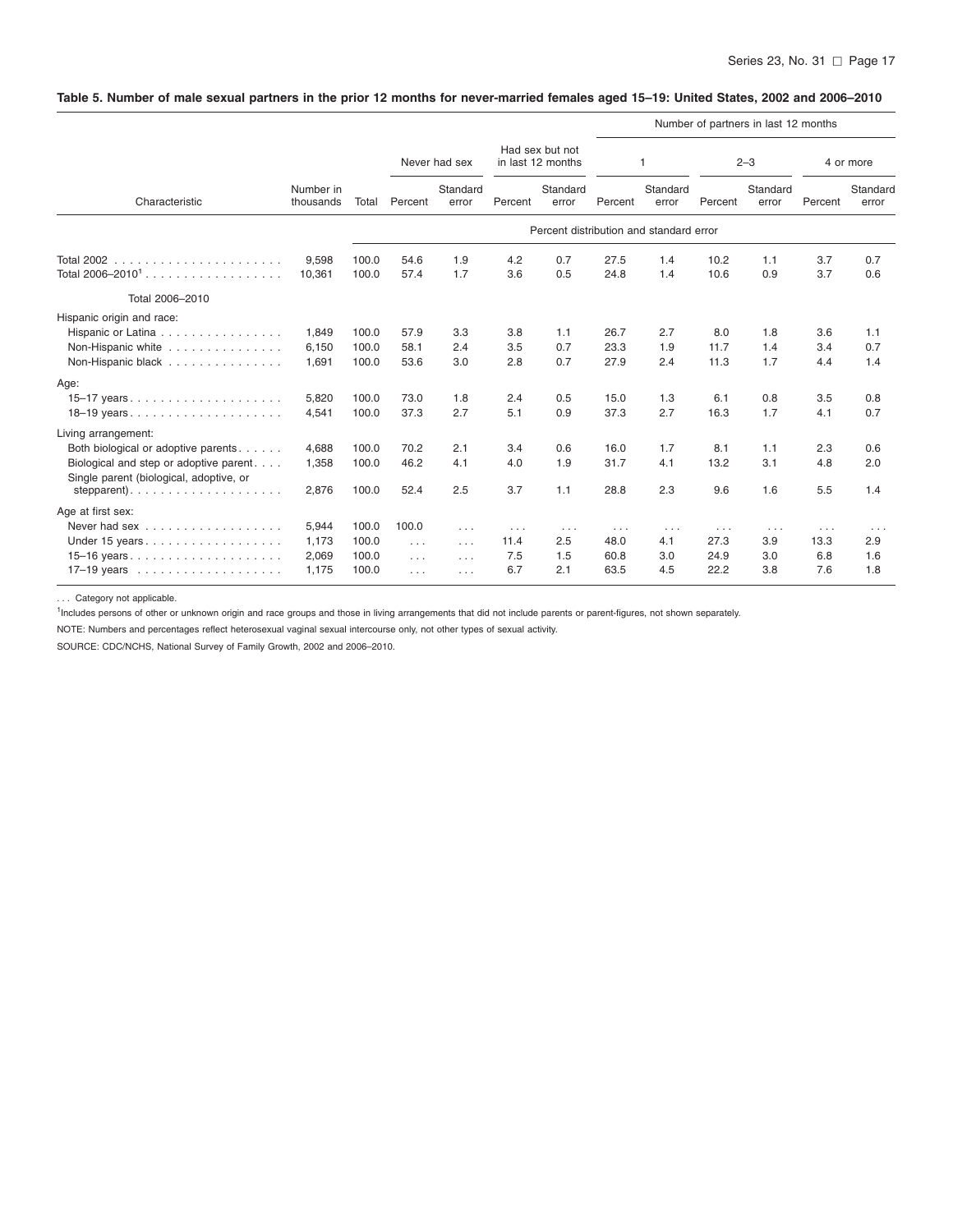**Table 5. Number of male sexual partners in the prior 12 months for never-married females aged 15–19: United States, 2002 and 2006–2010**

| Characteristic | Number in thousands | Total | Never had sex | | Had sex but not in last 12 months | | Number of partners in last 12 months: 1 | | 2–3 | | 4 or more | |
|---|---|---|---|---|---|---|---|---|---|---|---|---|
| | | | Percent | Standard error | Percent | Standard error | Percent | Standard error | Percent | Standard error | Percent | Standard error |
| | | | Percent distribution and standard error | | | | | | | | | |
| Total 2002 | 9,598 | 100.0 | 54.6 | 1.9 | 4.2 | 0.7 | 27.5 | 1.4 | 10.2 | 1.1 | 3.7 | 0.7 |
| Total 2006–2010[1] | 10,361 | 100.0 | 57.4 | 1.7 | 3.6 | 0.5 | 24.8 | 1.4 | 10.6 | 0.9 | 3.7 | 0.6 |
| Total 2006–2010 | | | | | | | | | | | | |
| Hispanic origin and race: | | | | | | | | | | | | |
| Hispanic or Latina | 1,849 | 100.0 | 57.9 | 3.3 | 3.8 | 1.1 | 26.7 | 2.7 | 8.0 | 1.8 | 3.6 | 1.1 |
| Non-Hispanic white | 6,150 | 100.0 | 58.1 | 2.4 | 3.5 | 0.7 | 23.3 | 1.9 | 11.7 | 1.4 | 3.4 | 0.7 |
| Non-Hispanic black | 1,691 | 100.0 | 53.6 | 3.0 | 2.8 | 0.7 | 27.9 | 2.4 | 11.3 | 1.7 | 4.4 | 1.4 |
| Age: | | | | | | | | | | | | |
| 15–17 years | 5,820 | 100.0 | 73.0 | 1.8 | 2.4 | 0.5 | 15.0 | 1.3 | 6.1 | 0.8 | 3.5 | 0.8 |
| 18–19 years | 4,541 | 100.0 | 37.3 | 2.7 | 5.1 | 0.9 | 37.3 | 2.7 | 16.3 | 1.7 | 4.1 | 0.7 |
| Living arrangement: | | | | | | | | | | | | |
| Both biological or adoptive parents | 4,688 | 100.0 | 70.2 | 2.1 | 3.4 | 0.6 | 16.0 | 1.7 | 8.1 | 1.1 | 2.3 | 0.6 |
| Biological and step or adoptive parent | 1,358 | 100.0 | 46.2 | 4.1 | 4.0 | 1.9 | 31.7 | 4.1 | 13.2 | 3.1 | 4.8 | 2.0 |
| Single parent (biological, adoptive, or stepparent) | 2,876 | 100.0 | 52.4 | 2.5 | 3.7 | 1.1 | 28.8 | 2.3 | 9.6 | 1.6 | 5.5 | 1.4 |
| Age at first sex: | | | | | | | | | | | | |
| Never had sex | 5,944 | 100.0 | 100.0 | ... | ... | ... | ... | ... | ... | ... | ... | ... |
| Under 15 years | 1,173 | 100.0 | ... | ... | 11.4 | 2.5 | 48.0 | 4.1 | 27.3 | 3.9 | 13.3 | 2.9 |
| 15–16 years | 2,069 | 100.0 | ... | ... | 7.5 | 1.5 | 60.8 | 3.0 | 24.9 | 3.0 | 6.8 | 1.6 |
| 17–19 years | 1,175 | 100.0 | ... | ... | 6.7 | 2.1 | 63.5 | 4.5 | 22.2 | 3.8 | 7.6 | 1.8 |

. . . Category not applicable.

[1]Includes persons of other or unknown origin and race groups and those in living arrangements that did not include parents or parent-figures, not shown separately.

NOTE: Numbers and percentages reflect heterosexual vaginal sexual intercourse only, not other types of sexual activity.

SOURCE: CDC/NCHS, National Survey of Family Growth, 2002 and 2006–2010.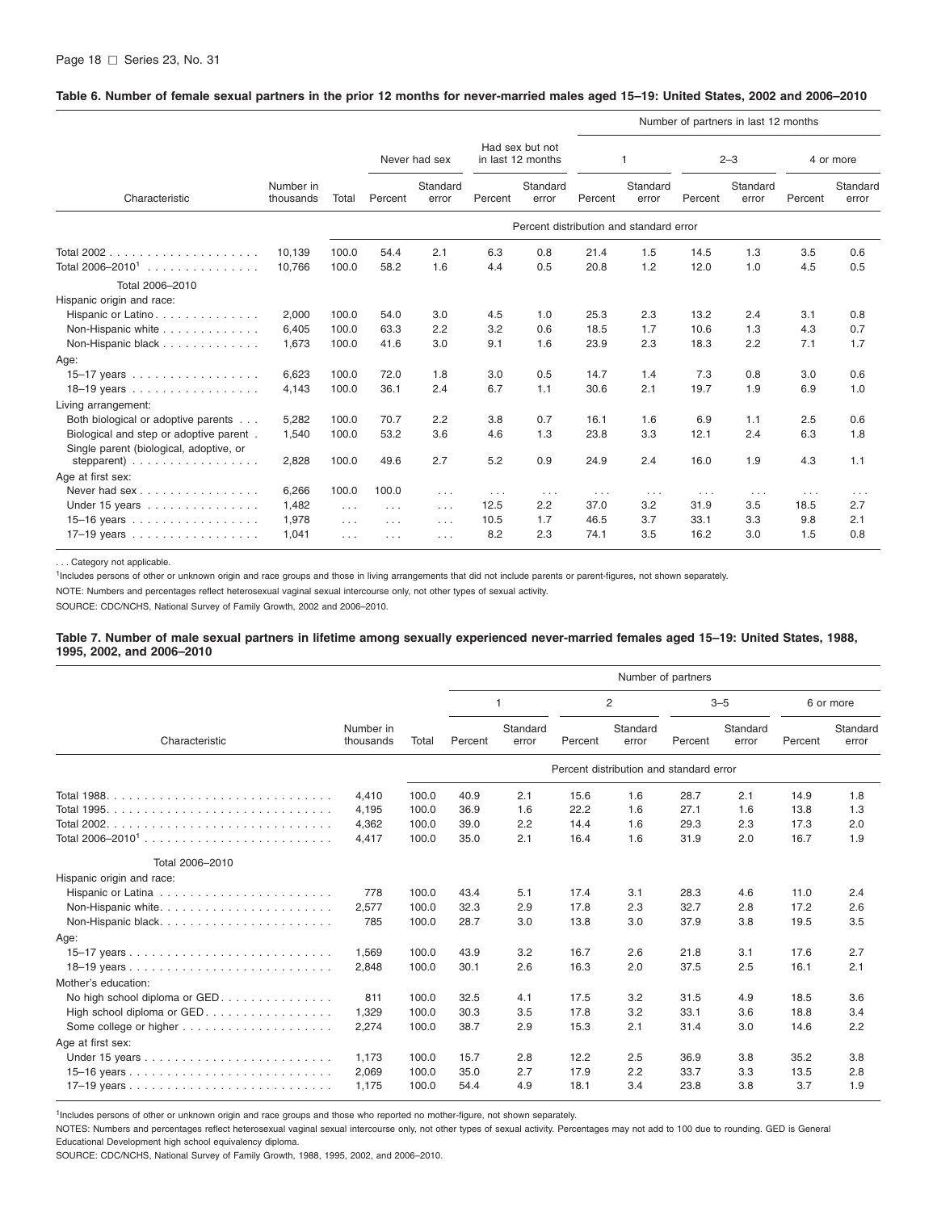**Table 6. Number of female sexual partners in the prior 12 months for never-married males aged 15–19: United States, 2002 and 2006–2010**

| Characteristic | Number in thousands | Total | Never had sex | | Had sex but not in last 12 months | | Number of partners in last 12 months: 1 | | 2–3 | | 4 or more | |
|---|---|---|---|---|---|---|---|---|---|---|---|---|
| | | | Percent | Standard error | Percent | Standard error | Percent | Standard error | Percent | Standard error | Percent | Standard error |
| | | Percent distribution and standard error | | | | | | | | | | |
| Total 2002 | 10,139 | 100.0 | 54.4 | 2.1 | 6.3 | 0.8 | 21.4 | 1.5 | 14.5 | 1.3 | 3.5 | 0.6 |
| Total 2006–2010[1] | 10,766 | 100.0 | 58.2 | 1.6 | 4.4 | 0.5 | 20.8 | 1.2 | 12.0 | 1.0 | 4.5 | 0.5 |
| Total 2006–2010 | | | | | | | | | | | | |
| Hispanic origin and race: | | | | | | | | | | | | |
| Hispanic or Latino | 2,000 | 100.0 | 54.0 | 3.0 | 4.5 | 1.0 | 25.3 | 2.3 | 13.2 | 2.4 | 3.1 | 0.8 |
| Non-Hispanic white | 6,405 | 100.0 | 63.3 | 2.2 | 3.2 | 0.6 | 18.5 | 1.7 | 10.6 | 1.3 | 4.3 | 0.7 |
| Non-Hispanic black | 1,673 | 100.0 | 41.6 | 3.0 | 9.1 | 1.6 | 23.9 | 2.3 | 18.3 | 2.2 | 7.1 | 1.7 |
| Age: | | | | | | | | | | | | |
| 15–17 years | 6,623 | 100.0 | 72.0 | 1.8 | 3.0 | 0.5 | 14.7 | 1.4 | 7.3 | 0.8 | 3.0 | 0.6 |
| 18–19 years | 4,143 | 100.0 | 36.1 | 2.4 | 6.7 | 1.1 | 30.6 | 2.1 | 19.7 | 1.9 | 6.9 | 1.0 |
| Living arrangement: | | | | | | | | | | | | |
| Both biological or adoptive parents | 5,282 | 100.0 | 70.7 | 2.2 | 3.8 | 0.7 | 16.1 | 1.6 | 6.9 | 1.1 | 2.5 | 0.6 |
| Biological and step or adoptive parent | 1,540 | 100.0 | 53.2 | 3.6 | 4.6 | 1.3 | 23.8 | 3.3 | 12.1 | 2.4 | 6.3 | 1.8 |
| Single parent (biological, adoptive, or stepparent) | 2,828 | 100.0 | 49.6 | 2.7 | 5.2 | 0.9 | 24.9 | 2.4 | 16.0 | 1.9 | 4.3 | 1.1 |
| Age at first sex: | | | | | | | | | | | | |
| Never had sex | 6,266 | 100.0 | 100.0 | ... | ... | ... | ... | ... | ... | ... | ... | ... |
| Under 15 years | 1,482 | ... | ... | ... | 12.5 | 2.2 | 37.0 | 3.2 | 31.9 | 3.5 | 18.5 | 2.7 |
| 15–16 years | 1,978 | ... | ... | ... | 10.5 | 1.7 | 46.5 | 3.7 | 33.1 | 3.3 | 9.8 | 2.1 |
| 17–19 years | 1,041 | ... | ... | ... | 8.2 | 2.3 | 74.1 | 3.5 | 16.2 | 3.0 | 1.5 | 0.8 |

. . . Category not applicable.

[1]Includes persons of other or unknown origin and race groups and those in living arrangements that did not include parents or parent-figures, not shown separately.

NOTE: Numbers and percentages reflect heterosexual vaginal sexual intercourse only, not other types of sexual activity.

SOURCE: CDC/NCHS, National Survey of Family Growth, 2002 and 2006–2010.

**Table 7. Number of male sexual partners in lifetime among sexually experienced never-married females aged 15–19: United States, 1988, 1995, 2002, and 2006–2010**

| Characteristic | Number in thousands | Total | Number of partners: 1 | | 2 | | 3–5 | | 6 or more | |
|---|---|---|---|---|---|---|---|---|---|---|
| | | | Percent | Standard error | Percent | Standard error | Percent | Standard error | Percent | Standard error |
| | | | Percent distribution and standard error | | | | | | | |
| Total 1988 | 4,410 | 100.0 | 40.9 | 2.1 | 15.6 | 1.6 | 28.7 | 2.1 | 14.9 | 1.8 |
| Total 1995 | 4,195 | 100.0 | 36.9 | 1.6 | 22.2 | 1.6 | 27.1 | 1.6 | 13.8 | 1.3 |
| Total 2002 | 4,362 | 100.0 | 39.0 | 2.2 | 14.4 | 1.6 | 29.3 | 2.3 | 17.3 | 2.0 |
| Total 2006–2010[1] | 4,417 | 100.0 | 35.0 | 2.1 | 16.4 | 1.6 | 31.9 | 2.0 | 16.7 | 1.9 |
| Total 2006–2010 | | | | | | | | | | |
| Hispanic origin and race: | | | | | | | | | | |
| Hispanic or Latina | 778 | 100.0 | 43.4 | 5.1 | 17.4 | 3.1 | 28.3 | 4.6 | 11.0 | 2.4 |
| Non-Hispanic white | 2,577 | 100.0 | 32.3 | 2.9 | 17.8 | 2.3 | 32.7 | 2.8 | 17.2 | 2.6 |
| Non-Hispanic black | 785 | 100.0 | 28.7 | 3.0 | 13.8 | 3.0 | 37.9 | 3.8 | 19.5 | 3.5 |
| Age: | | | | | | | | | | |
| 15–17 years | 1,569 | 100.0 | 43.9 | 3.2 | 16.7 | 2.6 | 21.8 | 3.1 | 17.6 | 2.7 |
| 18–19 years | 2,848 | 100.0 | 30.1 | 2.6 | 16.3 | 2.0 | 37.5 | 2.5 | 16.1 | 2.1 |
| Mother's education: | | | | | | | | | | |
| No high school diploma or GED | 811 | 100.0 | 32.5 | 4.1 | 17.5 | 3.2 | 31.5 | 4.9 | 18.5 | 3.6 |
| High school diploma or GED | 1,329 | 100.0 | 30.3 | 3.5 | 17.8 | 3.2 | 33.1 | 3.6 | 18.8 | 3.4 |
| Some college or higher | 2,274 | 100.0 | 38.7 | 2.9 | 15.3 | 2.1 | 31.4 | 3.0 | 14.6 | 2.2 |
| Age at first sex: | | | | | | | | | | |
| Under 15 years | 1,173 | 100.0 | 15.7 | 2.8 | 12.2 | 2.5 | 36.9 | 3.8 | 35.2 | 3.8 |
| 15–16 years | 2,069 | 100.0 | 35.0 | 2.7 | 17.9 | 2.2 | 33.7 | 3.3 | 13.5 | 2.8 |
| 17–19 years | 1,175 | 100.0 | 54.4 | 4.9 | 18.1 | 3.4 | 23.8 | 3.8 | 3.7 | 1.9 |

[1]Includes persons of other or unknown origin and race groups and those who reported no mother-figure, not shown separately.

NOTES: Numbers and percentages reflect heterosexual vaginal sexual intercourse only, not other types of sexual activity. Percentages may not add to 100 due to rounding. GED is General Educational Development high school equivalency diploma.

SOURCE: CDC/NCHS, National Survey of Family Growth, 1988, 1995, 2002, and 2006–2010.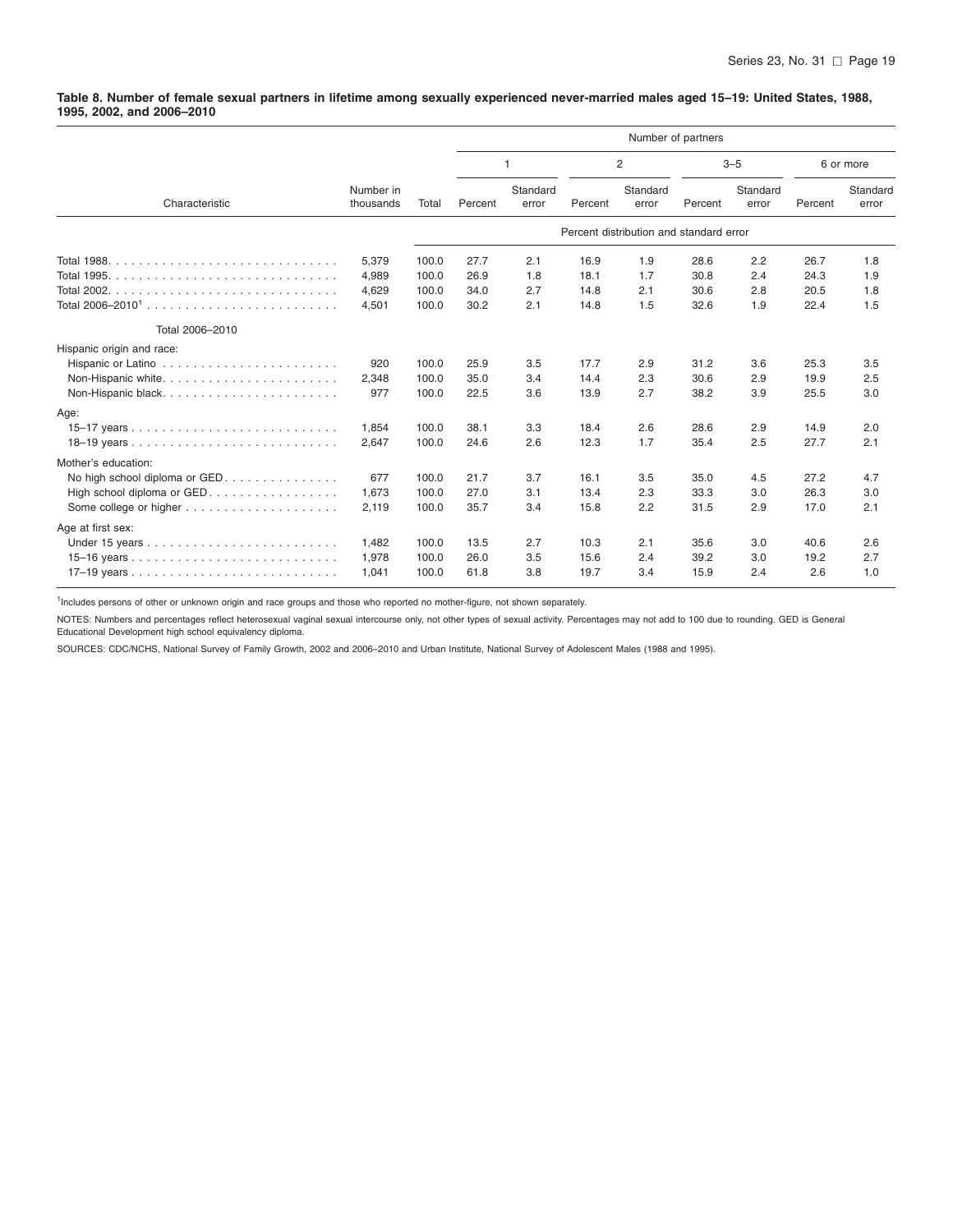**Table 8. Number of female sexual partners in lifetime among sexually experienced never-married males aged 15–19: United States, 1988, 1995, 2002, and 2006–2010**

| Characteristic | Number in thousands | Total | 1 Percent | 1 Standard error | 2 Percent | 2 Standard error | 3–5 Percent | 3–5 Standard error | 6 or more Percent | 6 or more Standard error |
|---|---|---|---|---|---|---|---|---|---|---|
| | | | Percent distribution and standard error | | | | | | | |
| Total 1988 | 5,379 | 100.0 | 27.7 | 2.1 | 16.9 | 1.9 | 28.6 | 2.2 | 26.7 | 1.8 |
| Total 1995 | 4,989 | 100.0 | 26.9 | 1.8 | 18.1 | 1.7 | 30.8 | 2.4 | 24.3 | 1.9 |
| Total 2002 | 4,629 | 100.0 | 34.0 | 2.7 | 14.8 | 2.1 | 30.6 | 2.8 | 20.5 | 1.8 |
| Total 2006–2010[1] | 4,501 | 100.0 | 30.2 | 2.1 | 14.8 | 1.5 | 32.6 | 1.9 | 22.4 | 1.5 |
| Total 2006–2010 | | | | | | | | | | |
| Hispanic origin and race: | | | | | | | | | | |
| Hispanic or Latino | 920 | 100.0 | 25.9 | 3.5 | 17.7 | 2.9 | 31.2 | 3.6 | 25.3 | 3.5 |
| Non-Hispanic white | 2,348 | 100.0 | 35.0 | 3.4 | 14.4 | 2.3 | 30.6 | 2.9 | 19.9 | 2.5 |
| Non-Hispanic black | 977 | 100.0 | 22.5 | 3.6 | 13.9 | 2.7 | 38.2 | 3.9 | 25.5 | 3.0 |
| Age: | | | | | | | | | | |
| 15–17 years | 1,854 | 100.0 | 38.1 | 3.3 | 18.4 | 2.6 | 28.6 | 2.9 | 14.9 | 2.0 |
| 18–19 years | 2,647 | 100.0 | 24.6 | 2.6 | 12.3 | 1.7 | 35.4 | 2.5 | 27.7 | 2.1 |
| Mother's education: | | | | | | | | | | |
| No high school diploma or GED | 677 | 100.0 | 21.7 | 3.7 | 16.1 | 3.5 | 35.0 | 4.5 | 27.2 | 4.7 |
| High school diploma or GED | 1,673 | 100.0 | 27.0 | 3.1 | 13.4 | 2.3 | 33.3 | 3.0 | 26.3 | 3.0 |
| Some college or higher | 2,119 | 100.0 | 35.7 | 3.4 | 15.8 | 2.2 | 31.5 | 2.9 | 17.0 | 2.1 |
| Age at first sex: | | | | | | | | | | |
| Under 15 years | 1,482 | 100.0 | 13.5 | 2.7 | 10.3 | 2.1 | 35.6 | 3.0 | 40.6 | 2.6 |
| 15–16 years | 1,978 | 100.0 | 26.0 | 3.5 | 15.6 | 2.4 | 39.2 | 3.0 | 19.2 | 2.7 |
| 17–19 years | 1,041 | 100.0 | 61.8 | 3.8 | 19.7 | 3.4 | 15.9 | 2.4 | 2.6 | 1.0 |

[1]Includes persons of other or unknown origin and race groups and those who reported no mother-figure, not shown separately.

NOTES: Numbers and percentages reflect heterosexual vaginal sexual intercourse only, not other types of sexual activity. Percentages may not add to 100 due to rounding. GED is General Educational Development high school equivalency diploma.

SOURCES: CDC/NCHS, National Survey of Family Growth, 2002 and 2006–2010 and Urban Institute, National Survey of Adolescent Males (1988 and 1995).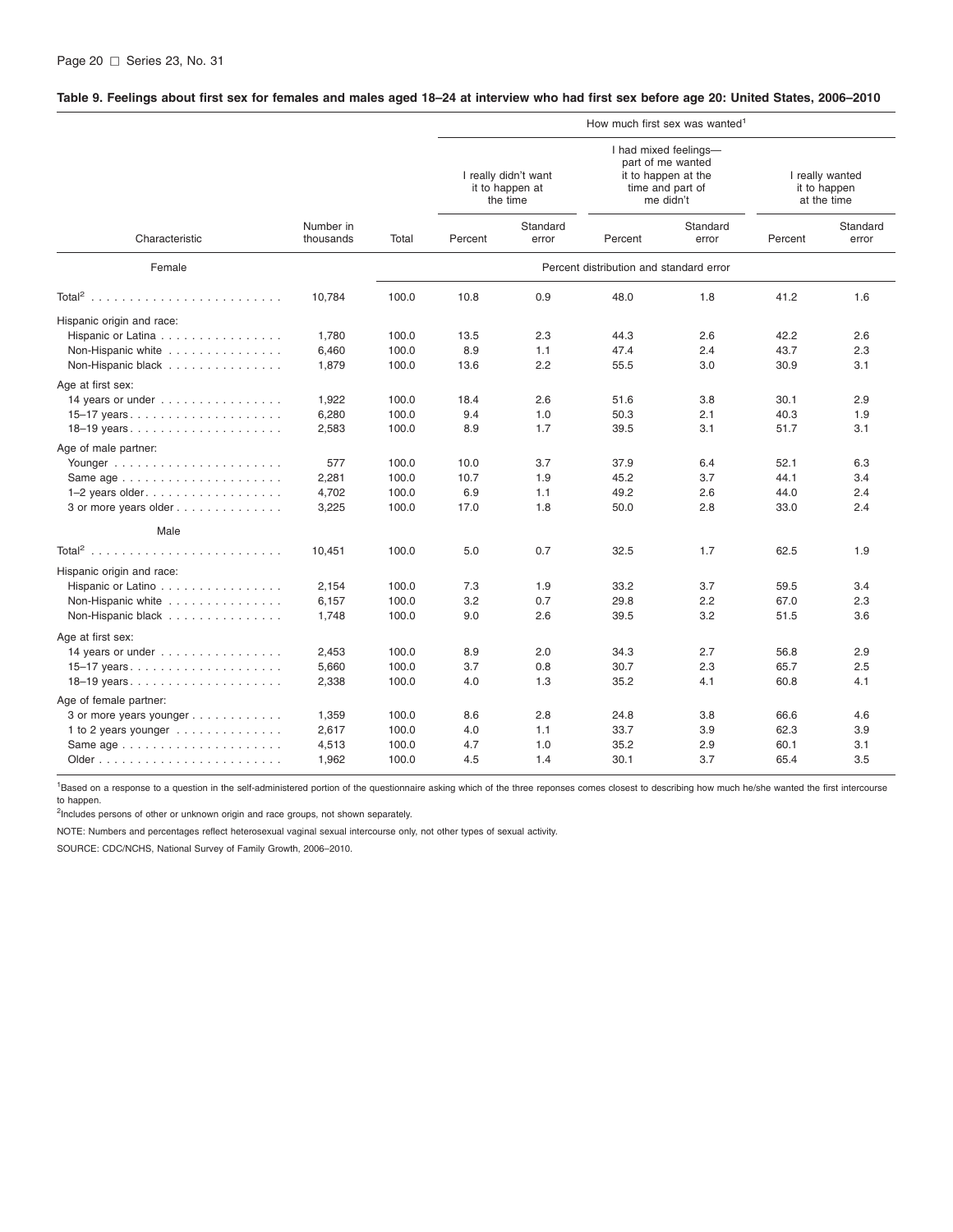**Table 9. Feelings about first sex for females and males aged 18–24 at interview who had first sex before age 20: United States, 2006–2010**

| Characteristic | Number in thousands | Total | I really didn't want it to happen at the time | | I had mixed feelings—part of me wanted it to happen at the time and part of me didn't | | I really wanted it to happen at the time | |
|---|---|---|---|---|---|---|---|---|
| | | | Percent | Standard error | Percent | Standard error | Percent | Standard error |
| **Female** | | | Percent distribution and standard error | | | | | |
| Total[2] | 10,784 | 100.0 | 10.8 | 0.9 | 48.0 | 1.8 | 41.2 | 1.6 |
| Hispanic origin and race: | | | | | | | | |
| Hispanic or Latina | 1,780 | 100.0 | 13.5 | 2.3 | 44.3 | 2.6 | 42.2 | 2.6 |
| Non-Hispanic white | 6,460 | 100.0 | 8.9 | 1.1 | 47.4 | 2.4 | 43.7 | 2.3 |
| Non-Hispanic black | 1,879 | 100.0 | 13.6 | 2.2 | 55.5 | 3.0 | 30.9 | 3.1 |
| Age at first sex: | | | | | | | | |
| 14 years or under | 1,922 | 100.0 | 18.4 | 2.6 | 51.6 | 3.8 | 30.1 | 2.9 |
| 15–17 years | 6,280 | 100.0 | 9.4 | 1.0 | 50.3 | 2.1 | 40.3 | 1.9 |
| 18–19 years | 2,583 | 100.0 | 8.9 | 1.7 | 39.5 | 3.1 | 51.7 | 3.1 |
| Age of male partner: | | | | | | | | |
| Younger | 577 | 100.0 | 10.0 | 3.7 | 37.9 | 6.4 | 52.1 | 6.3 |
| Same age | 2,281 | 100.0 | 10.7 | 1.9 | 45.2 | 3.7 | 44.1 | 3.4 |
| 1–2 years older | 4,702 | 100.0 | 6.9 | 1.1 | 49.2 | 2.6 | 44.0 | 2.4 |
| 3 or more years older | 3,225 | 100.0 | 17.0 | 1.8 | 50.0 | 2.8 | 33.0 | 2.4 |
| **Male** | | | | | | | | |
| Total[2] | 10,451 | 100.0 | 5.0 | 0.7 | 32.5 | 1.7 | 62.5 | 1.9 |
| Hispanic origin and race: | | | | | | | | |
| Hispanic or Latino | 2,154 | 100.0 | 7.3 | 1.9 | 33.2 | 3.7 | 59.5 | 3.4 |
| Non-Hispanic white | 6,157 | 100.0 | 3.2 | 0.7 | 29.8 | 2.2 | 67.0 | 2.3 |
| Non-Hispanic black | 1,748 | 100.0 | 9.0 | 2.6 | 39.5 | 3.2 | 51.5 | 3.6 |
| Age at first sex: | | | | | | | | |
| 14 years or under | 2,453 | 100.0 | 8.9 | 2.0 | 34.3 | 2.7 | 56.8 | 2.9 |
| 15–17 years | 5,660 | 100.0 | 3.7 | 0.8 | 30.7 | 2.3 | 65.7 | 2.5 |
| 18–19 years | 2,338 | 100.0 | 4.0 | 1.3 | 35.2 | 4.1 | 60.8 | 4.1 |
| Age of female partner: | | | | | | | | |
| 3 or more years younger | 1,359 | 100.0 | 8.6 | 2.8 | 24.8 | 3.8 | 66.6 | 4.6 |
| 1 to 2 years younger | 2,617 | 100.0 | 4.0 | 1.1 | 33.7 | 3.9 | 62.3 | 3.9 |
| Same age | 4,513 | 100.0 | 4.7 | 1.0 | 35.2 | 2.9 | 60.1 | 3.1 |
| Older | 1,962 | 100.0 | 4.5 | 1.4 | 30.1 | 3.7 | 65.4 | 3.5 |

Column group heading: How much first sex was wanted[1]

[1]Based on a response to a question in the self-administered portion of the questionnaire asking which of the three reponses comes closest to describing how much he/she wanted the first intercourse to happen.

[2]Includes persons of other or unknown origin and race groups, not shown separately.

NOTE: Numbers and percentages reflect heterosexual vaginal sexual intercourse only, not other types of sexual activity.

SOURCE: CDC/NCHS, National Survey of Family Growth, 2006–2010.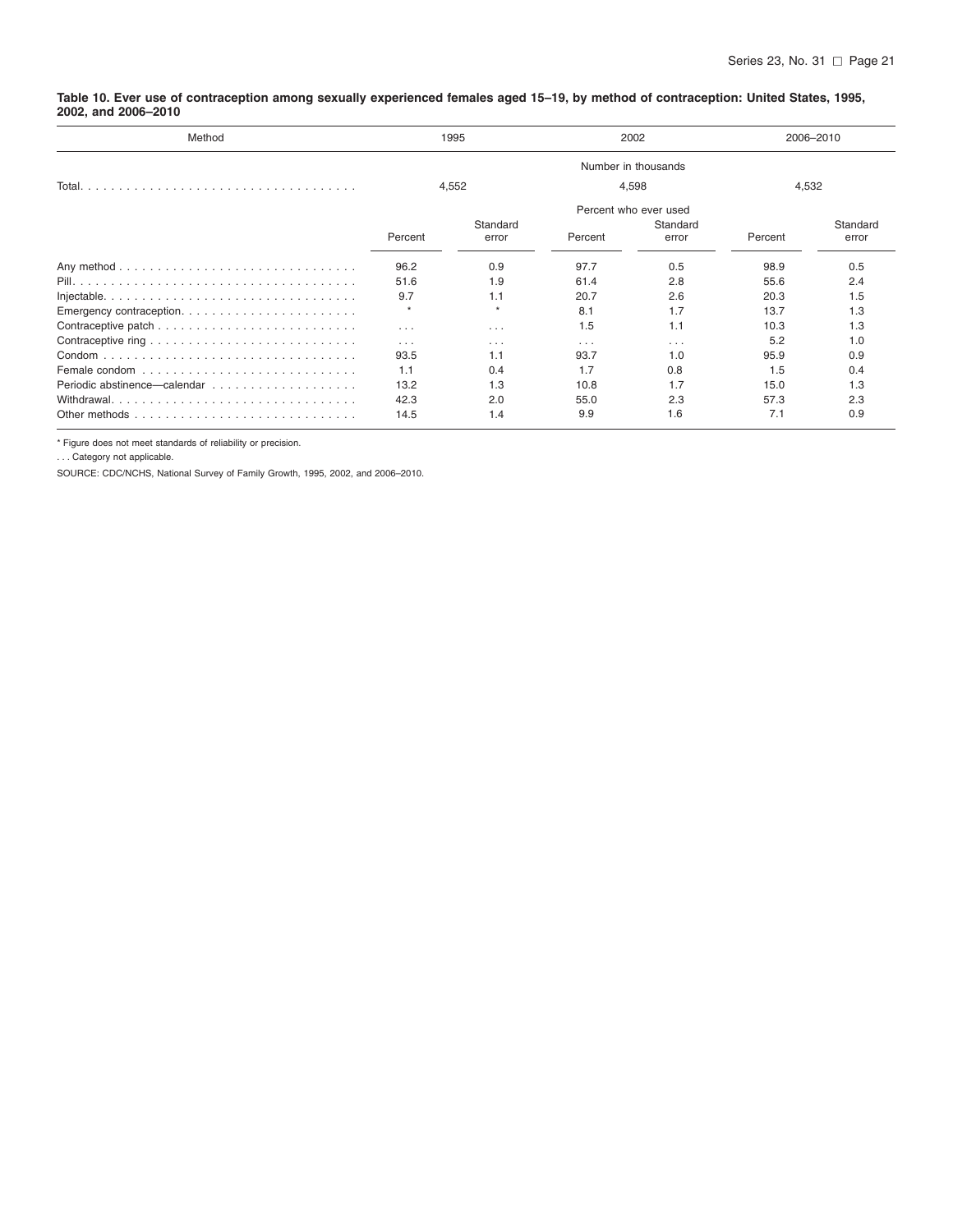**Table 10. Ever use of contraception among sexually experienced females aged 15–19, by method of contraception: United States, 1995, 2002, and 2006–2010**

| Method | 1995 | | 2002 | | 2006–2010 | |
|---|---|---|---|---|---|---|
| | Number in thousands | | | | | |
| Total | 4,552 | | 4,598 | | 4,532 | |
| | Percent who ever used | | | | | |
| | Percent | Standard error | Percent | Standard error | Percent | Standard error |
| Any method | 96.2 | 0.9 | 97.7 | 0.5 | 98.9 | 0.5 |
| Pill | 51.6 | 1.9 | 61.4 | 2.8 | 55.6 | 2.4 |
| Injectable | 9.7 | 1.1 | 20.7 | 2.6 | 20.3 | 1.5 |
| Emergency contraception | * | * | 8.1 | 1.7 | 13.7 | 1.3 |
| Contraceptive patch | . . . | . . . | 1.5 | 1.1 | 10.3 | 1.3 |
| Contraceptive ring | . . . | . . . | . . . | . . . | 5.2 | 1.0 |
| Condom | 93.5 | 1.1 | 93.7 | 1.0 | 95.9 | 0.9 |
| Female condom | 1.1 | 0.4 | 1.7 | 0.8 | 1.5 | 0.4 |
| Periodic abstinence—calendar | 13.2 | 1.3 | 10.8 | 1.7 | 15.0 | 1.3 |
| Withdrawal | 42.3 | 2.0 | 55.0 | 2.3 | 57.3 | 2.3 |
| Other methods | 14.5 | 1.4 | 9.9 | 1.6 | 7.1 | 0.9 |

* Figure does not meet standards of reliability or precision.

. . . Category not applicable.

SOURCE: CDC/NCHS, National Survey of Family Growth, 1995, 2002, and 2006–2010.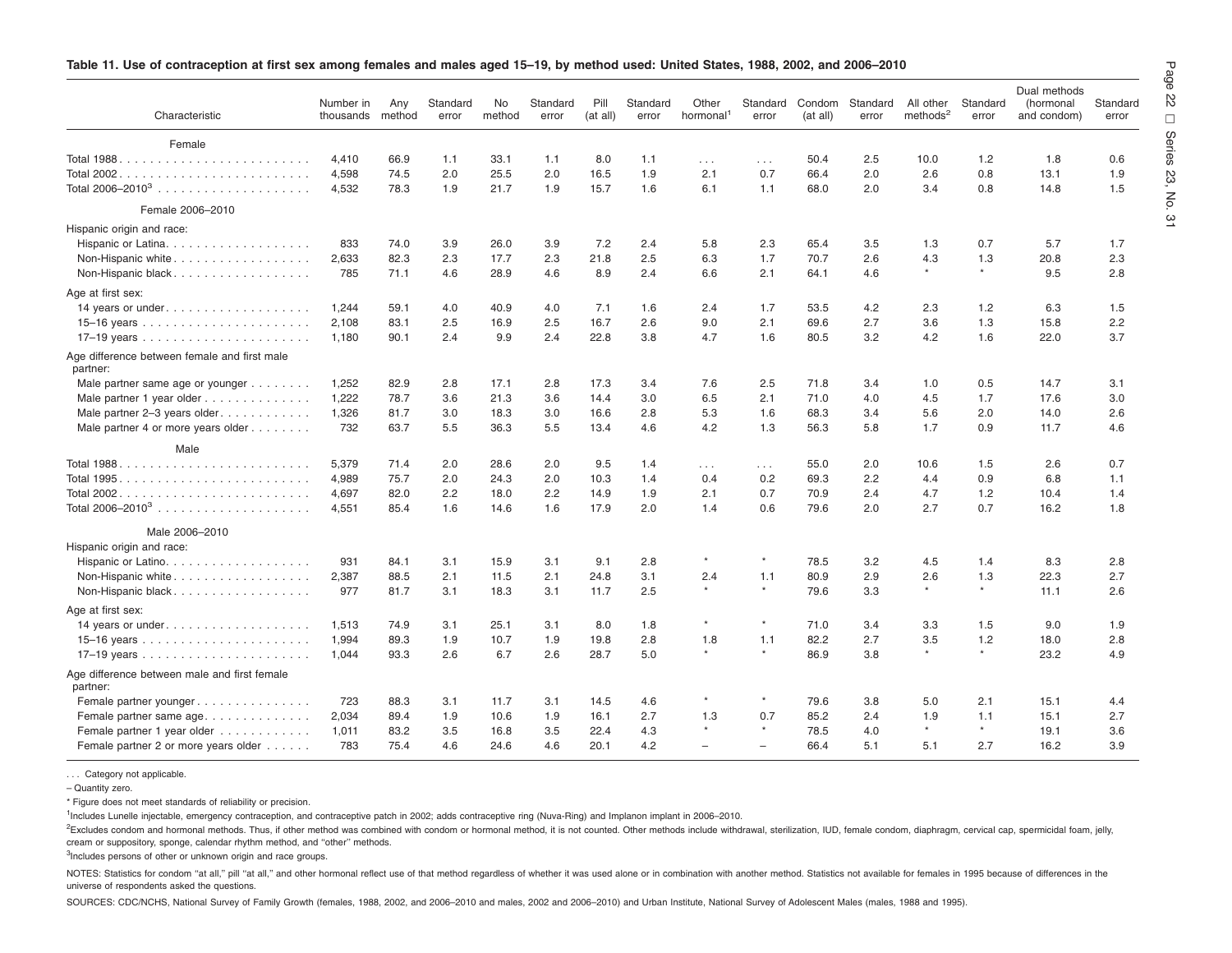**Table 11. Use of contraception at first sex among females and males aged 15–19, by method used: United States, 1988, 2002, and 2006–2010**

| Characteristic | Number in thousands | Any method | Standard error | No method | Standard error | Pill (at all) | Standard error | Other hormonal[1] | Standard error | Condom (at all) | Standard error | All other methods[2] | Standard error | Dual methods (hormonal and condom) | Standard error |
|---|---|---|---|---|---|---|---|---|---|---|---|---|---|---|---|
| Female | | | | | | | | | | | | | | | |
| Total 1988 | 4,410 | 66.9 | 1.1 | 33.1 | 1.1 | 8.0 | 1.1 | ... | ... | 50.4 | 2.5 | 10.0 | 1.2 | 1.8 | 0.6 |
| Total 2002 | 4,598 | 74.5 | 2.0 | 25.5 | 2.0 | 16.5 | 1.9 | 2.1 | 0.7 | 66.4 | 2.0 | 2.6 | 0.8 | 13.1 | 1.9 |
| Total 2006–2010[3] | 4,532 | 78.3 | 1.9 | 21.7 | 1.9 | 15.7 | 1.6 | 6.1 | 1.1 | 68.0 | 2.0 | 3.4 | 0.8 | 14.8 | 1.5 |
| Female 2006–2010 | | | | | | | | | | | | | | | |
| Hispanic origin and race: | | | | | | | | | | | | | | | |
| Hispanic or Latina | 833 | 74.0 | 3.9 | 26.0 | 3.9 | 7.2 | 2.4 | 5.8 | 2.3 | 65.4 | 3.5 | 1.3 | 0.7 | 5.7 | 1.7 |
| Non-Hispanic white | 2,633 | 82.3 | 2.3 | 17.7 | 2.3 | 21.8 | 2.5 | 6.3 | 1.7 | 70.7 | 2.6 | 4.3 | 1.3 | 20.8 | 2.3 |
| Non-Hispanic black | 785 | 71.1 | 4.6 | 28.9 | 4.6 | 8.9 | 2.4 | 6.6 | 2.1 | 64.1 | 4.6 | * | * | 9.5 | 2.8 |
| Age at first sex: | | | | | | | | | | | | | | | |
| 14 years or under | 1,244 | 59.1 | 4.0 | 40.9 | 4.0 | 7.1 | 1.6 | 2.4 | 1.7 | 53.5 | 4.2 | 2.3 | 1.2 | 6.3 | 1.5 |
| 15–16 years | 2,108 | 83.1 | 2.5 | 16.9 | 2.5 | 16.7 | 2.6 | 9.0 | 2.1 | 69.6 | 2.7 | 3.6 | 1.3 | 15.8 | 2.2 |
| 17–19 years | 1,180 | 90.1 | 2.4 | 9.9 | 2.4 | 22.8 | 3.8 | 4.7 | 1.6 | 80.5 | 3.2 | 4.2 | 1.6 | 22.0 | 3.7 |
| Age difference between female and first male partner: | | | | | | | | | | | | | | | |
| Male partner same age or younger | 1,252 | 82.9 | 2.8 | 17.1 | 2.8 | 17.3 | 3.4 | 7.6 | 2.5 | 71.8 | 3.4 | 1.0 | 0.5 | 14.7 | 3.1 |
| Male partner 1 year older | 1,222 | 78.7 | 3.6 | 21.3 | 3.6 | 14.4 | 3.0 | 6.5 | 2.1 | 71.0 | 4.0 | 4.5 | 1.7 | 17.6 | 3.0 |
| Male partner 2–3 years older | 1,326 | 81.7 | 3.0 | 18.3 | 3.0 | 16.6 | 2.8 | 5.3 | 1.6 | 68.3 | 3.4 | 5.6 | 2.0 | 14.0 | 2.6 |
| Male partner 4 or more years older | 732 | 63.7 | 5.5 | 36.3 | 5.5 | 13.4 | 4.6 | 4.2 | 1.3 | 56.3 | 5.8 | 1.7 | 0.9 | 11.7 | 4.6 |
| Male | | | | | | | | | | | | | | | |
| Total 1988 | 5,379 | 71.4 | 2.0 | 28.6 | 2.0 | 9.5 | 1.4 | ... | ... | 55.0 | 2.0 | 10.6 | 1.5 | 2.6 | 0.7 |
| Total 1995 | 4,989 | 75.7 | 2.0 | 24.3 | 2.0 | 10.3 | 1.4 | 0.4 | 0.2 | 69.3 | 2.2 | 4.4 | 0.9 | 6.8 | 1.1 |
| Total 2002 | 4,697 | 82.0 | 2.2 | 18.0 | 2.2 | 14.9 | 1.9 | 2.1 | 0.7 | 70.9 | 2.4 | 4.7 | 1.2 | 10.4 | 1.4 |
| Total 2006–2010[3] | 4,551 | 85.4 | 1.6 | 14.6 | 1.6 | 17.9 | 2.0 | 1.4 | 0.6 | 79.6 | 2.0 | 2.7 | 0.7 | 16.2 | 1.8 |
| Male 2006–2010 | | | | | | | | | | | | | | | |
| Hispanic origin and race: | | | | | | | | | | | | | | | |
| Hispanic or Latino | 931 | 84.1 | 3.1 | 15.9 | 3.1 | 9.1 | 2.8 | * | * | 78.5 | 3.2 | 4.5 | 1.4 | 8.3 | 2.8 |
| Non-Hispanic white | 2,387 | 88.5 | 2.1 | 11.5 | 2.1 | 24.8 | 3.1 | 2.4 | 1.1 | 80.9 | 2.9 | 2.6 | 1.3 | 22.3 | 2.7 |
| Non-Hispanic black | 977 | 81.7 | 3.1 | 18.3 | 3.1 | 11.7 | 2.5 | * | * | 79.6 | 3.3 | * | * | 11.1 | 2.6 |
| Age at first sex: | | | | | | | | | | | | | | | |
| 14 years or under | 1,513 | 74.9 | 3.1 | 25.1 | 3.1 | 8.0 | 1.8 | * | * | 71.0 | 3.4 | 3.3 | 1.5 | 9.0 | 1.9 |
| 15–16 years | 1,994 | 89.3 | 1.9 | 10.7 | 1.9 | 19.8 | 2.8 | 1.8 | 1.1 | 82.2 | 2.7 | 3.5 | 1.2 | 18.0 | 2.8 |
| 17–19 years | 1,044 | 93.3 | 2.6 | 6.7 | 2.6 | 28.7 | 5.0 | * | * | 86.9 | 3.8 | * | * | 23.2 | 4.9 |
| Age difference between male and first female partner: | | | | | | | | | | | | | | | |
| Female partner younger | 723 | 88.3 | 3.1 | 11.7 | 3.1 | 14.5 | 4.6 | * | * | 79.6 | 3.8 | 5.0 | 2.1 | 15.1 | 4.4 |
| Female partner same age | 2,034 | 89.4 | 1.9 | 10.6 | 1.9 | 16.1 | 2.7 | 1.3 | 0.7 | 85.2 | 2.4 | 1.9 | 1.1 | 15.1 | 2.7 |
| Female partner 1 year older | 1,011 | 83.2 | 3.5 | 16.8 | 3.5 | 22.4 | 4.3 | * | * | 78.5 | 4.0 | * | * | 19.1 | 3.6 |
| Female partner 2 or more years older | 783 | 75.4 | 4.6 | 24.6 | 4.6 | 20.1 | 4.2 | – | – | 66.4 | 5.1 | 5.1 | 2.7 | 16.2 | 3.9 |

. . . Category not applicable.

– Quantity zero.

* Figure does not meet standards of reliability or precision.

[1]Includes Lunelle injectable, emergency contraception, and contraceptive patch in 2002; adds contraceptive ring (Nuva-Ring) and Implanon implant in 2006–2010.

[2]Excludes condom and hormonal methods. Thus, if other method was combined with condom or hormonal method, it is not counted. Other methods include withdrawal, sterilization, IUD, female condom, diaphragm, cervical cap, spermicidal foam, jelly, cream or suppository, sponge, calendar rhythm method, and "other" methods.

[3]Includes persons of other or unknown origin and race groups.

NOTES: Statistics for condom "at all," pill "at all," and other hormonal reflect use of that method regardless of whether it was used alone or in combination with another method. Statistics not available for females in 1995 because of differences in the universe of respondents asked the questions.

SOURCES: CDC/NCHS, National Survey of Family Growth (females, 1988, 2002, and 2006–2010 and males, 2002 and 2006–2010) and Urban Institute, National Survey of Adolescent Males (males, 1988 and 1995).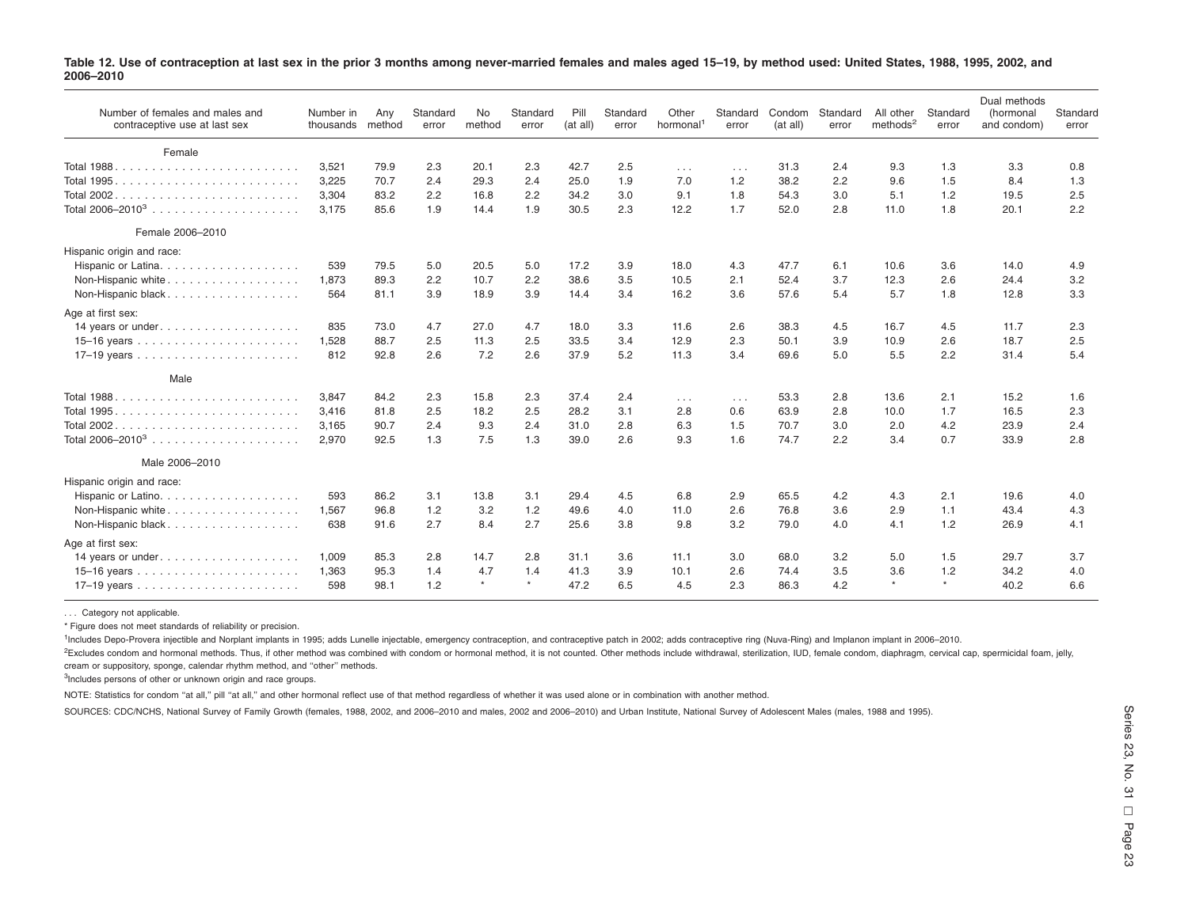**Table 12. Use of contraception at last sex in the prior 3 months among never-married females and males aged 15–19, by method used: United States, 1988, 1995, 2002, and 2006–2010**

| Number of females and males and contraceptive use at last sex | Number in thousands | Any method | Standard error | No method | Standard error | Pill (at all) | Standard error | Other hormonal[1] | Standard error | Condom (at all) | Standard error | All other methods[2] | Standard error | Dual methods (hormonal and condom) | Standard error |
|---|---|---|---|---|---|---|---|---|---|---|---|---|---|---|---|
| **Female** | | | | | | | | | | | | | | | |
| Total 1988 | 3,521 | 79.9 | 2.3 | 20.1 | 2.3 | 42.7 | 2.5 | ... | ... | 31.3 | 2.4 | 9.3 | 1.3 | 3.3 | 0.8 |
| Total 1995 | 3,225 | 70.7 | 2.4 | 29.3 | 2.4 | 25.0 | 1.9 | 7.0 | 1.2 | 38.2 | 2.2 | 9.6 | 1.5 | 8.4 | 1.3 |
| Total 2002 | 3,304 | 83.2 | 2.2 | 16.8 | 2.2 | 34.2 | 3.0 | 9.1 | 1.8 | 54.3 | 3.0 | 5.1 | 1.2 | 19.5 | 2.5 |
| Total 2006–2010[3] | 3,175 | 85.6 | 1.9 | 14.4 | 1.9 | 30.5 | 2.3 | 12.2 | 1.7 | 52.0 | 2.8 | 11.0 | 1.8 | 20.1 | 2.2 |
| **Female 2006–2010** | | | | | | | | | | | | | | | |
| Hispanic origin and race: | | | | | | | | | | | | | | | |
| Hispanic or Latina | 539 | 79.5 | 5.0 | 20.5 | 5.0 | 17.2 | 3.9 | 18.0 | 4.3 | 47.7 | 6.1 | 10.6 | 3.6 | 14.0 | 4.9 |
| Non-Hispanic white | 1,873 | 89.3 | 2.2 | 10.7 | 2.2 | 38.6 | 3.5 | 10.5 | 2.1 | 52.4 | 3.7 | 12.3 | 2.6 | 24.4 | 3.2 |
| Non-Hispanic black | 564 | 81.1 | 3.9 | 18.9 | 3.9 | 14.4 | 3.4 | 16.2 | 3.6 | 57.6 | 5.4 | 5.7 | 1.8 | 12.8 | 3.3 |
| Age at first sex: | | | | | | | | | | | | | | | |
| 14 years or under | 835 | 73.0 | 4.7 | 27.0 | 4.7 | 18.0 | 3.3 | 11.6 | 2.6 | 38.3 | 4.5 | 16.7 | 4.5 | 11.7 | 2.3 |
| 15–16 years | 1,528 | 88.7 | 2.5 | 11.3 | 2.5 | 33.5 | 3.4 | 12.9 | 2.3 | 50.1 | 3.9 | 10.9 | 2.6 | 18.7 | 2.5 |
| 17–19 years | 812 | 92.8 | 2.6 | 7.2 | 2.6 | 37.9 | 5.2 | 11.3 | 3.4 | 69.6 | 5.0 | 5.5 | 2.2 | 31.4 | 5.4 |
| **Male** | | | | | | | | | | | | | | | |
| Total 1988 | 3,847 | 84.2 | 2.3 | 15.8 | 2.3 | 37.4 | 2.4 | ... | ... | 53.3 | 2.8 | 13.6 | 2.1 | 15.2 | 1.6 |
| Total 1995 | 3,416 | 81.8 | 2.5 | 18.2 | 2.5 | 28.2 | 3.1 | 2.8 | 0.6 | 63.9 | 2.8 | 10.0 | 1.7 | 16.5 | 2.3 |
| Total 2002 | 3,165 | 90.7 | 2.4 | 9.3 | 2.4 | 31.0 | 2.8 | 6.3 | 1.5 | 70.7 | 3.0 | 2.0 | 4.2 | 23.9 | 2.4 |
| Total 2006–2010[3] | 2,970 | 92.5 | 1.3 | 7.5 | 1.3 | 39.0 | 2.6 | 9.3 | 1.6 | 74.7 | 2.2 | 3.4 | 0.7 | 33.9 | 2.8 |
| **Male 2006–2010** | | | | | | | | | | | | | | | |
| Hispanic origin and race: | | | | | | | | | | | | | | | |
| Hispanic or Latino | 593 | 86.2 | 3.1 | 13.8 | 3.1 | 29.4 | 4.5 | 6.8 | 2.9 | 65.5 | 4.2 | 4.3 | 2.1 | 19.6 | 4.0 |
| Non-Hispanic white | 1,567 | 96.8 | 1.2 | 3.2 | 1.2 | 49.6 | 4.0 | 11.0 | 2.6 | 76.8 | 3.6 | 2.9 | 1.1 | 43.4 | 4.3 |
| Non-Hispanic black | 638 | 91.6 | 2.7 | 8.4 | 2.7 | 25.6 | 3.8 | 9.8 | 3.2 | 79.0 | 4.0 | 4.1 | 1.2 | 26.9 | 4.1 |
| Age at first sex: | | | | | | | | | | | | | | | |
| 14 years or under | 1,009 | 85.3 | 2.8 | 14.7 | 2.8 | 31.1 | 3.6 | 11.1 | 3.0 | 68.0 | 3.2 | 5.0 | 1.5 | 29.7 | 3.7 |
| 15–16 years | 1,363 | 95.3 | 1.4 | 4.7 | 1.4 | 41.3 | 3.9 | 10.1 | 2.6 | 74.4 | 3.5 | 3.6 | 1.2 | 34.2 | 4.0 |
| 17–19 years | 598 | 98.1 | 1.2 | * | * | 47.2 | 6.5 | 4.5 | 2.3 | 86.3 | 4.2 | * | * | 40.2 | 6.6 |

. . . Category not applicable.

* Figure does not meet standards of reliability or precision.

[1]Includes Depo-Provera injectible and Norplant implants in 1995; adds Lunelle injectable, emergency contraception, and contraceptive patch in 2002; adds contraceptive ring (Nuva-Ring) and Implanon implant in 2006–2010.

[2]Excludes condom and hormonal methods. Thus, if other method was combined with condom or hormonal method, it is not counted. Other methods include withdrawal, sterilization, IUD, female condom, diaphragm, cervical cap, spermicidal foam, jelly, cream or suppository, sponge, calendar rhythm method, and "other" methods.

[3]Includes persons of other or unknown origin and race groups.

NOTE: Statistics for condom "at all," pill "at all," and other hormonal reflect use of that method regardless of whether it was used alone or in combination with another method.

SOURCES: CDC/NCHS, National Survey of Family Growth (females, 1988, 2002, and 2006–2010 and males, 2002 and 2006–2010) and Urban Institute, National Survey of Adolescent Males (males, 1988 and 1995).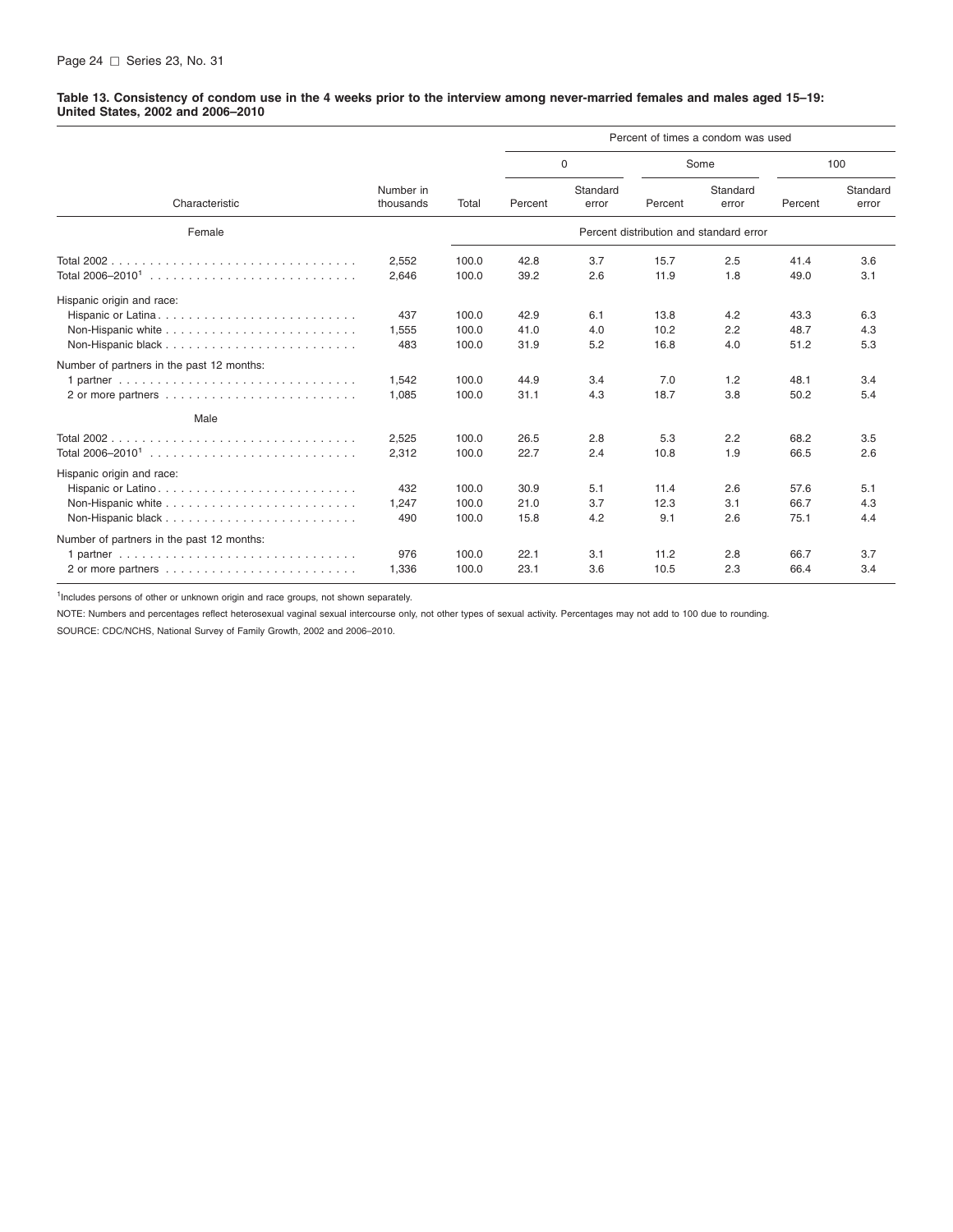**Table 13. Consistency of condom use in the 4 weeks prior to the interview among never-married females and males aged 15–19: United States, 2002 and 2006–2010**

| Characteristic | Number in thousands | Total | Percent of times a condom was used: 0 — Percent | 0 — Standard error | Some — Percent | Some — Standard error | 100 — Percent | 100 — Standard error |
|---|---|---|---|---|---|---|---|---|
| **Female** | | | Percent distribution and standard error | | | | | |
| Total 2002 | 2,552 | 100.0 | 42.8 | 3.7 | 15.7 | 2.5 | 41.4 | 3.6 |
| Total 2006–2010[1] | 2,646 | 100.0 | 39.2 | 2.6 | 11.9 | 1.8 | 49.0 | 3.1 |
| Hispanic origin and race: | | | | | | | | |
| Hispanic or Latina | 437 | 100.0 | 42.9 | 6.1 | 13.8 | 4.2 | 43.3 | 6.3 |
| Non-Hispanic white | 1,555 | 100.0 | 41.0 | 4.0 | 10.2 | 2.2 | 48.7 | 4.3 |
| Non-Hispanic black | 483 | 100.0 | 31.9 | 5.2 | 16.8 | 4.0 | 51.2 | 5.3 |
| Number of partners in the past 12 months: | | | | | | | | |
| 1 partner | 1,542 | 100.0 | 44.9 | 3.4 | 7.0 | 1.2 | 48.1 | 3.4 |
| 2 or more partners | 1,085 | 100.0 | 31.1 | 4.3 | 18.7 | 3.8 | 50.2 | 5.4 |
| **Male** | | | | | | | | |
| Total 2002 | 2,525 | 100.0 | 26.5 | 2.8 | 5.3 | 2.2 | 68.2 | 3.5 |
| Total 2006–2010[1] | 2,312 | 100.0 | 22.7 | 2.4 | 10.8 | 1.9 | 66.5 | 2.6 |
| Hispanic origin and race: | | | | | | | | |
| Hispanic or Latino | 432 | 100.0 | 30.9 | 5.1 | 11.4 | 2.6 | 57.6 | 5.1 |
| Non-Hispanic white | 1,247 | 100.0 | 21.0 | 3.7 | 12.3 | 3.1 | 66.7 | 4.3 |
| Non-Hispanic black | 490 | 100.0 | 15.8 | 4.2 | 9.1 | 2.6 | 75.1 | 4.4 |
| Number of partners in the past 12 months: | | | | | | | | |
| 1 partner | 976 | 100.0 | 22.1 | 3.1 | 11.2 | 2.8 | 66.7 | 3.7 |
| 2 or more partners | 1,336 | 100.0 | 23.1 | 3.6 | 10.5 | 2.3 | 66.4 | 3.4 |

[1]Includes persons of other or unknown origin and race groups, not shown separately.

NOTE: Numbers and percentages reflect heterosexual vaginal sexual intercourse only, not other types of sexual activity. Percentages may not add to 100 due to rounding.

SOURCE: CDC/NCHS, National Survey of Family Growth, 2002 and 2006–2010.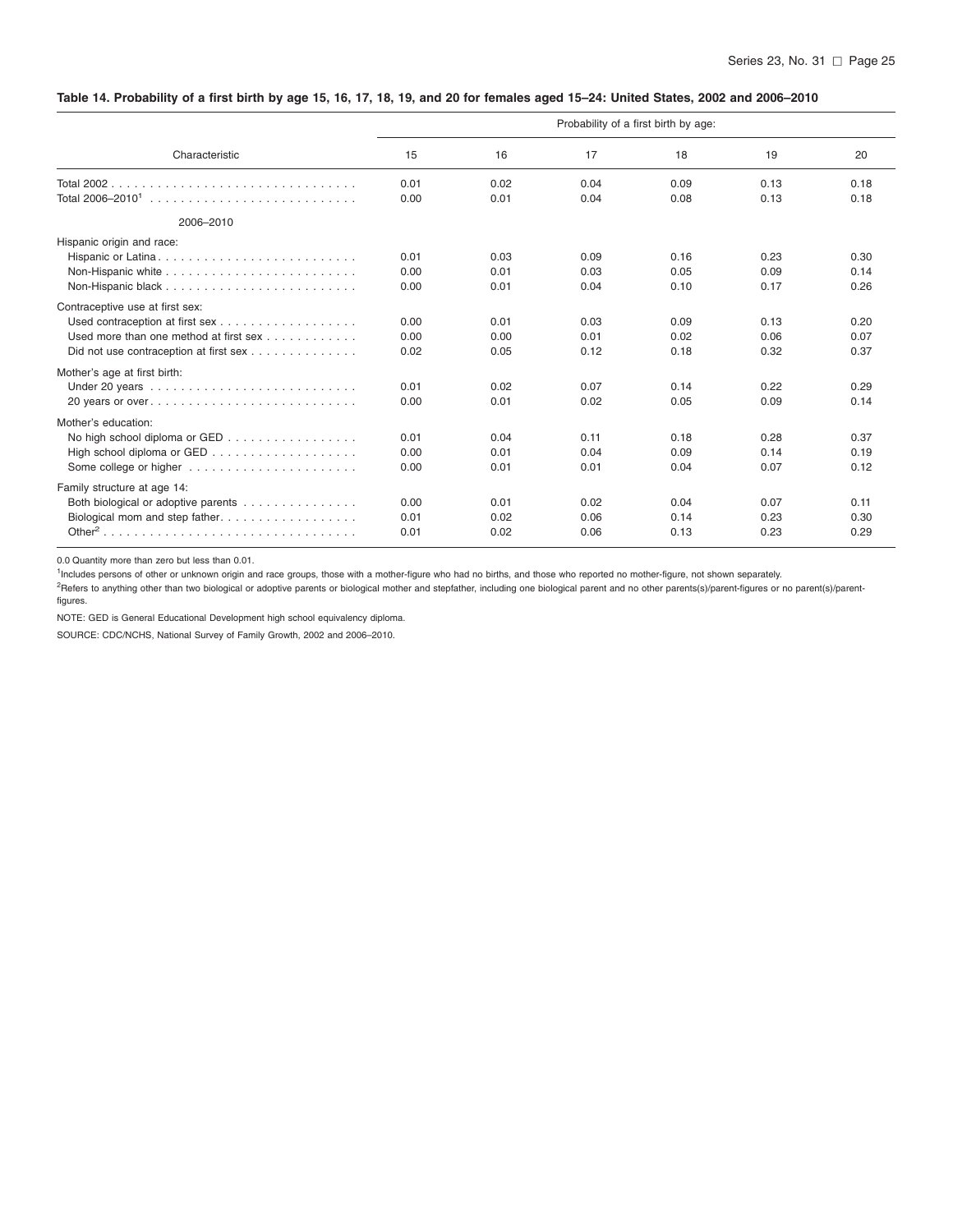**Table 14. Probability of a first birth by age 15, 16, 17, 18, 19, and 20 for females aged 15–24: United States, 2002 and 2006–2010**

| Characteristic | Probability of a first birth by age: | | | | | |
|---|---|---|---|---|---|---|
| | 15 | 16 | 17 | 18 | 19 | 20 |
| Total 2002 | 0.01 | 0.02 | 0.04 | 0.09 | 0.13 | 0.18 |
| Total 2006–2010[1] | 0.00 | 0.01 | 0.04 | 0.08 | 0.13 | 0.18 |
| 2006–2010 | | | | | | |
| Hispanic origin and race: | | | | | | |
| Hispanic or Latina | 0.01 | 0.03 | 0.09 | 0.16 | 0.23 | 0.30 |
| Non-Hispanic white | 0.00 | 0.01 | 0.03 | 0.05 | 0.09 | 0.14 |
| Non-Hispanic black | 0.00 | 0.01 | 0.04 | 0.10 | 0.17 | 0.26 |
| Contraceptive use at first sex: | | | | | | |
| Used contraception at first sex | 0.00 | 0.01 | 0.03 | 0.09 | 0.13 | 0.20 |
| Used more than one method at first sex | 0.00 | 0.00 | 0.01 | 0.02 | 0.06 | 0.07 |
| Did not use contraception at first sex | 0.02 | 0.05 | 0.12 | 0.18 | 0.32 | 0.37 |
| Mother's age at first birth: | | | | | | |
| Under 20 years | 0.01 | 0.02 | 0.07 | 0.14 | 0.22 | 0.29 |
| 20 years or over | 0.00 | 0.01 | 0.02 | 0.05 | 0.09 | 0.14 |
| Mother's education: | | | | | | |
| No high school diploma or GED | 0.01 | 0.04 | 0.11 | 0.18 | 0.28 | 0.37 |
| High school diploma or GED | 0.00 | 0.01 | 0.04 | 0.09 | 0.14 | 0.19 |
| Some college or higher | 0.00 | 0.01 | 0.01 | 0.04 | 0.07 | 0.12 |
| Family structure at age 14: | | | | | | |
| Both biological or adoptive parents | 0.00 | 0.01 | 0.02 | 0.04 | 0.07 | 0.11 |
| Biological mom and step father | 0.01 | 0.02 | 0.06 | 0.14 | 0.23 | 0.30 |
| Other[2] | 0.01 | 0.02 | 0.06 | 0.13 | 0.23 | 0.29 |

0.0 Quantity more than zero but less than 0.01.

[1]Includes persons of other or unknown origin and race groups, those with a mother-figure who had no births, and those who reported no mother-figure, not shown separately.

[2]Refers to anything other than two biological or adoptive parents or biological mother and stepfather, including one biological parent and no other parents(s)/parent-figures or no parent(s)/parent-figures.

NOTE: GED is General Educational Development high school equivalency diploma.

SOURCE: CDC/NCHS, National Survey of Family Growth, 2002 and 2006–2010.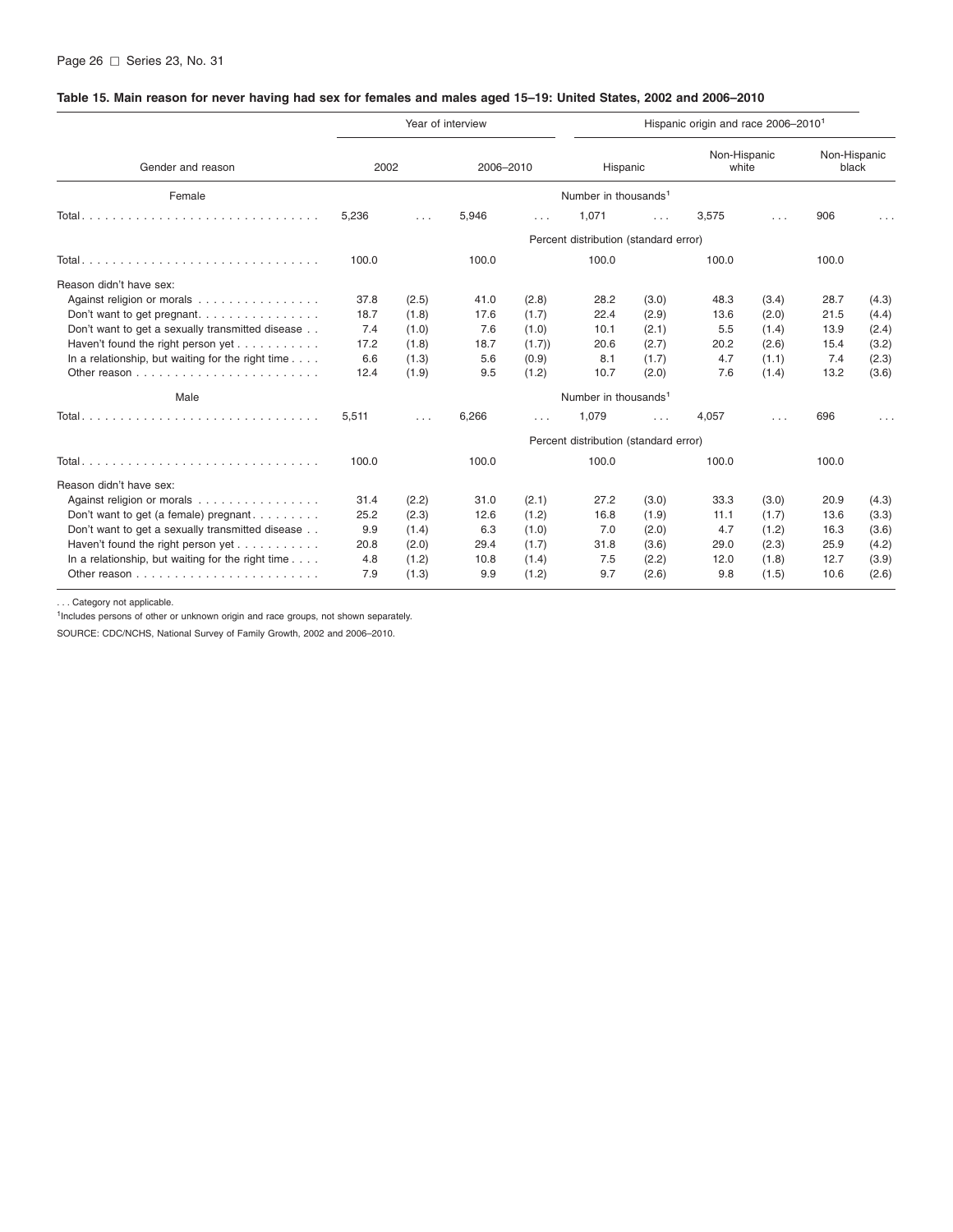**Table 15. Main reason for never having had sex for females and males aged 15–19: United States, 2002 and 2006–2010**

| Gender and reason | Year of interview | | | | Hispanic origin and race 2006–2010[1] | | | | | |
|---|---|---|---|---|---|---|---|---|---|---|
| | 2002 | | 2006–2010 | | Hispanic | | Non-Hispanic white | | Non-Hispanic black | |
| **Female** | Number in thousands[1] | | | | | | | | | |
| Total | 5,236 | . . . | 5,946 | . . . | 1,071 | . . . | 3,575 | . . . | 906 | . . . |
| | Percent distribution (standard error) | | | | | | | | | |
| Total | 100.0 | | 100.0 | | 100.0 | | 100.0 | | 100.0 | |
| Reason didn't have sex: | | | | | | | | | | |
| Against religion or morals | 37.8 | (2.5) | 41.0 | (2.8) | 28.2 | (3.0) | 48.3 | (3.4) | 28.7 | (4.3) |
| Don't want to get pregnant | 18.7 | (1.8) | 17.6 | (1.7) | 22.4 | (2.9) | 13.6 | (2.0) | 21.5 | (4.4) |
| Don't want to get a sexually transmitted disease | 7.4 | (1.0) | 7.6 | (1.0) | 10.1 | (2.1) | 5.5 | (1.4) | 13.9 | (2.4) |
| Haven't found the right person yet | 17.2 | (1.8) | 18.7 | (1.7)) | 20.6 | (2.7) | 20.2 | (2.6) | 15.4 | (3.2) |
| In a relationship, but waiting for the right time | 6.6 | (1.3) | 5.6 | (0.9) | 8.1 | (1.7) | 4.7 | (1.1) | 7.4 | (2.3) |
| Other reason | 12.4 | (1.9) | 9.5 | (1.2) | 10.7 | (2.0) | 7.6 | (1.4) | 13.2 | (3.6) |
| **Male** | Number in thousands[1] | | | | | | | | | |
| Total | 5,511 | . . . | 6,266 | . . . | 1,079 | . . . | 4,057 | . . . | 696 | . . . |
| | Percent distribution (standard error) | | | | | | | | | |
| Total | 100.0 | | 100.0 | | 100.0 | | 100.0 | | 100.0 | |
| Reason didn't have sex: | | | | | | | | | | |
| Against religion or morals | 31.4 | (2.2) | 31.0 | (2.1) | 27.2 | (3.0) | 33.3 | (3.0) | 20.9 | (4.3) |
| Don't want to get (a female) pregnant | 25.2 | (2.3) | 12.6 | (1.2) | 16.8 | (1.9) | 11.1 | (1.7) | 13.6 | (3.3) |
| Don't want to get a sexually transmitted disease | 9.9 | (1.4) | 6.3 | (1.0) | 7.0 | (2.0) | 4.7 | (1.2) | 16.3 | (3.6) |
| Haven't found the right person yet | 20.8 | (2.0) | 29.4 | (1.7) | 31.8 | (3.6) | 29.0 | (2.3) | 25.9 | (4.2) |
| In a relationship, but waiting for the right time | 4.8 | (1.2) | 10.8 | (1.4) | 7.5 | (2.2) | 12.0 | (1.8) | 12.7 | (3.9) |
| Other reason | 7.9 | (1.3) | 9.9 | (1.2) | 9.7 | (2.6) | 9.8 | (1.5) | 10.6 | (2.6) |

. . . Category not applicable.

[1] Includes persons of other or unknown origin and race groups, not shown separately.

SOURCE: CDC/NCHS, National Survey of Family Growth, 2002 and 2006–2010.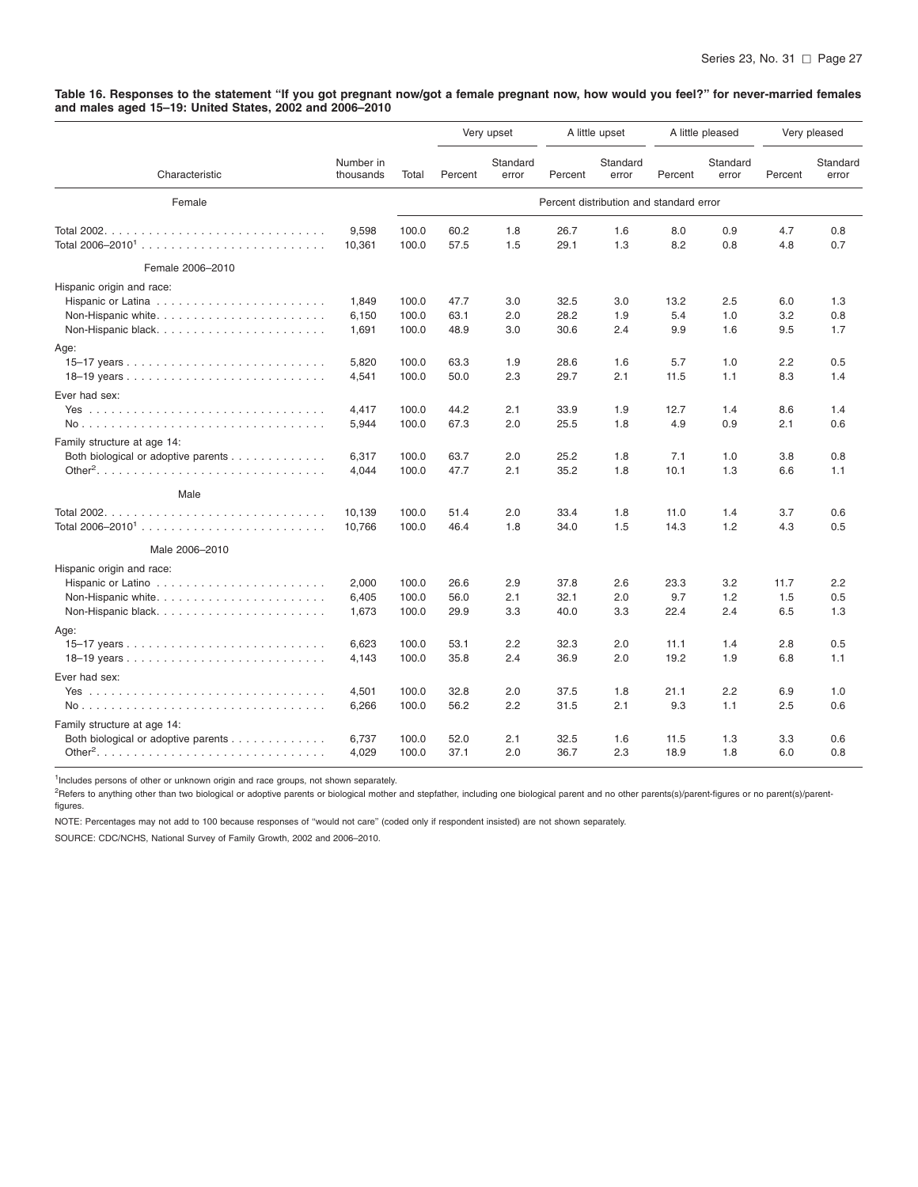**Table 16. Responses to the statement "If you got pregnant now/got a female pregnant now, how would you feel?" for never-married females and males aged 15–19: United States, 2002 and 2006–2010**

| Characteristic | Number in thousands | Total | Very upset | | A little upset | | A little pleased | | Very pleased | |
|---|---|---|---|---|---|---|---|---|---|---|
| | | | Percent | Standard error | Percent | Standard error | Percent | Standard error | Percent | Standard error |
| **Female** | | | Percent distribution and standard error | | | | | | | |
| Total 2002 | 9,598 | 100.0 | 60.2 | 1.8 | 26.7 | 1.6 | 8.0 | 0.9 | 4.7 | 0.8 |
| Total 2006–2010[1] | 10,361 | 100.0 | 57.5 | 1.5 | 29.1 | 1.3 | 8.2 | 0.8 | 4.8 | 0.7 |
| **Female 2006–2010** | | | | | | | | | | |
| Hispanic origin and race: | | | | | | | | | | |
| Hispanic or Latina | 1,849 | 100.0 | 47.7 | 3.0 | 32.5 | 3.0 | 13.2 | 2.5 | 6.0 | 1.3 |
| Non-Hispanic white | 6,150 | 100.0 | 63.1 | 2.0 | 28.2 | 1.9 | 5.4 | 1.0 | 3.2 | 0.8 |
| Non-Hispanic black | 1,691 | 100.0 | 48.9 | 3.0 | 30.6 | 2.4 | 9.9 | 1.6 | 9.5 | 1.7 |
| Age: | | | | | | | | | | |
| 15–17 years | 5,820 | 100.0 | 63.3 | 1.9 | 28.6 | 1.6 | 5.7 | 1.0 | 2.2 | 0.5 |
| 18–19 years | 4,541 | 100.0 | 50.0 | 2.3 | 29.7 | 2.1 | 11.5 | 1.1 | 8.3 | 1.4 |
| Ever had sex: | | | | | | | | | | |
| Yes | 4,417 | 100.0 | 44.2 | 2.1 | 33.9 | 1.9 | 12.7 | 1.4 | 8.6 | 1.4 |
| No | 5,944 | 100.0 | 67.3 | 2.0 | 25.5 | 1.8 | 4.9 | 0.9 | 2.1 | 0.6 |
| Family structure at age 14: | | | | | | | | | | |
| Both biological or adoptive parents | 6,317 | 100.0 | 63.7 | 2.0 | 25.2 | 1.8 | 7.1 | 1.0 | 3.8 | 0.8 |
| Other[2] | 4,044 | 100.0 | 47.7 | 2.1 | 35.2 | 1.8 | 10.1 | 1.3 | 6.6 | 1.1 |
| **Male** | | | | | | | | | | |
| Total 2002 | 10,139 | 100.0 | 51.4 | 2.0 | 33.4 | 1.8 | 11.0 | 1.4 | 3.7 | 0.6 |
| Total 2006–2010[1] | 10,766 | 100.0 | 46.4 | 1.8 | 34.0 | 1.5 | 14.3 | 1.2 | 4.3 | 0.5 |
| **Male 2006–2010** | | | | | | | | | | |
| Hispanic origin and race: | | | | | | | | | | |
| Hispanic or Latino | 2,000 | 100.0 | 26.6 | 2.9 | 37.8 | 2.6 | 23.3 | 3.2 | 11.7 | 2.2 |
| Non-Hispanic white | 6,405 | 100.0 | 56.0 | 2.1 | 32.1 | 2.0 | 9.7 | 1.2 | 1.5 | 0.5 |
| Non-Hispanic black | 1,673 | 100.0 | 29.9 | 3.3 | 40.0 | 3.3 | 22.4 | 2.4 | 6.5 | 1.3 |
| Age: | | | | | | | | | | |
| 15–17 years | 6,623 | 100.0 | 53.1 | 2.2 | 32.3 | 2.0 | 11.1 | 1.4 | 2.8 | 0.5 |
| 18–19 years | 4,143 | 100.0 | 35.8 | 2.4 | 36.9 | 2.0 | 19.2 | 1.9 | 6.8 | 1.1 |
| Ever had sex: | | | | | | | | | | |
| Yes | 4,501 | 100.0 | 32.8 | 2.0 | 37.5 | 1.8 | 21.1 | 2.2 | 6.9 | 1.0 |
| No | 6,266 | 100.0 | 56.2 | 2.2 | 31.5 | 2.1 | 9.3 | 1.1 | 2.5 | 0.6 |
| Family structure at age 14: | | | | | | | | | | |
| Both biological or adoptive parents | 6,737 | 100.0 | 52.0 | 2.1 | 32.5 | 1.6 | 11.5 | 1.3 | 3.3 | 0.6 |
| Other[2] | 4,029 | 100.0 | 37.1 | 2.0 | 36.7 | 2.3 | 18.9 | 1.8 | 6.0 | 0.8 |

[1]Includes persons of other or unknown origin and race groups, not shown separately.

[2]Refers to anything other than two biological or adoptive parents or biological mother and stepfather, including one biological parent and no other parents(s)/parent-figures or no parent(s)/parent-figures.

NOTE: Percentages may not add to 100 because responses of "would not care" (coded only if respondent insisted) are not shown separately.

SOURCE: CDC/NCHS, National Survey of Family Growth, 2002 and 2006–2010.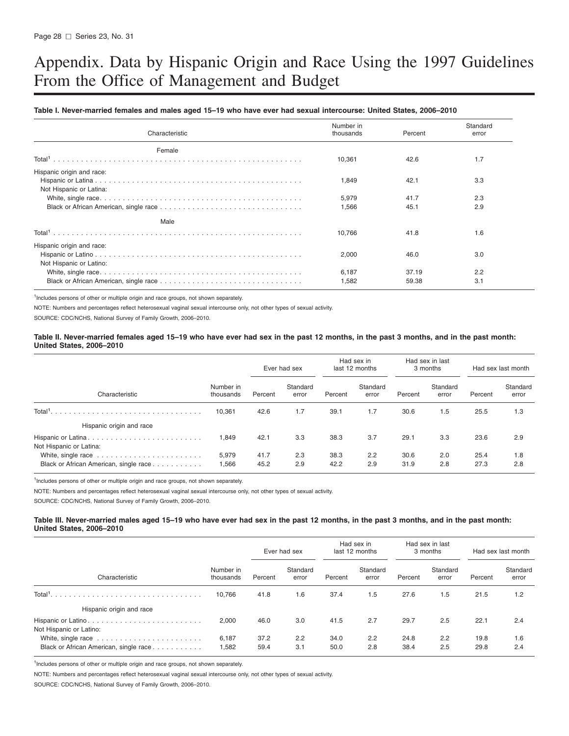# Appendix. Data by Hispanic Origin and Race Using the 1997 Guidelines From the Office of Management and Budget

**Table I. Never-married females and males aged 15–19 who have ever had sexual intercourse: United States, 2006–2010**

| Characteristic | Number in thousands | Percent | Standard error |
|---|---|---|---|
| Female | | | |
| Total[1] | 10,361 | 42.6 | 1.7 |
| Hispanic origin and race: | | | |
| Hispanic or Latina | 1,849 | 42.1 | 3.3 |
| Not Hispanic or Latina: | | | |
| White, single race | 5,979 | 41.7 | 2.3 |
| Black or African American, single race | 1,566 | 45.1 | 2.9 |
| Male | | | |
| Total[1] | 10,766 | 41.8 | 1.6 |
| Hispanic origin and race: | | | |
| Hispanic or Latino | 2,000 | 46.0 | 3.0 |
| Not Hispanic or Latino: | | | |
| White, single race | 6,187 | 37.19 | 2.2 |
| Black or African American, single race | 1,582 | 59.38 | 3.1 |

[1]Includes persons of other or multiple origin and race groups, not shown separately.

NOTE: Numbers and percentages reflect heterosexual vaginal sexual intercourse only, not other types of sexual activity.

SOURCE: CDC/NCHS, National Survey of Family Growth, 2006–2010.

**Table II. Never-married females aged 15–19 who have ever had sex in the past 12 months, in the past 3 months, and in the past month: United States, 2006–2010**

| | | Ever had sex | | Had sex in last 12 months | | Had sex in last 3 months | | Had sex last month | |
|---|---|---|---|---|---|---|---|---|---|
| Characteristic | Number in thousands | Percent | Standard error | Percent | Standard error | Percent | Standard error | Percent | Standard error |
| Total[1] | 10,361 | 42.6 | 1.7 | 39.1 | 1.7 | 30.6 | 1.5 | 25.5 | 1.3 |
| Hispanic origin and race | | | | | | | | | |
| Hispanic or Latina | 1,849 | 42.1 | 3.3 | 38.3 | 3.7 | 29.1 | 3.3 | 23.6 | 2.9 |
| Not Hispanic or Latina: | | | | | | | | | |
| White, single race | 5,979 | 41.7 | 2.3 | 38.3 | 2.2 | 30.6 | 2.0 | 25.4 | 1.8 |
| Black or African American, single race | 1,566 | 45.2 | 2.9 | 42.2 | 2.9 | 31.9 | 2.8 | 27.3 | 2.8 |

[1]Includes persons of other or multiple origin and race groups, not shown separately.

NOTE: Numbers and percentages reflect heterosexual vaginal sexual intercourse only, not other types of sexual activity.

SOURCE: CDC/NCHS, National Survey of Family Growth, 2006–2010.

**Table III. Never-married males aged 15–19 who have ever had sex in the past 12 months, in the past 3 months, and in the past month: United States, 2006–2010**

| | | Ever had sex | | Had sex in last 12 months | | Had sex in last 3 months | | Had sex last month | |
|---|---|---|---|---|---|---|---|---|---|
| Characteristic | Number in thousands | Percent | Standard error | Percent | Standard error | Percent | Standard error | Percent | Standard error |
| Total[1] | 10,766 | 41.8 | 1.6 | 37.4 | 1.5 | 27.6 | 1.5 | 21.5 | 1.2 |
| Hispanic origin and race | | | | | | | | | |
| Hispanic or Latino | 2,000 | 46.0 | 3.0 | 41.5 | 2.7 | 29.7 | 2.5 | 22.1 | 2.4 |
| Not Hispanic or Latino: | | | | | | | | | |
| White, single race | 6,187 | 37.2 | 2.2 | 34.0 | 2.2 | 24.8 | 2.2 | 19.8 | 1.6 |
| Black or African American, single race | 1,582 | 59.4 | 3.1 | 50.0 | 2.8 | 38.4 | 2.5 | 29.8 | 2.4 |

[1]Includes persons of other or multiple origin and race groups, not shown separately.

NOTE: Numbers and percentages reflect heterosexual vaginal sexual intercourse only, not other types of sexual activity.

SOURCE: CDC/NCHS, National Survey of Family Growth, 2006–2010.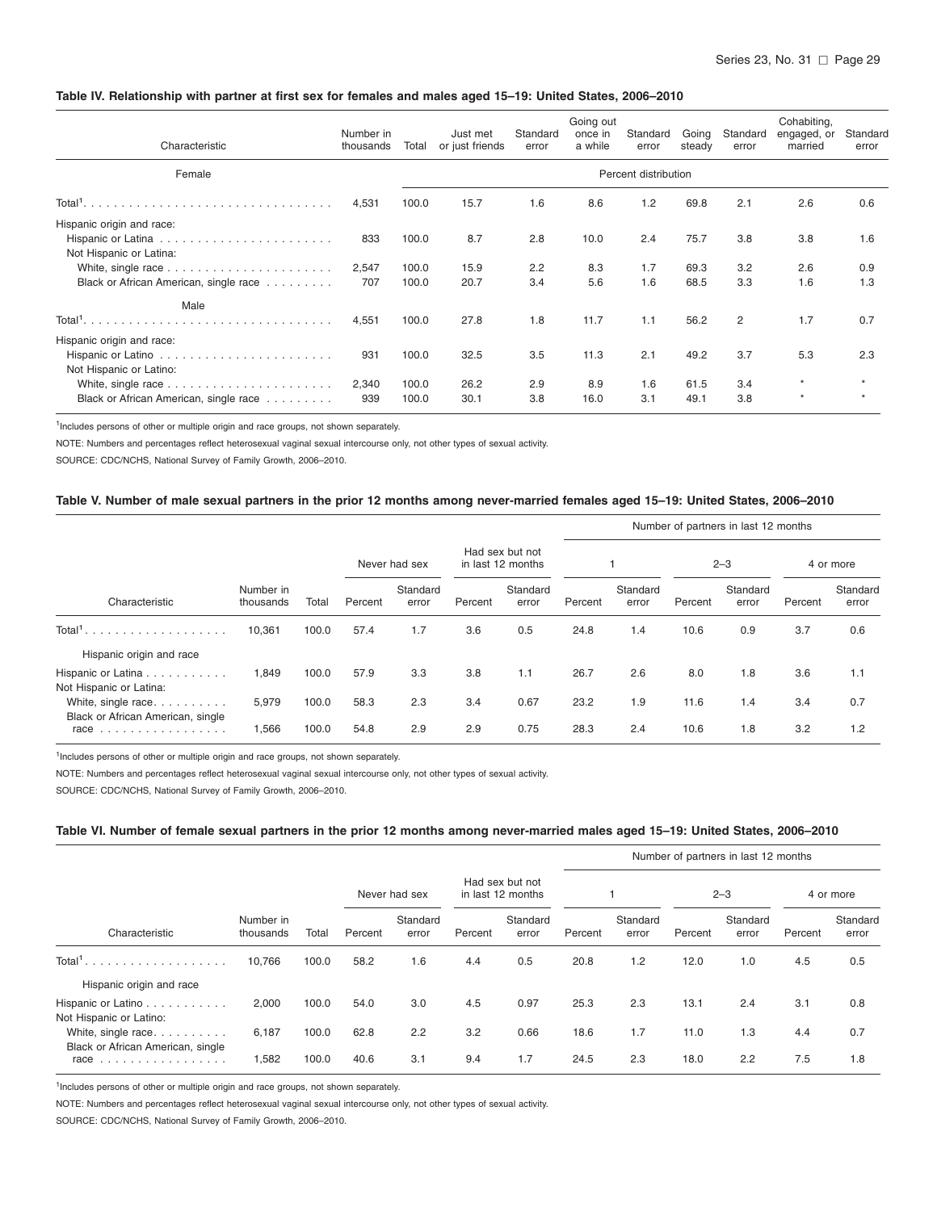**Table IV. Relationship with partner at first sex for females and males aged 15–19: United States, 2006–2010**

| Characteristic | Number in thousands | Total | Just met or just friends | Standard error | Going out once in a while | Standard error | Going steady | Standard error | Cohabiting, engaged, or married | Standard error |
|---|---|---|---|---|---|---|---|---|---|---|
| Female | | | Percent distribution | | | | | | | |
| Total[1] | 4,531 | 100.0 | 15.7 | 1.6 | 8.6 | 1.2 | 69.8 | 2.1 | 2.6 | 0.6 |
| Hispanic origin and race: | | | | | | | | | | |
| Hispanic or Latina | 833 | 100.0 | 8.7 | 2.8 | 10.0 | 2.4 | 75.7 | 3.8 | 3.8 | 1.6 |
| Not Hispanic or Latina: | | | | | | | | | | |
| White, single race | 2,547 | 100.0 | 15.9 | 2.2 | 8.3 | 1.7 | 69.3 | 3.2 | 2.6 | 0.9 |
| Black or African American, single race | 707 | 100.0 | 20.7 | 3.4 | 5.6 | 1.6 | 68.5 | 3.3 | 1.6 | 1.3 |
| Male | | | | | | | | | | |
| Total[1] | 4,551 | 100.0 | 27.8 | 1.8 | 11.7 | 1.1 | 56.2 | 2 | 1.7 | 0.7 |
| Hispanic origin and race: | | | | | | | | | | |
| Hispanic or Latino | 931 | 100.0 | 32.5 | 3.5 | 11.3 | 2.1 | 49.2 | 3.7 | 5.3 | 2.3 |
| Not Hispanic or Latino: | | | | | | | | | | |
| White, single race | 2,340 | 100.0 | 26.2 | 2.9 | 8.9 | 1.6 | 61.5 | 3.4 | * | * |
| Black or African American, single race | 939 | 100.0 | 30.1 | 3.8 | 16.0 | 3.1 | 49.1 | 3.8 | * | * |

[1]Includes persons of other or multiple origin and race groups, not shown separately.

NOTE: Numbers and percentages reflect heterosexual vaginal sexual intercourse only, not other types of sexual activity.

SOURCE: CDC/NCHS, National Survey of Family Growth, 2006–2010.

**Table V. Number of male sexual partners in the prior 12 months among never-married females aged 15–19: United States, 2006–2010**

| | | | | | | | Number of partners in last 12 months | | | | | |
|---|---|---|---|---|---|---|---|---|---|---|---|---|
| | | | Never had sex | | Had sex but not in last 12 months | | 1 | | 2–3 | | 4 or more | |
| Characteristic | Number in thousands | Total | Percent | Standard error | Percent | Standard error | Percent | Standard error | Percent | Standard error | Percent | Standard error |
| Total[1] | 10,361 | 100.0 | 57.4 | 1.7 | 3.6 | 0.5 | 24.8 | 1.4 | 10.6 | 0.9 | 3.7 | 0.6 |
| Hispanic origin and race | | | | | | | | | | | | |
| Hispanic or Latina | 1,849 | 100.0 | 57.9 | 3.3 | 3.8 | 1.1 | 26.7 | 2.6 | 8.0 | 1.8 | 3.6 | 1.1 |
| Not Hispanic or Latina: | | | | | | | | | | | | |
| White, single race | 5,979 | 100.0 | 58.3 | 2.3 | 3.4 | 0.67 | 23.2 | 1.9 | 11.6 | 1.4 | 3.4 | 0.7 |
| Black or African American, single race | 1,566 | 100.0 | 54.8 | 2.9 | 2.9 | 0.75 | 28.3 | 2.4 | 10.6 | 1.8 | 3.2 | 1.2 |

[1]Includes persons of other or multiple origin and race groups, not shown separately.

NOTE: Numbers and percentages reflect heterosexual vaginal sexual intercourse only, not other types of sexual activity.

SOURCE: CDC/NCHS, National Survey of Family Growth, 2006–2010.

**Table VI. Number of female sexual partners in the prior 12 months among never-married males aged 15–19: United States, 2006–2010**

| | | | | | | | Number of partners in last 12 months | | | | | |
|---|---|---|---|---|---|---|---|---|---|---|---|---|
| | | | Never had sex | | Had sex but not in last 12 months | | 1 | | 2–3 | | 4 or more | |
| Characteristic | Number in thousands | Total | Percent | Standard error | Percent | Standard error | Percent | Standard error | Percent | Standard error | Percent | Standard error |
| Total[1] | 10,766 | 100.0 | 58.2 | 1.6 | 4.4 | 0.5 | 20.8 | 1.2 | 12.0 | 1.0 | 4.5 | 0.5 |
| Hispanic origin and race | | | | | | | | | | | | |
| Hispanic or Latino | 2,000 | 100.0 | 54.0 | 3.0 | 4.5 | 0.97 | 25.3 | 2.3 | 13.1 | 2.4 | 3.1 | 0.8 |
| Not Hispanic or Latino: | | | | | | | | | | | | |
| White, single race | 6,187 | 100.0 | 62.8 | 2.2 | 3.2 | 0.66 | 18.6 | 1.7 | 11.0 | 1.3 | 4.4 | 0.7 |
| Black or African American, single race | 1,582 | 100.0 | 40.6 | 3.1 | 9.4 | 1.7 | 24.5 | 2.3 | 18.0 | 2.2 | 7.5 | 1.8 |

[1]Includes persons of other or multiple origin and race groups, not shown separately.

NOTE: Numbers and percentages reflect heterosexual vaginal sexual intercourse only, not other types of sexual activity.

SOURCE: CDC/NCHS, National Survey of Family Growth, 2006–2010.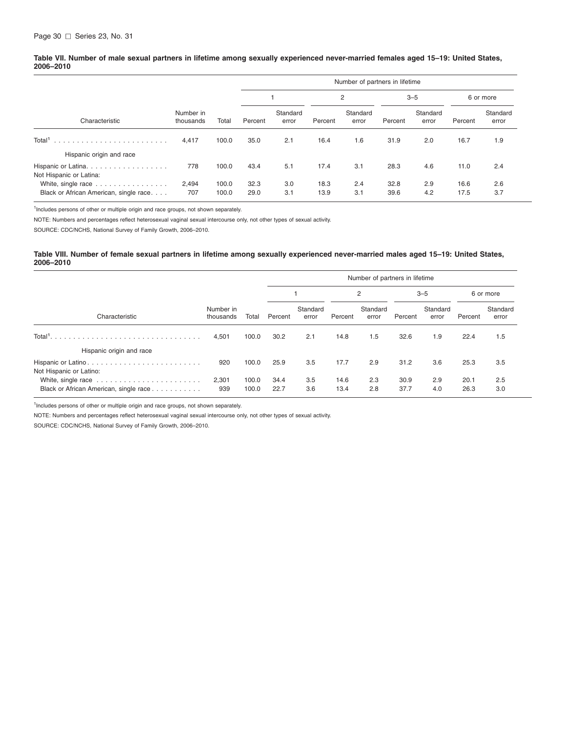**Table VII. Number of male sexual partners in lifetime among sexually experienced never-married females aged 15–19: United States, 2006–2010**

| Characteristic | Number in thousands | Total | Number of partners in lifetime | | | | | | | |
|---|---|---|---|---|---|---|---|---|---|---|
| | | | 1 | | 2 | | 3–5 | | 6 or more | |
| | | | Percent | Standard error | Percent | Standard error | Percent | Standard error | Percent | Standard error |
| Total[1] | 4,417 | 100.0 | 35.0 | 2.1 | 16.4 | 1.6 | 31.9 | 2.0 | 16.7 | 1.9 |
| Hispanic origin and race | | | | | | | | | | |
| Hispanic or Latina | 778 | 100.0 | 43.4 | 5.1 | 17.4 | 3.1 | 28.3 | 4.6 | 11.0 | 2.4 |
| Not Hispanic or Latina: | | | | | | | | | | |
| White, single race | 2,494 | 100.0 | 32.3 | 3.0 | 18.3 | 2.4 | 32.8 | 2.9 | 16.6 | 2.6 |
| Black or African American, single race | 707 | 100.0 | 29.0 | 3.1 | 13.9 | 3.1 | 39.6 | 4.2 | 17.5 | 3.7 |

[1]Includes persons of other or multiple origin and race groups, not shown separately.

NOTE: Numbers and percentages reflect heterosexual vaginal sexual intercourse only, not other types of sexual activity.

SOURCE: CDC/NCHS, National Survey of Family Growth, 2006–2010.

**Table VIII. Number of female sexual partners in lifetime among sexually experienced never-married males aged 15–19: United States, 2006–2010**

| Characteristic | Number in thousands | Total | Number of partners in lifetime | | | | | | | |
|---|---|---|---|---|---|---|---|---|---|---|
| | | | 1 | | 2 | | 3–5 | | 6 or more | |
| | | | Percent | Standard error | Percent | Standard error | Percent | Standard error | Percent | Standard error |
| Total[1] | 4,501 | 100.0 | 30.2 | 2.1 | 14.8 | 1.5 | 32.6 | 1.9 | 22.4 | 1.5 |
| Hispanic origin and race | | | | | | | | | | |
| Hispanic or Latino | 920 | 100.0 | 25.9 | 3.5 | 17.7 | 2.9 | 31.2 | 3.6 | 25.3 | 3.5 |
| Not Hispanic or Latino: | | | | | | | | | | |
| White, single race | 2,301 | 100.0 | 34.4 | 3.5 | 14.6 | 2.3 | 30.9 | 2.9 | 20.1 | 2.5 |
| Black or African American, single race | 939 | 100.0 | 22.7 | 3.6 | 13.4 | 2.8 | 37.7 | 4.0 | 26.3 | 3.0 |

[1]Includes persons of other or multiple origin and race groups, not shown separately.

NOTE: Numbers and percentages reflect heterosexual vaginal sexual intercourse only, not other types of sexual activity.

SOURCE: CDC/NCHS, National Survey of Family Growth, 2006–2010.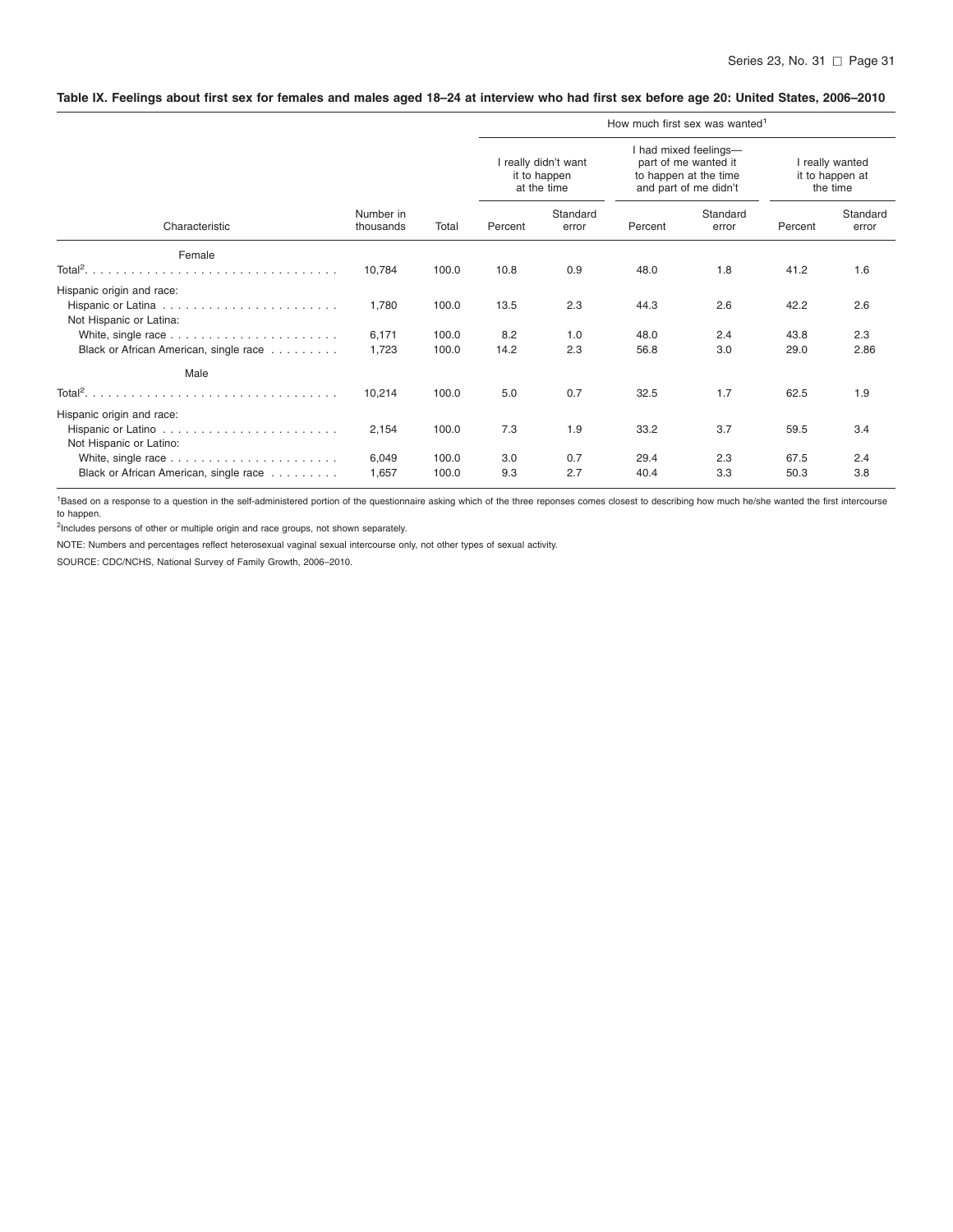**Table IX. Feelings about first sex for females and males aged 18–24 at interview who had first sex before age 20: United States, 2006–2010**

| Characteristic | Number in thousands | Total | How much first sex was wanted[1] | | | | | |
|---|---|---|---|---|---|---|---|---|
| | | | I really didn't want it to happen at the time | | I had mixed feelings—part of me wanted it to happen at the time and part of me didn't | | I really wanted it to happen at the time | |
| | | | Percent | Standard error | Percent | Standard error | Percent | Standard error |
| **Female** | | | | | | | | |
| Total[2] | 10,784 | 100.0 | 10.8 | 0.9 | 48.0 | 1.8 | 41.2 | 1.6 |
| Hispanic origin and race: | | | | | | | | |
| Hispanic or Latina | 1,780 | 100.0 | 13.5 | 2.3 | 44.3 | 2.6 | 42.2 | 2.6 |
| Not Hispanic or Latina: | | | | | | | | |
| White, single race | 6,171 | 100.0 | 8.2 | 1.0 | 48.0 | 2.4 | 43.8 | 2.3 |
| Black or African American, single race | 1,723 | 100.0 | 14.2 | 2.3 | 56.8 | 3.0 | 29.0 | 2.86 |
| **Male** | | | | | | | | |
| Total[2] | 10,214 | 100.0 | 5.0 | 0.7 | 32.5 | 1.7 | 62.5 | 1.9 |
| Hispanic origin and race: | | | | | | | | |
| Hispanic or Latino | 2,154 | 100.0 | 7.3 | 1.9 | 33.2 | 3.7 | 59.5 | 3.4 |
| Not Hispanic or Latino: | | | | | | | | |
| White, single race | 6,049 | 100.0 | 3.0 | 0.7 | 29.4 | 2.3 | 67.5 | 2.4 |
| Black or African American, single race | 1,657 | 100.0 | 9.3 | 2.7 | 40.4 | 3.3 | 50.3 | 3.8 |

[1]Based on a response to a question in the self-administered portion of the questionnaire asking which of the three reponses comes closest to describing how much he/she wanted the first intercourse to happen.

[2]Includes persons of other or multiple origin and race groups, not shown separately.

NOTE: Numbers and percentages reflect heterosexual vaginal sexual intercourse only, not other types of sexual activity.

SOURCE: CDC/NCHS, National Survey of Family Growth, 2006–2010.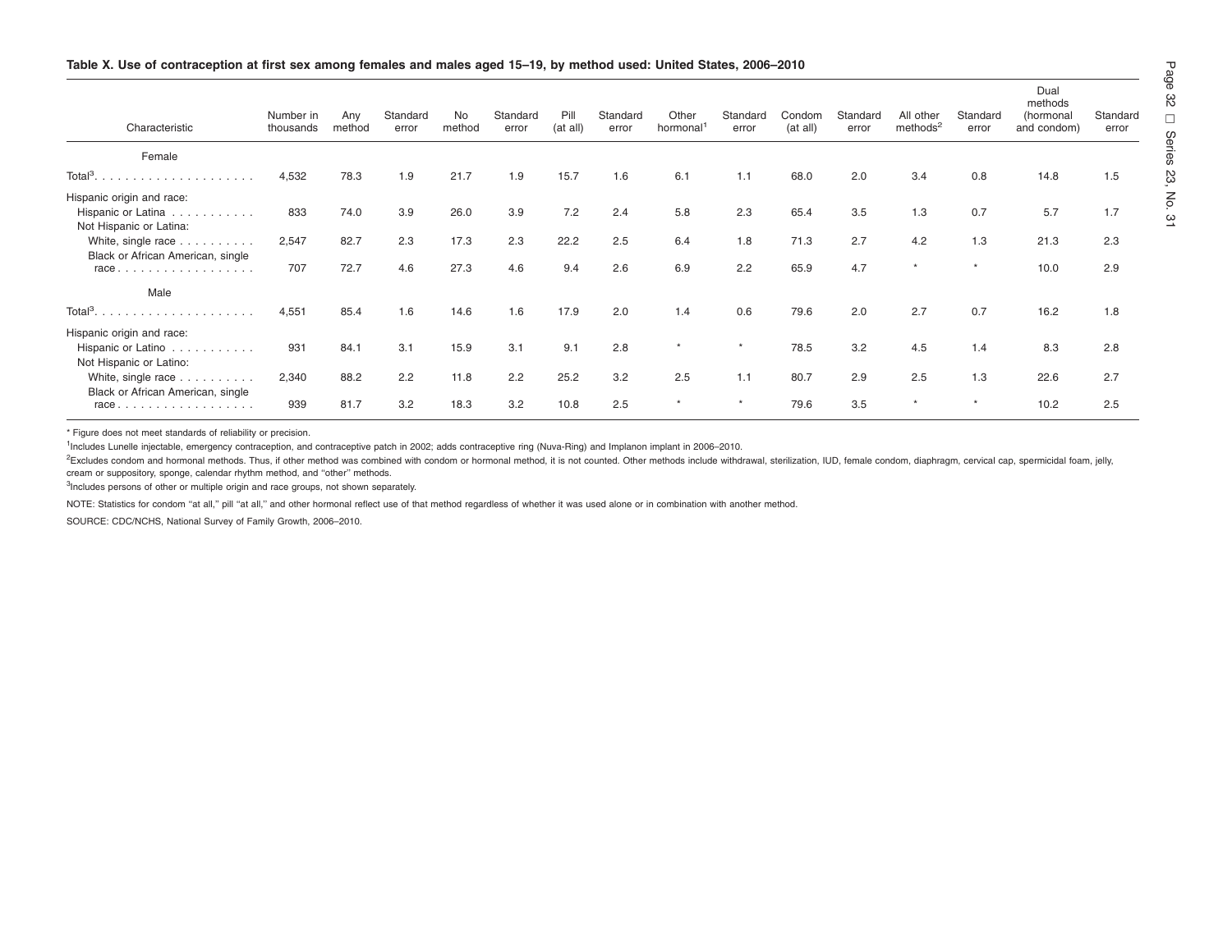**Table X. Use of contraception at first sex among females and males aged 15–19, by method used: United States, 2006–2010**

| Characteristic | Number in thousands | Any method | Standard error | No method | Standard error | Pill (at all) | Standard error | Other hormonal[1] | Standard error | Condom (at all) | Standard error | All other methods[2] | Standard error | Dual methods (hormonal and condom) | Standard error |
|---|---|---|---|---|---|---|---|---|---|---|---|---|---|---|---|
| **Female** | | | | | | | | | | | | | | | |
| Total[3] | 4,532 | 78.3 | 1.9 | 21.7 | 1.9 | 15.7 | 1.6 | 6.1 | 1.1 | 68.0 | 2.0 | 3.4 | 0.8 | 14.8 | 1.5 |
| Hispanic origin and race: | | | | | | | | | | | | | | | |
| Hispanic or Latina | 833 | 74.0 | 3.9 | 26.0 | 3.9 | 7.2 | 2.4 | 5.8 | 2.3 | 65.4 | 3.5 | 1.3 | 0.7 | 5.7 | 1.7 |
| Not Hispanic or Latina: | | | | | | | | | | | | | | | |
| White, single race | 2,547 | 82.7 | 2.3 | 17.3 | 2.3 | 22.2 | 2.5 | 6.4 | 1.8 | 71.3 | 2.7 | 4.2 | 1.3 | 21.3 | 2.3 |
| Black or African American, single race | 707 | 72.7 | 4.6 | 27.3 | 4.6 | 9.4 | 2.6 | 6.9 | 2.2 | 65.9 | 4.7 | * | * | 10.0 | 2.9 |
| **Male** | | | | | | | | | | | | | | | |
| Total[3] | 4,551 | 85.4 | 1.6 | 14.6 | 1.6 | 17.9 | 2.0 | 1.4 | 0.6 | 79.6 | 2.0 | 2.7 | 0.7 | 16.2 | 1.8 |
| Hispanic origin and race: | | | | | | | | | | | | | | | |
| Hispanic or Latino | 931 | 84.1 | 3.1 | 15.9 | 3.1 | 9.1 | 2.8 | * | * | 78.5 | 3.2 | 4.5 | 1.4 | 8.3 | 2.8 |
| Not Hispanic or Latino: | | | | | | | | | | | | | | | |
| White, single race | 2,340 | 88.2 | 2.2 | 11.8 | 2.2 | 25.2 | 3.2 | 2.5 | 1.1 | 80.7 | 2.9 | 2.5 | 1.3 | 22.6 | 2.7 |
| Black or African American, single race | 939 | 81.7 | 3.2 | 18.3 | 3.2 | 10.8 | 2.5 | * | * | 79.6 | 3.5 | * | * | 10.2 | 2.5 |

* Figure does not meet standards of reliability or precision.

[1]Includes Lunelle injectable, emergency contraception, and contraceptive patch in 2002; adds contraceptive ring (Nuva-Ring) and Implanon implant in 2006–2010.

[2]Excludes condom and hormonal methods. Thus, if other method was combined with condom or hormonal method, it is not counted. Other methods include withdrawal, sterilization, IUD, female condom, diaphragm, cervical cap, spermicidal foam, jelly, cream or suppository, sponge, calendar rhythm method, and ''other'' methods.

[3]Includes persons of other or multiple origin and race groups, not shown separately.

NOTE: Statistics for condom ''at all,'' pill ''at all,'' and other hormonal reflect use of that method regardless of whether it was used alone or in combination with another method.

SOURCE: CDC/NCHS, National Survey of Family Growth, 2006–2010.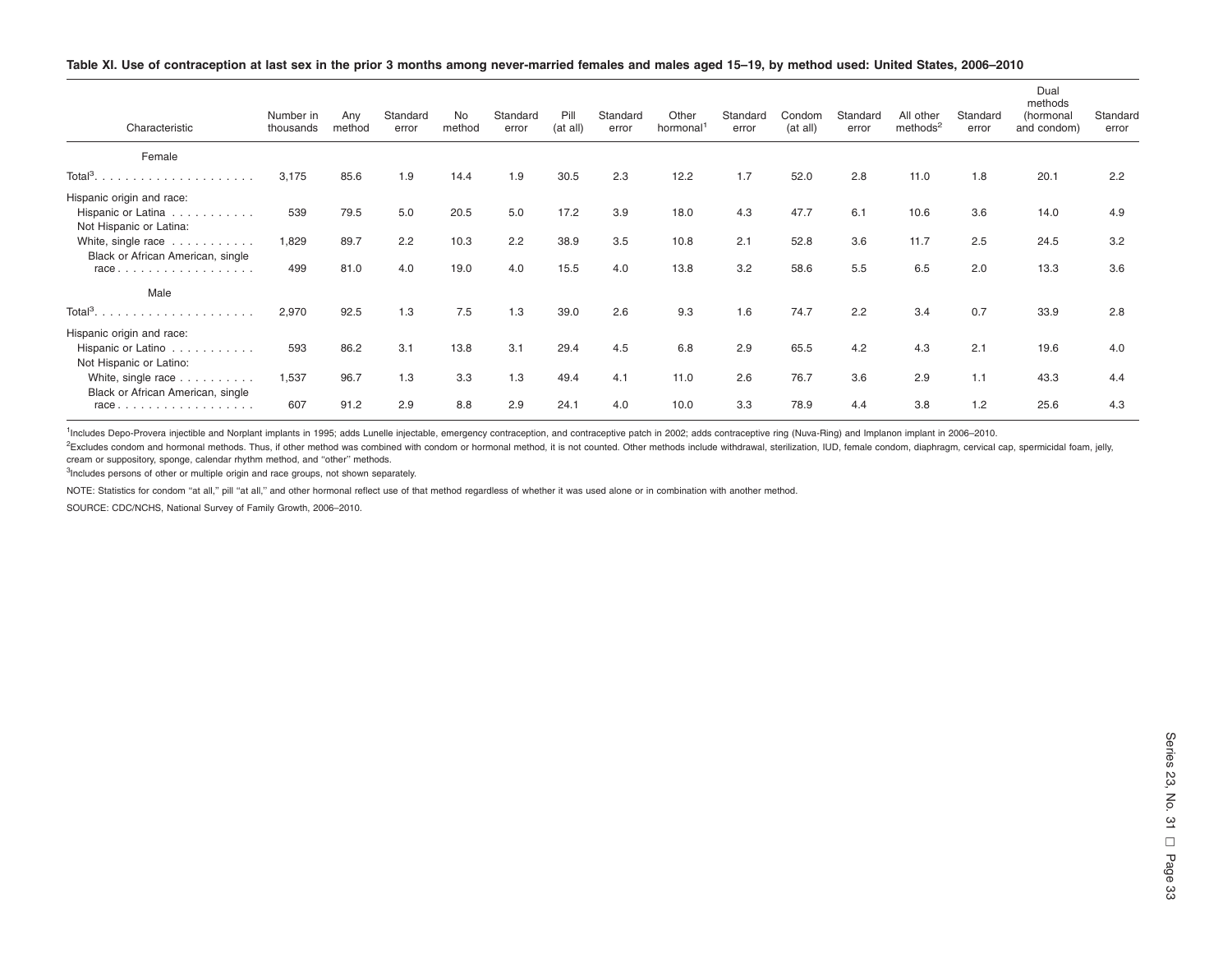**Table XI. Use of contraception at last sex in the prior 3 months among never-married females and males aged 15–19, by method used: United States, 2006–2010**

| Characteristic | Number in thousands | Any method | Standard error | No method | Standard error | Pill (at all) | Standard error | Other hormonal[1] | Standard error | Condom (at all) | Standard error | All other methods[2] | Standard error | Dual methods (hormonal and condom) | Standard error |
|---|---|---|---|---|---|---|---|---|---|---|---|---|---|---|---|
| **Female** | | | | | | | | | | | | | | | |
| Total[3] | 3,175 | 85.6 | 1.9 | 14.4 | 1.9 | 30.5 | 2.3 | 12.2 | 1.7 | 52.0 | 2.8 | 11.0 | 1.8 | 20.1 | 2.2 |
| Hispanic origin and race: | | | | | | | | | | | | | | | |
| Hispanic or Latina | 539 | 79.5 | 5.0 | 20.5 | 5.0 | 17.2 | 3.9 | 18.0 | 4.3 | 47.7 | 6.1 | 10.6 | 3.6 | 14.0 | 4.9 |
| Not Hispanic or Latina: | | | | | | | | | | | | | | | |
| White, single race | 1,829 | 89.7 | 2.2 | 10.3 | 2.2 | 38.9 | 3.5 | 10.8 | 2.1 | 52.8 | 3.6 | 11.7 | 2.5 | 24.5 | 3.2 |
| Black or African American, single race | 499 | 81.0 | 4.0 | 19.0 | 4.0 | 15.5 | 4.0 | 13.8 | 3.2 | 58.6 | 5.5 | 6.5 | 2.0 | 13.3 | 3.6 |
| **Male** | | | | | | | | | | | | | | | |
| Total[3] | 2,970 | 92.5 | 1.3 | 7.5 | 1.3 | 39.0 | 2.6 | 9.3 | 1.6 | 74.7 | 2.2 | 3.4 | 0.7 | 33.9 | 2.8 |
| Hispanic origin and race: | | | | | | | | | | | | | | | |
| Hispanic or Latino | 593 | 86.2 | 3.1 | 13.8 | 3.1 | 29.4 | 4.5 | 6.8 | 2.9 | 65.5 | 4.2 | 4.3 | 2.1 | 19.6 | 4.0 |
| Not Hispanic or Latino: | | | | | | | | | | | | | | | |
| White, single race | 1,537 | 96.7 | 1.3 | 3.3 | 1.3 | 49.4 | 4.1 | 11.0 | 2.6 | 76.7 | 3.6 | 2.9 | 1.1 | 43.3 | 4.4 |
| Black or African American, single race | 607 | 91.2 | 2.9 | 8.8 | 2.9 | 24.1 | 4.0 | 10.0 | 3.3 | 78.9 | 4.4 | 3.8 | 1.2 | 25.6 | 4.3 |

[1]Includes Depo-Provera injectible and Norplant implants in 1995; adds Lunelle injectable, emergency contraception, and contraceptive patch in 2002; adds contraceptive ring (Nuva-Ring) and Implanon implant in 2006–2010.

[2]Excludes condom and hormonal methods. Thus, if other method was combined with condom or hormonal method, it is not counted. Other methods include withdrawal, sterilization, IUD, female condom, diaphragm, cervical cap, spermicidal foam, jelly, cream or suppository, sponge, calendar rhythm method, and "other" methods.

[3]Includes persons of other or multiple origin and race groups, not shown separately.

NOTE: Statistics for condom "at all," pill "at all," and other hormonal reflect use of that method regardless of whether it was used alone or in combination with another method.

SOURCE: CDC/NCHS, National Survey of Family Growth, 2006–2010.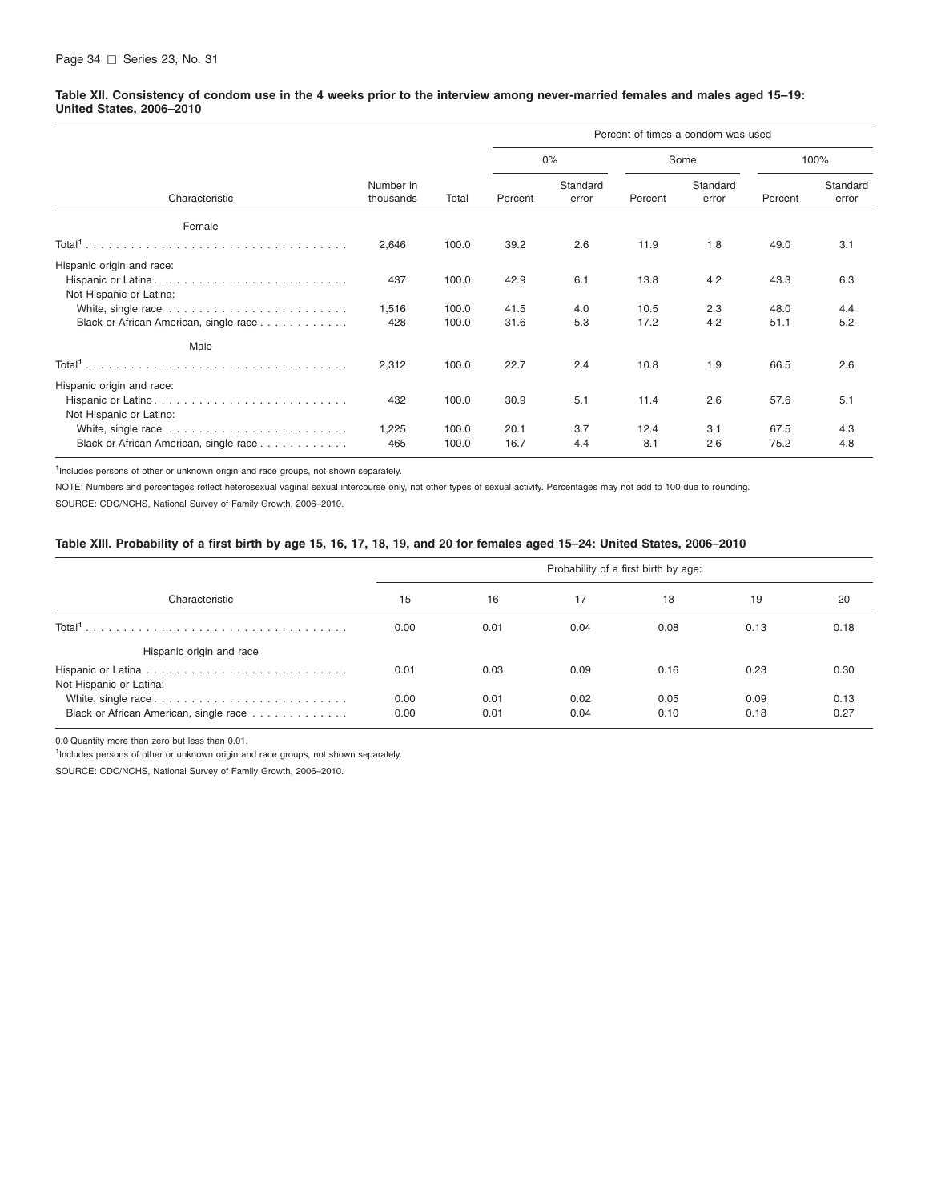**Table XII. Consistency of condom use in the 4 weeks prior to the interview among never-married females and males aged 15–19: United States, 2006–2010**

| Characteristic | Number in thousands | Total | Percent of times a condom was used | | | | | |
|---|---|---|---|---|---|---|---|---|
| | | | 0% | | Some | | 100% | |
| | | | Percent | Standard error | Percent | Standard error | Percent | Standard error |
| **Female** | | | | | | | | |
| Total[1] | 2,646 | 100.0 | 39.2 | 2.6 | 11.9 | 1.8 | 49.0 | 3.1 |
| Hispanic origin and race: | | | | | | | | |
| Hispanic or Latina | 437 | 100.0 | 42.9 | 6.1 | 13.8 | 4.2 | 43.3 | 6.3 |
| Not Hispanic or Latina: | | | | | | | | |
| White, single race | 1,516 | 100.0 | 41.5 | 4.0 | 10.5 | 2.3 | 48.0 | 4.4 |
| Black or African American, single race | 428 | 100.0 | 31.6 | 5.3 | 17.2 | 4.2 | 51.1 | 5.2 |
| **Male** | | | | | | | | |
| Total[1] | 2,312 | 100.0 | 22.7 | 2.4 | 10.8 | 1.9 | 66.5 | 2.6 |
| Hispanic origin and race: | | | | | | | | |
| Hispanic or Latino | 432 | 100.0 | 30.9 | 5.1 | 11.4 | 2.6 | 57.6 | 5.1 |
| Not Hispanic or Latino: | | | | | | | | |
| White, single race | 1,225 | 100.0 | 20.1 | 3.7 | 12.4 | 3.1 | 67.5 | 4.3 |
| Black or African American, single race | 465 | 100.0 | 16.7 | 4.4 | 8.1 | 2.6 | 75.2 | 4.8 |

[1]Includes persons of other or unknown origin and race groups, not shown separately.

NOTE: Numbers and percentages reflect heterosexual vaginal sexual intercourse only, not other types of sexual activity. Percentages may not add to 100 due to rounding.

SOURCE: CDC/NCHS, National Survey of Family Growth, 2006–2010.

**Table XIII. Probability of a first birth by age 15, 16, 17, 18, 19, and 20 for females aged 15–24: United States, 2006–2010**

| Characteristic | Probability of a first birth by age: | | | | | |
|---|---|---|---|---|---|---|
| | 15 | 16 | 17 | 18 | 19 | 20 |
| Total[1] | 0.00 | 0.01 | 0.04 | 0.08 | 0.13 | 0.18 |
| Hispanic origin and race | | | | | | |
| Hispanic or Latina | 0.01 | 0.03 | 0.09 | 0.16 | 0.23 | 0.30 |
| Not Hispanic or Latina: | | | | | | |
| White, single race | 0.00 | 0.01 | 0.02 | 0.05 | 0.09 | 0.13 |
| Black or African American, single race | 0.00 | 0.01 | 0.04 | 0.10 | 0.18 | 0.27 |

0.0 Quantity more than zero but less than 0.01.

[1]Includes persons of other or unknown origin and race groups, not shown separately.

SOURCE: CDC/NCHS, National Survey of Family Growth, 2006–2010.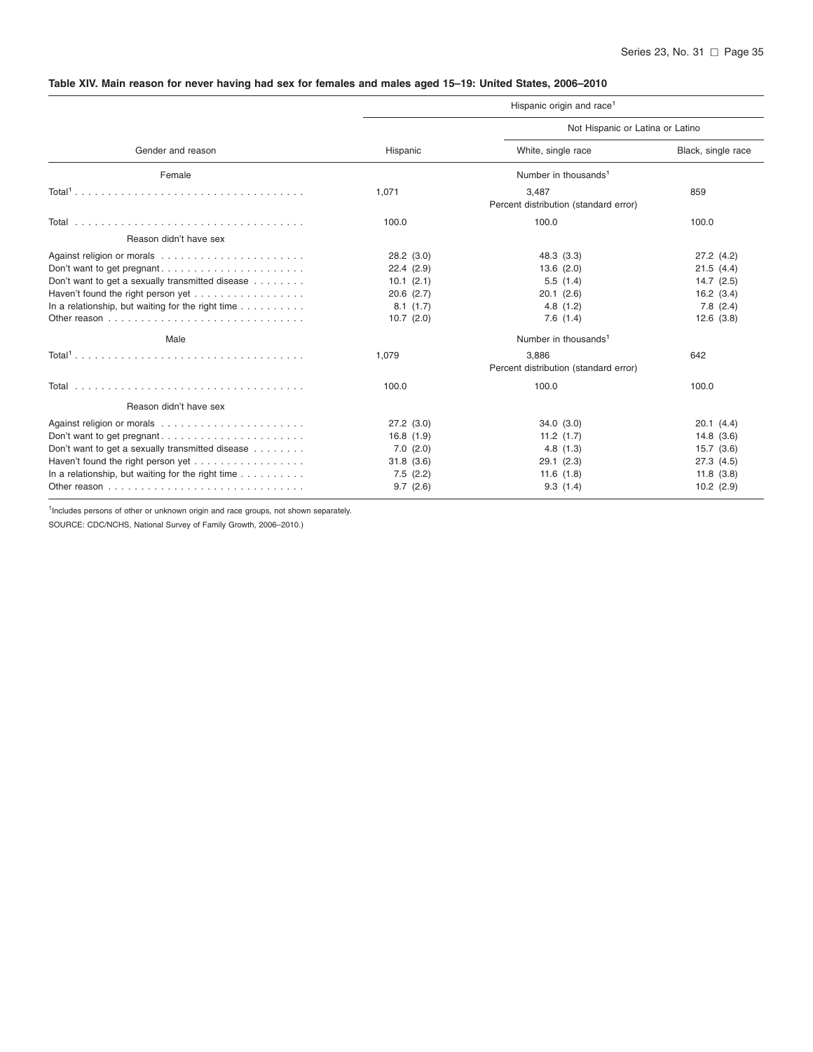**Table XIV. Main reason for never having had sex for females and males aged 15–19: United States, 2006–2010**

| Gender and reason | Hispanic origin and race[1] | | |
|---|---|---|---|
| | | Not Hispanic or Latina or Latino | |
| | Hispanic | White, single race | Black, single race |
| **Female** | Number in thousands[1] | | |
| Total[1] | 1,071 | 3,487 | 859 |
| | Percent distribution (standard error) | | |
| Total | 100.0 | 100.0 | 100.0 |
| Reason didn't have sex | | | |
| Against religion or morals | 28.2 (3.0) | 48.3 (3.3) | 27.2 (4.2) |
| Don't want to get pregnant | 22.4 (2.9) | 13.6 (2.0) | 21.5 (4.4) |
| Don't want to get a sexually transmitted disease | 10.1 (2.1) | 5.5 (1.4) | 14.7 (2.5) |
| Haven't found the right person yet | 20.6 (2.7) | 20.1 (2.6) | 16.2 (3.4) |
| In a relationship, but waiting for the right time | 8.1 (1.7) | 4.8 (1.2) | 7.8 (2.4) |
| Other reason | 10.7 (2.0) | 7.6 (1.4) | 12.6 (3.8) |
| **Male** | Number in thousands[1] | | |
| Total[1] | 1,079 | 3,886 | 642 |
| | Percent distribution (standard error) | | |
| Total | 100.0 | 100.0 | 100.0 |
| Reason didn't have sex | | | |
| Against religion or morals | 27.2 (3.0) | 34.0 (3.0) | 20.1 (4.4) |
| Don't want to get pregnant | 16.8 (1.9) | 11.2 (1.7) | 14.8 (3.6) |
| Don't want to get a sexually transmitted disease | 7.0 (2.0) | 4.8 (1.3) | 15.7 (3.6) |
| Haven't found the right person yet | 31.8 (3.6) | 29.1 (2.3) | 27.3 (4.5) |
| In a relationship, but waiting for the right time | 7.5 (2.2) | 11.6 (1.8) | 11.8 (3.8) |
| Other reason | 9.7 (2.6) | 9.3 (1.4) | 10.2 (2.9) |

[1]Includes persons of other or unknown origin and race groups, not shown separately.

SOURCE: CDC/NCHS, National Survey of Family Growth, 2006–2010.)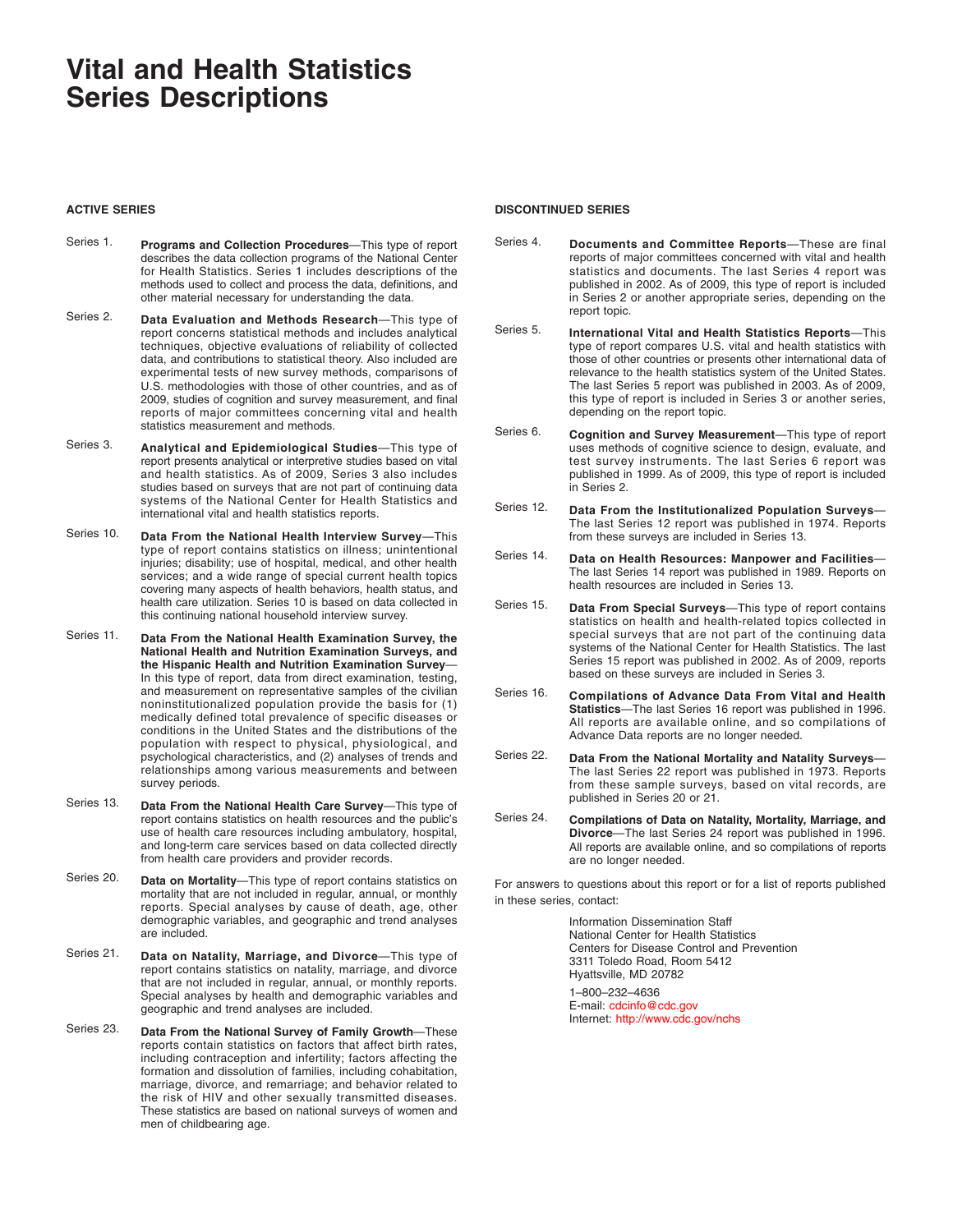# Vital and Health Statistics Series Descriptions

## ACTIVE SERIES

Series 1. **Programs and Collection Procedures**—This type of report describes the data collection programs of the National Center for Health Statistics. Series 1 includes descriptions of the methods used to collect and process the data, definitions, and other material necessary for understanding the data.

Series 2. **Data Evaluation and Methods Research**—This type of report concerns statistical methods and includes analytical techniques, objective evaluations of reliability of collected data, and contributions to statistical theory. Also included are experimental tests of new survey methods, comparisons of U.S. methodologies with those of other countries, and as of 2009, studies of cognition and survey measurement, and final reports of major committees concerning vital and health statistics measurement and methods.

Series 3. **Analytical and Epidemiological Studies**—This type of report presents analytical or interpretive studies based on vital and health statistics. As of 2009, Series 3 also includes studies based on surveys that are not part of continuing data systems of the National Center for Health Statistics and international vital and health statistics reports.

Series 10. **Data From the National Health Interview Survey**—This type of report contains statistics on illness; unintentional injuries; disability; use of hospital, medical, and other health services; and a wide range of special current health topics covering many aspects of health behaviors, health status, and health care utilization. Series 10 is based on data collected in this continuing national household interview survey.

Series 11. **Data From the National Health Examination Survey, the National Health and Nutrition Examination Surveys, and the Hispanic Health and Nutrition Examination Survey**—In this type of report, data from direct examination, testing, and measurement on representative samples of the civilian noninstitutionalized population provide the basis for (1) medically defined total prevalence of specific diseases or conditions in the United States and the distributions of the population with respect to physical, physiological, and psychological characteristics, and (2) analyses of trends and relationships among various measurements and between survey periods.

Series 13. **Data From the National Health Care Survey**—This type of report contains statistics on health resources and the public's use of health care resources including ambulatory, hospital, and long-term care services based on data collected directly from health care providers and provider records.

Series 20. **Data on Mortality**—This type of report contains statistics on mortality that are not included in regular, annual, or monthly reports. Special analyses by cause of death, age, other demographic variables, and geographic and trend analyses are included.

Series 21. **Data on Natality, Marriage, and Divorce**—This type of report contains statistics on natality, marriage, and divorce that are not included in regular, annual, or monthly reports. Special analyses by health and demographic variables and geographic and trend analyses are included.

Series 23. **Data From the National Survey of Family Growth**—These reports contain statistics on factors that affect birth rates, including contraception and infertility; factors affecting the formation and dissolution of families, including cohabitation, marriage, divorce, and remarriage; and behavior related to the risk of HIV and other sexually transmitted diseases. These statistics are based on national surveys of women and men of childbearing age.

## DISCONTINUED SERIES

Series 4. **Documents and Committee Reports**—These are final reports of major committees concerned with vital and health statistics and documents. The last Series 4 report was published in 2002. As of 2009, this type of report is included in Series 2 or another appropriate series, depending on the report topic.

Series 5. **International Vital and Health Statistics Reports**—This type of report compares U.S. vital and health statistics with those of other countries or presents other international data of relevance to the health statistics system of the United States. The last Series 5 report was published in 2003. As of 2009, this type of report is included in Series 3 or another series, depending on the report topic.

Series 6. **Cognition and Survey Measurement**—This type of report uses methods of cognitive science to design, evaluate, and test survey instruments. The last Series 6 report was published in 1999. As of 2009, this type of report is included in Series 2.

Series 12. **Data From the Institutionalized Population Surveys**—The last Series 12 report was published in 1974. Reports from these surveys are included in Series 13.

Series 14. **Data on Health Resources: Manpower and Facilities**—The last Series 14 report was published in 1989. Reports on health resources are included in Series 13.

Series 15. **Data From Special Surveys**—This type of report contains statistics on health and health-related topics collected in special surveys that are not part of the continuing data systems of the National Center for Health Statistics. The last Series 15 report was published in 2002. As of 2009, reports based on these surveys are included in Series 3.

Series 16. **Compilations of Advance Data From Vital and Health Statistics**—The last Series 16 report was published in 1996. All reports are available online, and so compilations of Advance Data reports are no longer needed.

Series 22. **Data From the National Mortality and Natality Surveys**—The last Series 22 report was published in 1973. Reports from these sample surveys, based on vital records, are published in Series 20 or 21.

Series 24. **Compilations of Data on Natality, Mortality, Marriage, and Divorce**—The last Series 24 report was published in 1996. All reports are available online, and so compilations of reports are no longer needed.

For answers to questions about this report or for a list of reports published in these series, contact:

Information Dissemination Staff
National Center for Health Statistics
Centers for Disease Control and Prevention
3311 Toledo Road, Room 5412
Hyattsville, MD 20782

1–800–232–4636
E-mail: cdcinfo@cdc.gov
Internet: http://www.cdc.gov/nchs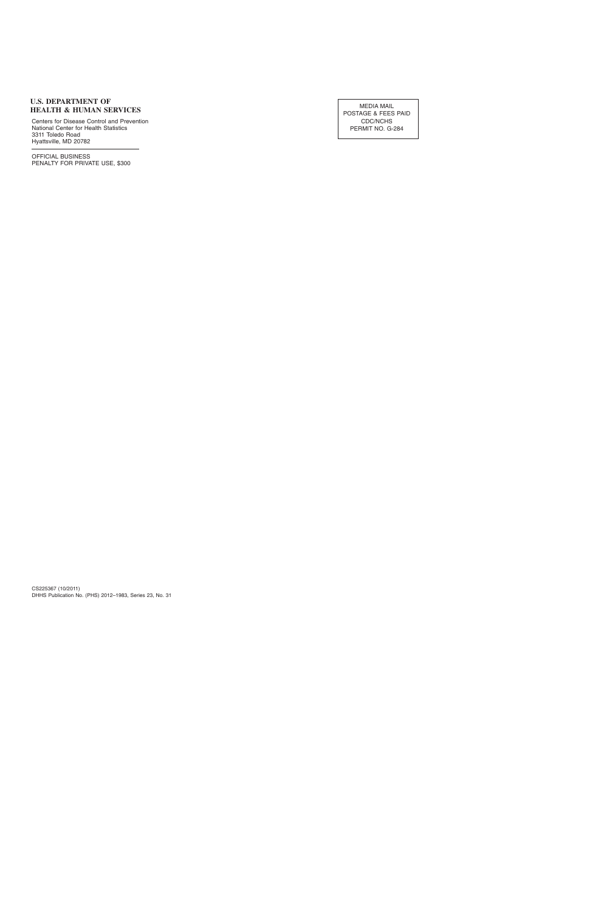**U.S. DEPARTMENT OF HEALTH & HUMAN SERVICES**

Centers for Disease Control and Prevention
National Center for Health Statistics
3311 Toledo Road
Hyattsville, MD 20782

OFFICIAL BUSINESS
PENALTY FOR PRIVATE USE, $300

MEDIA MAIL
POSTAGE & FEES PAID
CDC/NCHS
PERMIT NO. G-284

CS225367 (10/2011)
DHHS Publication No. (PHS) 2012–1983, Series 23, No. 31